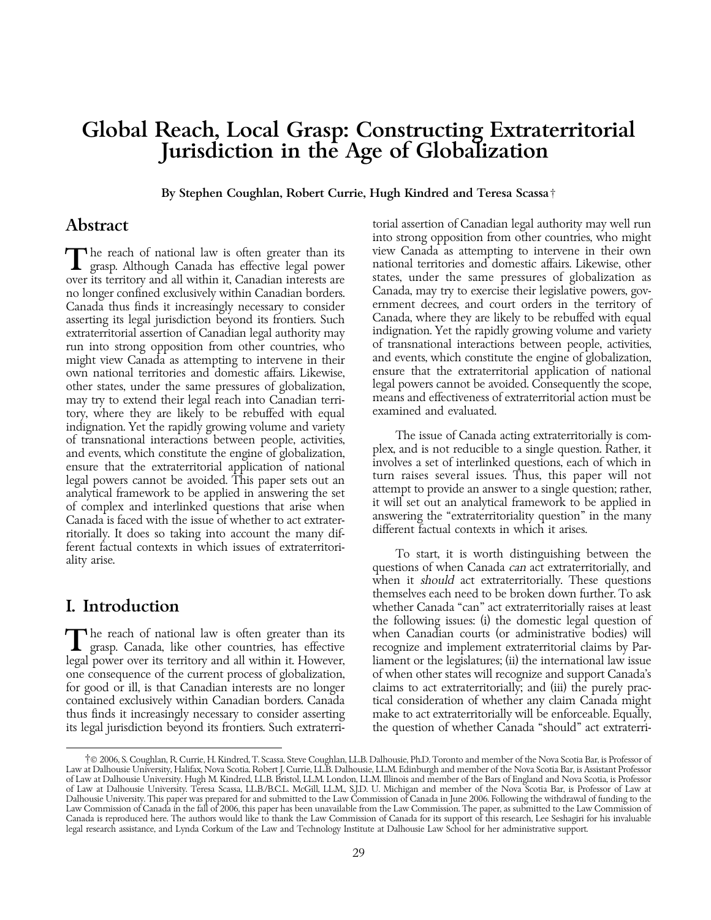# Global Reach, Local Grasp: Constructing Extraterritorial Jurisdiction in the Age of Globalization

**By Stephen Coughlan, Robert Currie, Hugh Kindred and Teresa Scassa†**

## Abstract

The reach of national law is often greater than its grasp. Although Canada has effective legal power over its territory and all within it, Canadian interests are no longer confined exclusively within Canadian borders. Canada thus finds it increasingly necessary to consider asserting its legal jurisdiction beyond its frontiers. Such extraterritorial assertion of Canadian legal authority may run into strong opposition from other countries, who might view Canada as attempting to intervene in their own national territories and domestic affairs. Likewise, other states, under the same pressures of globalization, may try to extend their legal reach into Canadian territory, where they are likely to be rebuffed with equal indignation. Yet the rapidly growing volume and variety of transnational interactions between people, activities, and events, which constitute the engine of globalization, ensure that the extraterritorial application of national legal powers cannot be avoided. This paper sets out an analytical framework to be applied in answering the set of complex and interlinked questions that arise when Canada is faced with the issue of whether to act extraterritorially. It does so taking into account the many different factual contexts in which issues of extraterritoriality arise.

## I. Introduction

The reach of national law is often greater than its grasp. Canada, like other countries, has effective legal power over its territory and all within it. However, one consequence of the current process of globalization, for good or ill, is that Canadian interests are no longer contained exclusively within Canadian borders. Canada thus finds it increasingly necessary to consider asserting its legal jurisdiction beyond its frontiers. Such extraterritorial assertion of Canadian legal authority may well run into strong opposition from other countries, who might view Canada as attempting to intervene in their own national territories and domestic affairs. Likewise, other states, under the same pressures of globalization as Canada, may try to exercise their legislative powers, government decrees, and court orders in the territory of Canada, where they are likely to be rebuffed with equal indignation. Yet the rapidly growing volume and variety of transnational interactions between people, activities, and events, which constitute the engine of globalization, ensure that the extraterritorial application of national legal powers cannot be avoided. Consequently the scope, means and effectiveness of extraterritorial action must be examined and evaluated.

The issue of Canada acting extraterritorially is complex, and is not reducible to a single question. Rather, it involves a set of interlinked questions, each of which in turn raises several issues. Thus, this paper will not attempt to provide an answer to a single question; rather, it will set out an analytical framework to be applied in answering the "extraterritoriality question" in the many different factual contexts in which it arises.

To start, it is worth distinguishing between the questions of when Canada *can* act extraterritorially, and when it *should* act extraterritorially. These questions themselves each need to be broken down further. To ask whether Canada "can" act extraterritorially raises at least the following issues: (i) the domestic legal question of when Canadian courts (or administrative bodies) will recognize and implement extraterritorial claims by Parliament or the legislatures; (ii) the international law issue of when other states will recognize and support Canada's claims to act extraterritorially; and (iii) the purely practical consideration of whether any claim Canada might make to act extraterritorially will be enforceable. Equally, the question of whether Canada "should" act extraterri-

---

†© 2006, S. Coughlan, R. Currie, H. Kindred, T. Scassa. Steve Coughlan, LL.B. Dalhousie, Ph.D. Toronto and member of the Nova Scotia Bar, is Professor of Law at Dalhousie University, Halifax, Nova Scotia. Robert J. Currie, LL.B. Dalhousie, LL.M. Edinburgh and member of the Nova Scotia Bar, is Assistant Professor of Law at Dalhousie University. Hugh M. Kindred, LL.B. Bristol, LL.M. London, LL.M. Illinois and member of the Bars of England and Nova Scotia, is Professor of Law at Dalhousie University. Teresa Scassa, LL.B./B.C.L. McGill, LL.M., S.J.D. U. Michigan and member of the Nova Scotia Bar, is Professor of Law at Dalhousie University. This paper was prepared for and submitted to the Law Commission of Canada in June 2006. Following the withdrawal of funding to the Law Commission of Canada in the fall of 2006, this paper has been unavailable from the Law Commission. The paper, as submitted to the Law Commission of Canada is reproduced here. The authors would like to thank the Law Commission of Canada for its support of this research, Lee Seshagiri for his invaluable legal research assistance, and Lynda Corkum of the Law and Technology Institute at Dalhousie Law School for her administrative support.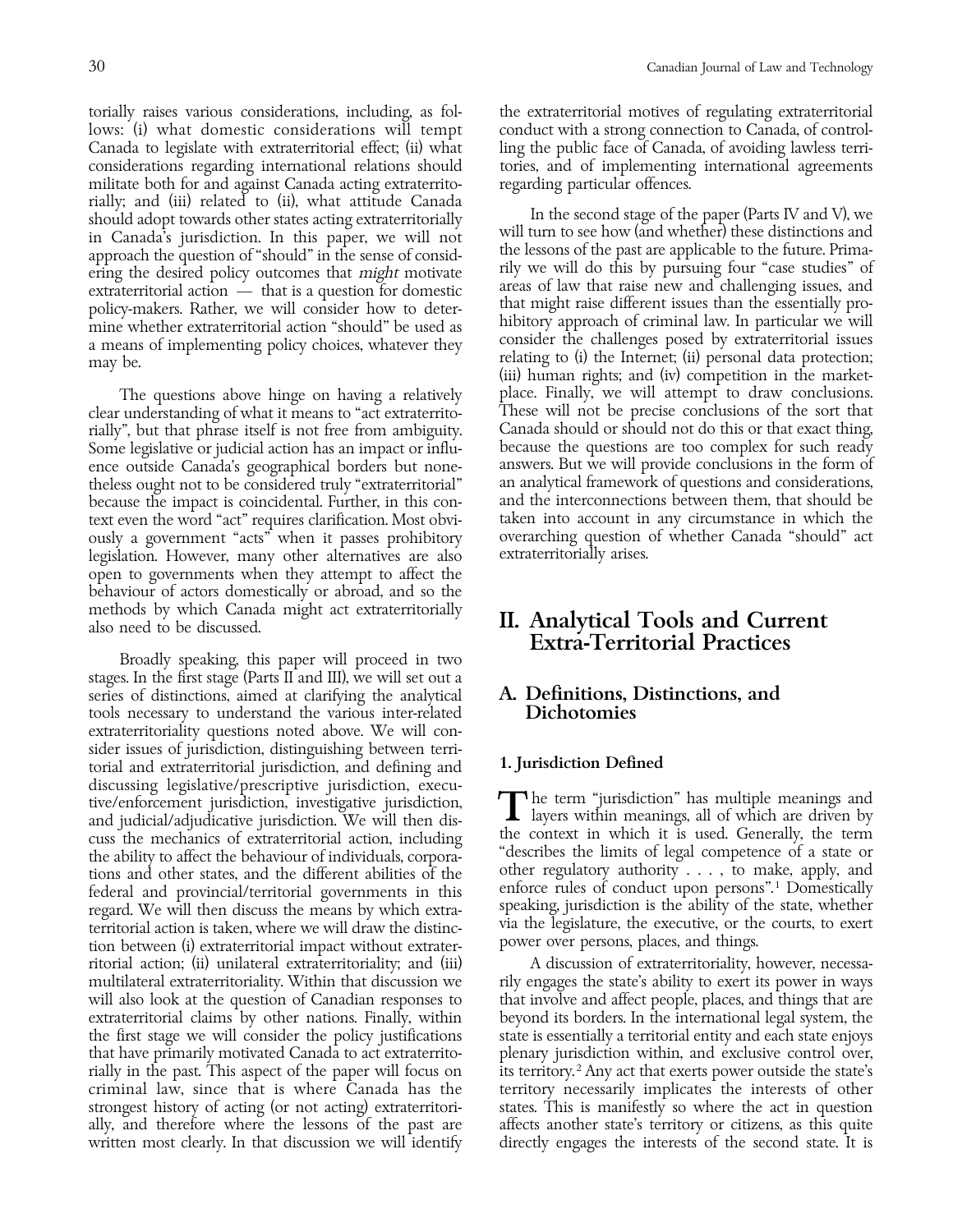torially raises various considerations, including, as follows: (i) what domestic considerations will tempt Canada to legislate with extraterritorial effect; (ii) what considerations regarding international relations should militate both for and against Canada acting extraterritorially; and (iii) related to (ii), what attitude Canada should adopt towards other states acting extraterritorially in Canada's jurisdiction. In this paper, we will not approach the question of "should" in the sense of considering the desired policy outcomes that *might* motivate extraterritorial action — that is a question for domestic policy-makers. Rather, we will consider how to determine whether extraterritorial action "should" be used as a means of implementing policy choices, whatever they may be.

The questions above hinge on having a relatively clear understanding of what it means to "act extraterritorially", but that phrase itself is not free from ambiguity. Some legislative or judicial action has an impact or influence outside Canada's geographical borders but nonetheless ought not to be considered truly "extraterritorial" because the impact is coincidental. Further, in this context even the word "act" requires clarification. Most obviously a government "acts" when it passes prohibitory legislation. However, many other alternatives are also open to governments when they attempt to affect the behaviour of actors domestically or abroad, and so the methods by which Canada might act extraterritorially also need to be discussed.

Broadly speaking, this paper will proceed in two stages. In the first stage (Parts II and III), we will set out a series of distinctions, aimed at clarifying the analytical tools necessary to understand the various inter-related extraterritoriality questions noted above. We will consider issues of jurisdiction, distinguishing between territorial and extraterritorial jurisdiction, and defining and discussing legislative/prescriptive jurisdiction, executive/enforcement jurisdiction, investigative jurisdiction, and judicial/adjudicative jurisdiction. We will then discuss the mechanics of extraterritorial action, including the ability to affect the behaviour of individuals, corporations and other states, and the different abilities of the federal and provincial/territorial governments in this regard. We will then discuss the means by which extraterritorial action is taken, where we will draw the distinction between (i) extraterritorial impact without extraterritorial action; (ii) unilateral extraterritoriality; and (iii) multilateral extraterritoriality. Within that discussion we will also look at the question of Canadian responses to extraterritorial claims by other nations. Finally, within the first stage we will consider the policy justifications that have primarily motivated Canada to act extraterritorially in the past. This aspect of the paper will focus on criminal law, since that is where Canada has the strongest history of acting (or not acting) extraterritorially, and therefore where the lessons of the past are written most clearly. In that discussion we will identify the extraterritorial motives of regulating extraterritorial conduct with a strong connection to Canada, of controlling the public face of Canada, of avoiding lawless territories, and of implementing international agreements regarding particular offences.

In the second stage of the paper (Parts IV and V), we will turn to see how (and whether) these distinctions and the lessons of the past are applicable to the future. Primarily we will do this by pursuing four "case studies" of areas of law that raise new and challenging issues, and that might raise different issues than the essentially prohibitory approach of criminal law. In particular we will consider the challenges posed by extraterritorial issues relating to (i) the Internet; (ii) personal data protection; (iii) human rights; and (iv) competition in the marketplace. Finally, we will attempt to draw conclusions. These will not be precise conclusions of the sort that Canada should or should not do this or that exact thing, because the questions are too complex for such ready answers. But we will provide conclusions in the form of an analytical framework of questions and considerations, and the interconnections between them, that should be taken into account in any circumstance in which the overarching question of whether Canada "should" act extraterritorially arises.

# II. Analytical Tools and Current Extra-Territorial Practices

## A. Definitions, Distinctions, and Dichotomies

### 1. Jurisdiction Defined

The term "jurisdiction" has multiple meanings and layers within meanings, all of which are driven by the context in which it is used. Generally, the term "describes the limits of legal competence of a state or other regulatory authority . . . , to make, apply, and enforce rules of conduct upon persons".[1] Domestically speaking, jurisdiction is the ability of the state, whether via the legislature, the executive, or the courts, to exert power over persons, places, and things.

A discussion of extraterritoriality, however, necessarily engages the state's ability to exert its power in ways that involve and affect people, places, and things that are beyond its borders. In the international legal system, the state is essentially a territorial entity and each state enjoys plenary jurisdiction within, and exclusive control over, its territory.[2] Any act that exerts power outside the state's territory necessarily implicates the interests of other states. This is manifestly so where the act in question affects another state's territory or citizens, as this quite directly engages the interests of the second state. It is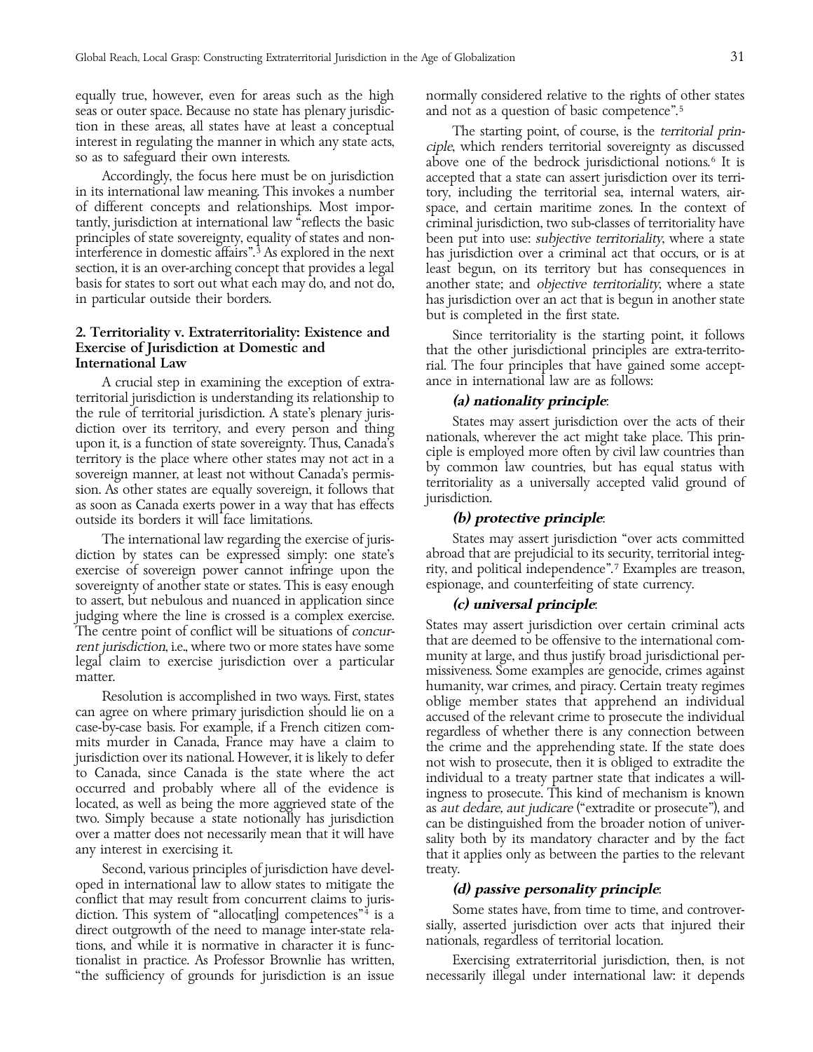equally true, however, even for areas such as the high seas or outer space. Because no state has plenary jurisdiction in these areas, all states have at least a conceptual interest in regulating the manner in which any state acts, so as to safeguard their own interests.

Accordingly, the focus here must be on jurisdiction in its international law meaning. This invokes a number of different concepts and relationships. Most importantly, jurisdiction at international law "reflects the basic principles of state sovereignty, equality of states and non-interference in domestic affairs".[3] As explored in the next section, it is an over-arching concept that provides a legal basis for states to sort out what each may do, and not do, in particular outside their borders.

## 2. Territoriality v. Extraterritoriality: Existence and Exercise of Jurisdiction at Domestic and International Law

A crucial step in examining the exception of extraterritorial jurisdiction is understanding its relationship to the rule of territorial jurisdiction. A state's plenary jurisdiction over its territory, and every person and thing upon it, is a function of state sovereignty. Thus, Canada's territory is the place where other states may not act in a sovereign manner, at least not without Canada's permission. As other states are equally sovereign, it follows that as soon as Canada exerts power in a way that has effects outside its borders it will face limitations.

The international law regarding the exercise of jurisdiction by states can be expressed simply: one state's exercise of sovereign power cannot infringe upon the sovereignty of another state or states. This is easy enough to assert, but nebulous and nuanced in application since judging where the line is crossed is a complex exercise. The centre point of conflict will be situations of *concurrent jurisdiction*, i.e., where two or more states have some legal claim to exercise jurisdiction over a particular matter.

Resolution is accomplished in two ways. First, states can agree on where primary jurisdiction should lie on a case-by-case basis. For example, if a French citizen commits murder in Canada, France may have a claim to jurisdiction over its national. However, it is likely to defer to Canada, since Canada is the state where the act occurred and probably where all of the evidence is located, as well as being the more aggrieved state of the two. Simply because a state notionally has jurisdiction over a matter does not necessarily mean that it will have any interest in exercising it.

Second, various principles of jurisdiction have developed in international law to allow states to mitigate the conflict that may result from concurrent claims to jurisdiction. This system of "allocat[ing] competences"[4] is a direct outgrowth of the need to manage inter-state relations, and while it is normative in character it is functionalist in practice. As Professor Brownlie has written, "the sufficiency of grounds for jurisdiction is an issue normally considered relative to the rights of other states and not as a question of basic competence".[5]

The starting point, of course, is the *territorial principle*, which renders territorial sovereignty as discussed above one of the bedrock jurisdictional notions.[6] It is accepted that a state can assert jurisdiction over its territory, including the territorial sea, internal waters, airspace, and certain maritime zones. In the context of criminal jurisdiction, two sub-classes of territoriality have been put into use: *subjective territoriality*, where a state has jurisdiction over a criminal act that occurs, or is at least begun, on its territory but has consequences in another state; and *objective territoriality*, where a state has jurisdiction over an act that is begun in another state but is completed in the first state.

Since territoriality is the starting point, it follows that the other jurisdictional principles are extra-territorial. The four principles that have gained some acceptance in international law are as follows:

***(a) nationality principle*:**

States may assert jurisdiction over the acts of their nationals, wherever the act might take place. This principle is employed more often by civil law countries than by common law countries, but has equal status with territoriality as a universally accepted valid ground of jurisdiction.

***(b) protective principle*:**

States may assert jurisdiction "over acts committed abroad that are prejudicial to its security, territorial integrity, and political independence".[7] Examples are treason, espionage, and counterfeiting of state currency.

***(c) universal principle*:**

States may assert jurisdiction over certain criminal acts that are deemed to be offensive to the international community at large, and thus justify broad jurisdictional permissiveness. Some examples are genocide, crimes against humanity, war crimes, and piracy. Certain treaty regimes oblige member states that apprehend an individual accused of the relevant crime to prosecute the individual regardless of whether there is any connection between the crime and the apprehending state. If the state does not wish to prosecute, then it is obliged to extradite the individual to a treaty partner state that indicates a willingness to prosecute. This kind of mechanism is known as *aut dedare, aut judicare* ("extradite or prosecute"), and can be distinguished from the broader notion of universality both by its mandatory character and by the fact that it applies only as between the parties to the relevant treaty.

***(d) passive personality principle*:**

Some states have, from time to time, and controversially, asserted jurisdiction over acts that injured their nationals, regardless of territorial location.

Exercising extraterritorial jurisdiction, then, is not necessarily illegal under international law: it depends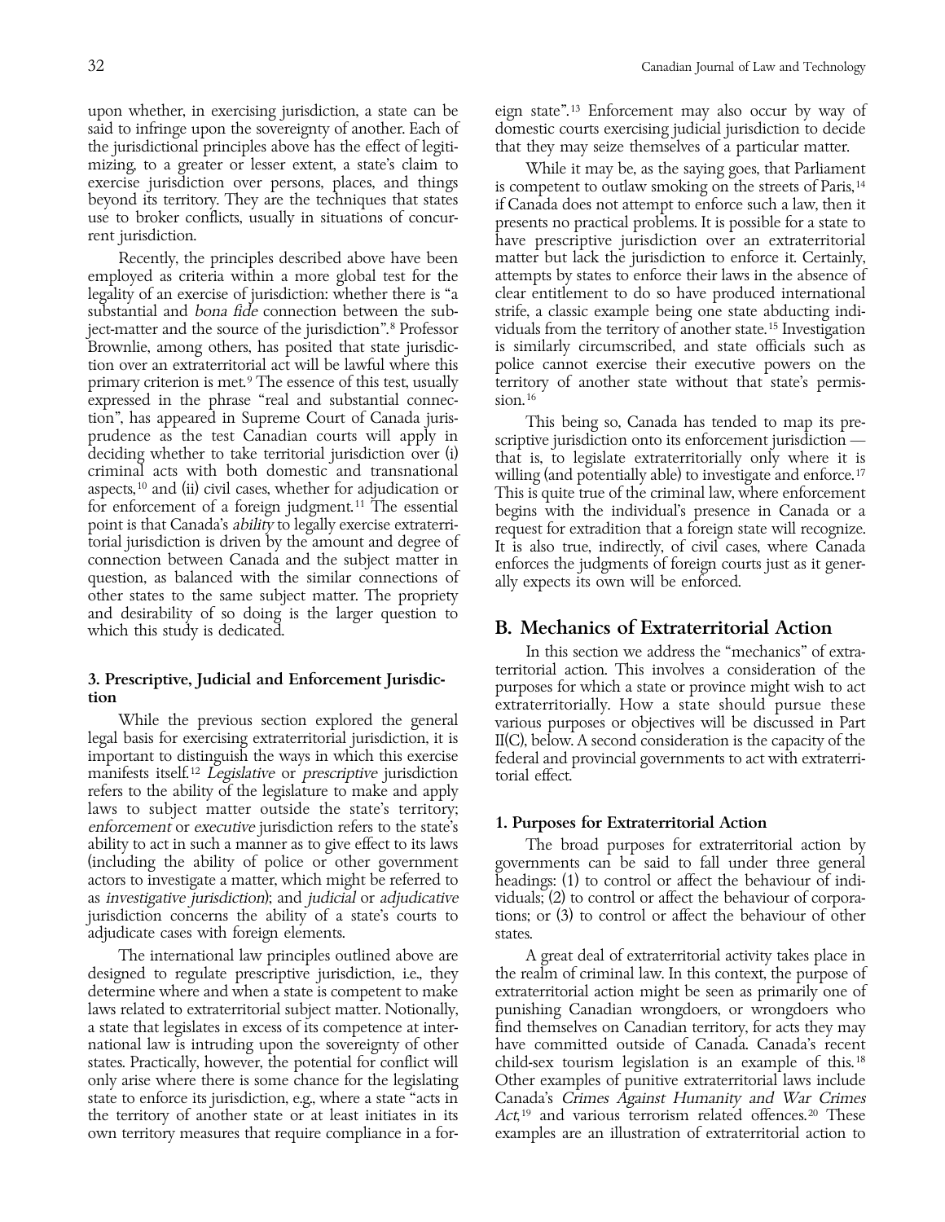upon whether, in exercising jurisdiction, a state can be said to infringe upon the sovereignty of another. Each of the jurisdictional principles above has the effect of legitimizing, to a greater or lesser extent, a state's claim to exercise jurisdiction over persons, places, and things beyond its territory. They are the techniques that states use to broker conflicts, usually in situations of concurrent jurisdiction.

Recently, the principles described above have been employed as criteria within a more global test for the legality of an exercise of jurisdiction: whether there is "a substantial and *bona fide* connection between the subject-matter and the source of the jurisdiction".[8] Professor Brownlie, among others, has posited that state jurisdiction over an extraterritorial act will be lawful where this primary criterion is met.[9] The essence of this test, usually expressed in the phrase "real and substantial connection", has appeared in Supreme Court of Canada jurisprudence as the test Canadian courts will apply in deciding whether to take territorial jurisdiction over (i) criminal acts with both domestic and transnational aspects,[10] and (ii) civil cases, whether for adjudication or for enforcement of a foreign judgment.[11] The essential point is that Canada's *ability* to legally exercise extraterritorial jurisdiction is driven by the amount and degree of connection between Canada and the subject matter in question, as balanced with the similar connections of other states to the same subject matter. The propriety and desirability of so doing is the larger question to which this study is dedicated.

### 3. Prescriptive, Judicial and Enforcement Jurisdiction

While the previous section explored the general legal basis for exercising extraterritorial jurisdiction, it is important to distinguish the ways in which this exercise manifests itself.[12] *Legislative* or *prescriptive* jurisdiction refers to the ability of the legislature to make and apply laws to subject matter outside the state's territory; *enforcement* or *executive* jurisdiction refers to the state's ability to act in such a manner as to give effect to its laws (including the ability of police or other government actors to investigate a matter, which might be referred to as *investigative jurisdiction*); and *judicial* or *adjudicative* jurisdiction concerns the ability of a state's courts to adjudicate cases with foreign elements.

The international law principles outlined above are designed to regulate prescriptive jurisdiction, i.e., they determine where and when a state is competent to make laws related to extraterritorial subject matter. Notionally, a state that legislates in excess of its competence at international law is intruding upon the sovereignty of other states. Practically, however, the potential for conflict will only arise where there is some chance for the legislating state to enforce its jurisdiction, e.g., where a state "acts in the territory of another state or at least initiates in its own territory measures that require compliance in a foreign state".[13] Enforcement may also occur by way of domestic courts exercising judicial jurisdiction to decide that they may seize themselves of a particular matter.

While it may be, as the saying goes, that Parliament is competent to outlaw smoking on the streets of Paris,[14] if Canada does not attempt to enforce such a law, then it presents no practical problems. It is possible for a state to have prescriptive jurisdiction over an extraterritorial matter but lack the jurisdiction to enforce it. Certainly, attempts by states to enforce their laws in the absence of clear entitlement to do so have produced international strife, a classic example being one state abducting individuals from the territory of another state.[15] Investigation is similarly circumscribed, and state officials such as police cannot exercise their executive powers on the territory of another state without that state's permission.[16]

This being so, Canada has tended to map its prescriptive jurisdiction onto its enforcement jurisdiction — that is, to legislate extraterritorially only where it is willing (and potentially able) to investigate and enforce.[17] This is quite true of the criminal law, where enforcement begins with the individual's presence in Canada or a request for extradition that a foreign state will recognize. It is also true, indirectly, of civil cases, where Canada enforces the judgments of foreign courts just as it generally expects its own will be enforced.

## B. Mechanics of Extraterritorial Action

In this section we address the "mechanics" of extraterritorial action. This involves a consideration of the purposes for which a state or province might wish to act extraterritorially. How a state should pursue these various purposes or objectives will be discussed in Part II(C), below. A second consideration is the capacity of the federal and provincial governments to act with extraterritorial effect.

### 1. Purposes for Extraterritorial Action

The broad purposes for extraterritorial action by governments can be said to fall under three general headings: (1) to control or affect the behaviour of individuals; (2) to control or affect the behaviour of corporations; or (3) to control or affect the behaviour of other states.

A great deal of extraterritorial activity takes place in the realm of criminal law. In this context, the purpose of extraterritorial action might be seen as primarily one of punishing Canadian wrongdoers, or wrongdoers who find themselves on Canadian territory, for acts they may have committed outside of Canada. Canada's recent child-sex tourism legislation is an example of this.[18] Other examples of punitive extraterritorial laws include Canada's *Crimes Against Humanity and War Crimes Act*,[19] and various terrorism related offences.[20] These examples are an illustration of extraterritorial action to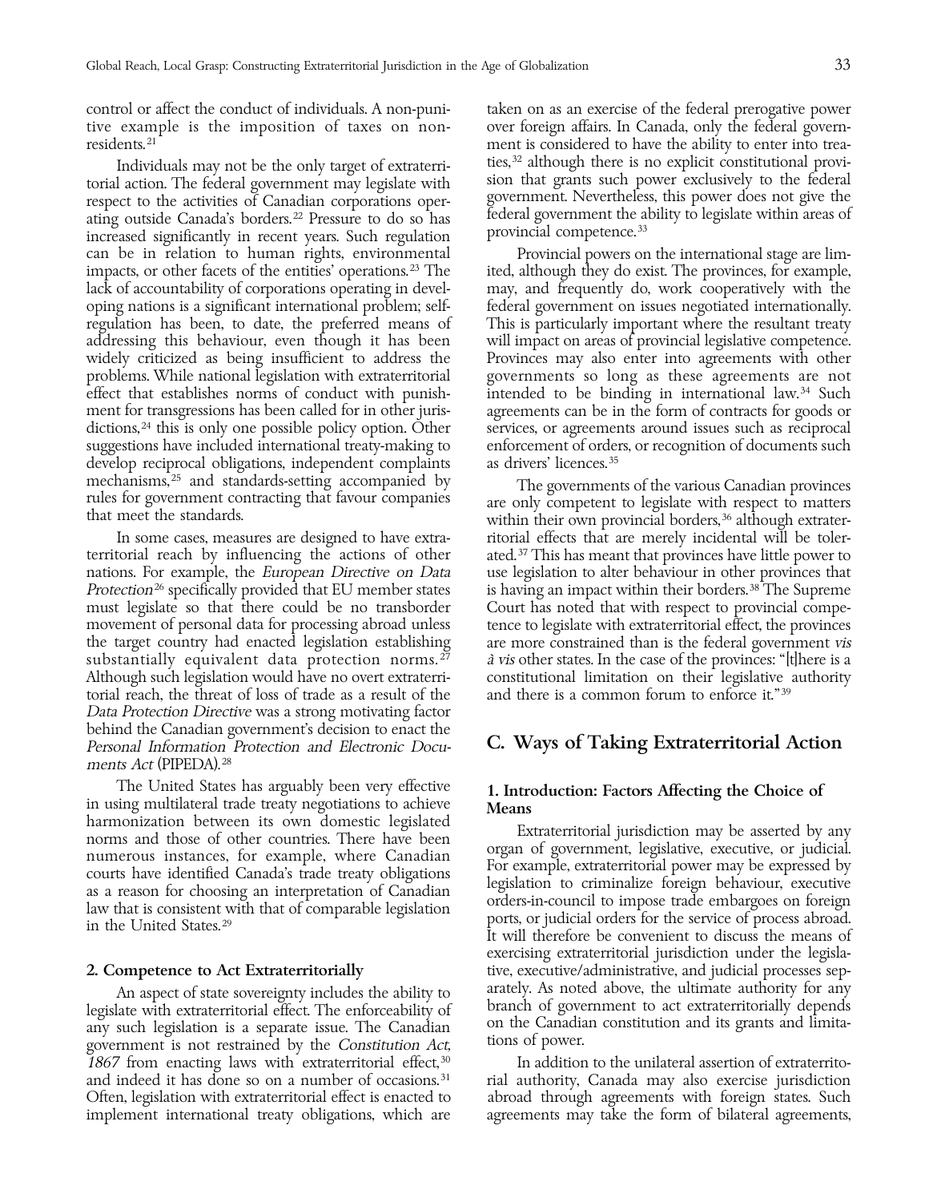control or affect the conduct of individuals. A non-punitive example is the imposition of taxes on non-residents.[21]

Individuals may not be the only target of extraterritorial action. The federal government may legislate with respect to the activities of Canadian corporations operating outside Canada's borders.[22] Pressure to do so has increased significantly in recent years. Such regulation can be in relation to human rights, environmental impacts, or other facets of the entities' operations.[23] The lack of accountability of corporations operating in developing nations is a significant international problem; self-regulation has been, to date, the preferred means of addressing this behaviour, even though it has been widely criticized as being insufficient to address the problems. While national legislation with extraterritorial effect that establishes norms of conduct with punishment for transgressions has been called for in other jurisdictions,[24] this is only one possible policy option. Other suggestions have included international treaty-making to develop reciprocal obligations, independent complaints mechanisms,[25] and standards-setting accompanied by rules for government contracting that favour companies that meet the standards.

In some cases, measures are designed to have extraterritorial reach by influencing the actions of other nations. For example, the *European Directive on Data Protection*[26] specifically provided that EU member states must legislate so that there could be no transborder movement of personal data for processing abroad unless the target country had enacted legislation establishing substantially equivalent data protection norms.[27] Although such legislation would have no overt extraterritorial reach, the threat of loss of trade as a result of the *Data Protection Directive* was a strong motivating factor behind the Canadian government's decision to enact the *Personal Information Protection and Electronic Documents Act* (PIPEDA).[28]

The United States has arguably been very effective in using multilateral trade treaty negotiations to achieve harmonization between its own domestic legislated norms and those of other countries. There have been numerous instances, for example, where Canadian courts have identified Canada's trade treaty obligations as a reason for choosing an interpretation of Canadian law that is consistent with that of comparable legislation in the United States.[29]

### 2. Competence to Act Extraterritorially

An aspect of state sovereignty includes the ability to legislate with extraterritorial effect. The enforceability of any such legislation is a separate issue. The Canadian government is not restrained by the *Constitution Act, 1867* from enacting laws with extraterritorial effect,[30] and indeed it has done so on a number of occasions.[31] Often, legislation with extraterritorial effect is enacted to implement international treaty obligations, which are taken on as an exercise of the federal prerogative power over foreign affairs. In Canada, only the federal government is considered to have the ability to enter into treaties,[32] although there is no explicit constitutional provision that grants such power exclusively to the federal government. Nevertheless, this power does not give the federal government the ability to legislate within areas of provincial competence.[33]

Provincial powers on the international stage are limited, although they do exist. The provinces, for example, may, and frequently do, work cooperatively with the federal government on issues negotiated internationally. This is particularly important where the resultant treaty will impact on areas of provincial legislative competence. Provinces may also enter into agreements with other governments so long as these agreements are not intended to be binding in international law.[34] Such agreements can be in the form of contracts for goods or services, or agreements around issues such as reciprocal enforcement of orders, or recognition of documents such as drivers' licences.[35]

The governments of the various Canadian provinces are only competent to legislate with respect to matters within their own provincial borders,[36] although extraterritorial effects that are merely incidental will be tolerated.[37] This has meant that provinces have little power to use legislation to alter behaviour in other provinces that is having an impact within their borders.[38] The Supreme Court has noted that with respect to provincial competence to legislate with extraterritorial effect, the provinces are more constrained than is the federal government *vis à vis* other states. In the case of the provinces: "[t]here is a constitutional limitation on their legislative authority and there is a common forum to enforce it."[39]

## C. Ways of Taking Extraterritorial Action

### 1. Introduction: Factors Affecting the Choice of Means

Extraterritorial jurisdiction may be asserted by any organ of government, legislative, executive, or judicial. For example, extraterritorial power may be expressed by legislation to criminalize foreign behaviour, executive orders-in-council to impose trade embargoes on foreign ports, or judicial orders for the service of process abroad. It will therefore be convenient to discuss the means of exercising extraterritorial jurisdiction under the legislative, executive/administrative, and judicial processes separately. As noted above, the ultimate authority for any branch of government to act extraterritorially depends on the Canadian constitution and its grants and limitations of power.

In addition to the unilateral assertion of extraterritorial authority, Canada may also exercise jurisdiction abroad through agreements with foreign states. Such agreements may take the form of bilateral agreements,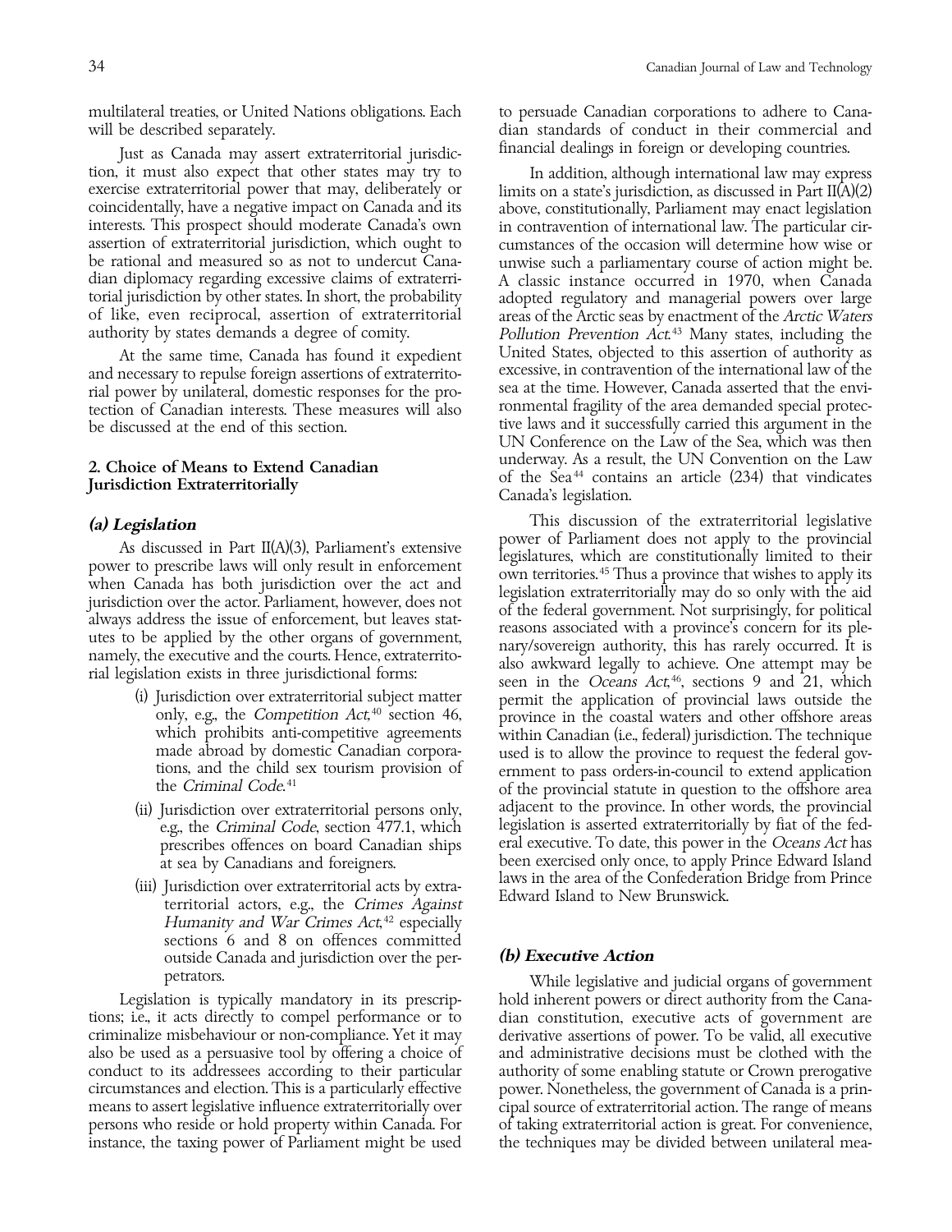multilateral treaties, or United Nations obligations. Each will be described separately.

Just as Canada may assert extraterritorial jurisdiction, it must also expect that other states may try to exercise extraterritorial power that may, deliberately or coincidentally, have a negative impact on Canada and its interests. This prospect should moderate Canada's own assertion of extraterritorial jurisdiction, which ought to be rational and measured so as not to undercut Canadian diplomacy regarding excessive claims of extraterritorial jurisdiction by other states. In short, the probability of like, even reciprocal, assertion of extraterritorial authority by states demands a degree of comity.

At the same time, Canada has found it expedient and necessary to repulse foreign assertions of extraterritorial power by unilateral, domestic responses for the protection of Canadian interests. These measures will also be discussed at the end of this section.

## 2. Choice of Means to Extend Canadian Jurisdiction Extraterritorially

### *(a) Legislation*

As discussed in Part II(A)(3), Parliament's extensive power to prescribe laws will only result in enforcement when Canada has both jurisdiction over the act and jurisdiction over the actor. Parliament, however, does not always address the issue of enforcement, but leaves statutes to be applied by the other organs of government, namely, the executive and the courts. Hence, extraterritorial legislation exists in three jurisdictional forms:

(i) Jurisdiction over extraterritorial subject matter only, e.g., the *Competition Act*,[40] section 46, which prohibits anti-competitive agreements made abroad by domestic Canadian corporations, and the child sex tourism provision of the *Criminal Code*.[41]

(ii) Jurisdiction over extraterritorial persons only, e.g., the *Criminal Code*, section 477.1, which prescribes offences on board Canadian ships at sea by Canadians and foreigners.

(iii) Jurisdiction over extraterritorial acts by extraterritorial actors, e.g., the *Crimes Against Humanity and War Crimes Act*,[42] especially sections 6 and 8 on offences committed outside Canada and jurisdiction over the perpetrators.

Legislation is typically mandatory in its prescriptions; i.e., it acts directly to compel performance or to criminalize misbehaviour or non-compliance. Yet it may also be used as a persuasive tool by offering a choice of conduct to its addressees according to their particular circumstances and election. This is a particularly effective means to assert legislative influence extraterritorially over persons who reside or hold property within Canada. For instance, the taxing power of Parliament might be used to persuade Canadian corporations to adhere to Canadian standards of conduct in their commercial and financial dealings in foreign or developing countries.

In addition, although international law may express limits on a state's jurisdiction, as discussed in Part II(A)(2) above, constitutionally, Parliament may enact legislation in contravention of international law. The particular circumstances of the occasion will determine how wise or unwise such a parliamentary course of action might be. A classic instance occurred in 1970, when Canada adopted regulatory and managerial powers over large areas of the Arctic seas by enactment of the *Arctic Waters Pollution Prevention Act*.[43] Many states, including the United States, objected to this assertion of authority as excessive, in contravention of the international law of the sea at the time. However, Canada asserted that the environmental fragility of the area demanded special protective laws and it successfully carried this argument in the UN Conference on the Law of the Sea, which was then underway. As a result, the UN Convention on the Law of the Sea[44] contains an article (234) that vindicates Canada's legislation.

This discussion of the extraterritorial legislative power of Parliament does not apply to the provincial legislatures, which are constitutionally limited to their own territories.[45] Thus a province that wishes to apply its legislation extraterritorially may do so only with the aid of the federal government. Not surprisingly, for political reasons associated with a province's concern for its plenary/sovereign authority, this has rarely occurred. It is also awkward legally to achieve. One attempt may be seen in the *Oceans Act*,[46], sections 9 and 21, which permit the application of provincial laws outside the province in the coastal waters and other offshore areas within Canadian (i.e., federal) jurisdiction. The technique used is to allow the province to request the federal government to pass orders-in-council to extend application of the provincial statute in question to the offshore area adjacent to the province. In other words, the provincial legislation is asserted extraterritorially by fiat of the federal executive. To date, this power in the *Oceans Act* has been exercised only once, to apply Prince Edward Island laws in the area of the Confederation Bridge from Prince Edward Island to New Brunswick.

### *(b) Executive Action*

While legislative and judicial organs of government hold inherent powers or direct authority from the Canadian constitution, executive acts of government are derivative assertions of power. To be valid, all executive and administrative decisions must be clothed with the authority of some enabling statute or Crown prerogative power. Nonetheless, the government of Canada is a principal source of extraterritorial action. The range of means of taking extraterritorial action is great. For convenience, the techniques may be divided between unilateral mea-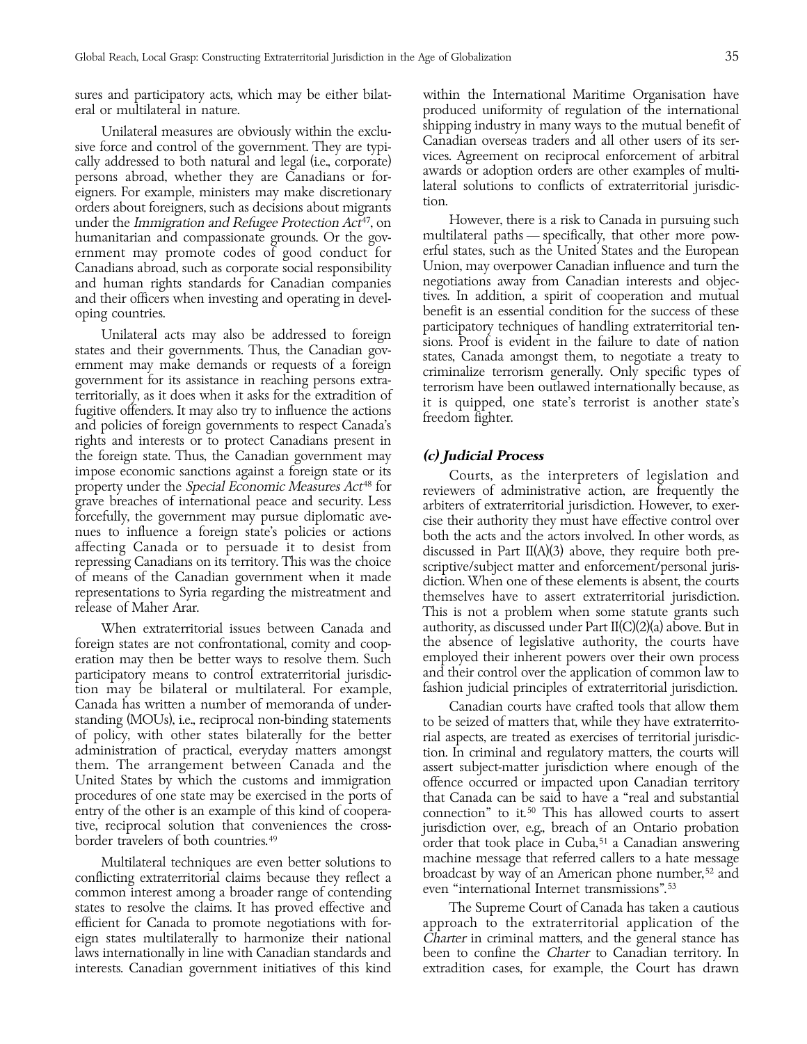sures and participatory acts, which may be either bilateral or multilateral in nature.

Unilateral measures are obviously within the exclusive force and control of the government. They are typically addressed to both natural and legal (i.e., corporate) persons abroad, whether they are Canadians or foreigners. For example, ministers may make discretionary orders about foreigners, such as decisions about migrants under the *Immigration and Refugee Protection Act*[47], on humanitarian and compassionate grounds. Or the government may promote codes of good conduct for Canadians abroad, such as corporate social responsibility and human rights standards for Canadian companies and their officers when investing and operating in developing countries.

Unilateral acts may also be addressed to foreign states and their governments. Thus, the Canadian government may make demands or requests of a foreign government for its assistance in reaching persons extraterritorially, as it does when it asks for the extradition of fugitive offenders. It may also try to influence the actions and policies of foreign governments to respect Canada's rights and interests or to protect Canadians present in the foreign state. Thus, the Canadian government may impose economic sanctions against a foreign state or its property under the *Special Economic Measures Act*[48] for grave breaches of international peace and security. Less forcefully, the government may pursue diplomatic avenues to influence a foreign state's policies or actions affecting Canada or to persuade it to desist from repressing Canadians on its territory. This was the choice of means of the Canadian government when it made representations to Syria regarding the mistreatment and release of Maher Arar.

When extraterritorial issues between Canada and foreign states are not confrontational, comity and cooperation may then be better ways to resolve them. Such participatory means to control extraterritorial jurisdiction may be bilateral or multilateral. For example, Canada has written a number of memoranda of understanding (MOUs), i.e., reciprocal non-binding statements of policy, with other states bilaterally for the better administration of practical, everyday matters amongst them. The arrangement between Canada and the United States by which the customs and immigration procedures of one state may be exercised in the ports of entry of the other is an example of this kind of cooperative, reciprocal solution that conveniences the cross-border travelers of both countries.[49]

Multilateral techniques are even better solutions to conflicting extraterritorial claims because they reflect a common interest among a broader range of contending states to resolve the claims. It has proved effective and efficient for Canada to promote negotiations with foreign states multilaterally to harmonize their national laws internationally in line with Canadian standards and interests. Canadian government initiatives of this kind within the International Maritime Organisation have produced uniformity of regulation of the international shipping industry in many ways to the mutual benefit of Canadian overseas traders and all other users of its services. Agreement on reciprocal enforcement of arbitral awards or adoption orders are other examples of multilateral solutions to conflicts of extraterritorial jurisdiction.

However, there is a risk to Canada in pursuing such multilateral paths — specifically, that other more powerful states, such as the United States and the European Union, may overpower Canadian influence and turn the negotiations away from Canadian interests and objectives. In addition, a spirit of cooperation and mutual benefit is an essential condition for the success of these participatory techniques of handling extraterritorial tensions. Proof is evident in the failure to date of nation states, Canada amongst them, to negotiate a treaty to criminalize terrorism generally. Only specific types of terrorism have been outlawed internationally because, as it is quipped, one state's terrorist is another state's freedom fighter.

### *(c) Judicial Process*

Courts, as the interpreters of legislation and reviewers of administrative action, are frequently the arbiters of extraterritorial jurisdiction. However, to exercise their authority they must have effective control over both the acts and the actors involved. In other words, as discussed in Part II(A)(3) above, they require both prescriptive/subject matter and enforcement/personal jurisdiction. When one of these elements is absent, the courts themselves have to assert extraterritorial jurisdiction. This is not a problem when some statute grants such authority, as discussed under Part II(C)(2)(a) above. But in the absence of legislative authority, the courts have employed their inherent powers over their own process and their control over the application of common law to fashion judicial principles of extraterritorial jurisdiction.

Canadian courts have crafted tools that allow them to be seized of matters that, while they have extraterritorial aspects, are treated as exercises of territorial jurisdiction. In criminal and regulatory matters, the courts will assert subject-matter jurisdiction where enough of the offence occurred or impacted upon Canadian territory that Canada can be said to have a "real and substantial connection" to it.[50] This has allowed courts to assert jurisdiction over, e.g., breach of an Ontario probation order that took place in Cuba,[51] a Canadian answering machine message that referred callers to a hate message broadcast by way of an American phone number,[52] and even "international Internet transmissions".[53]

The Supreme Court of Canada has taken a cautious approach to the extraterritorial application of the *Charter* in criminal matters, and the general stance has been to confine the *Charter* to Canadian territory. In extradition cases, for example, the Court has drawn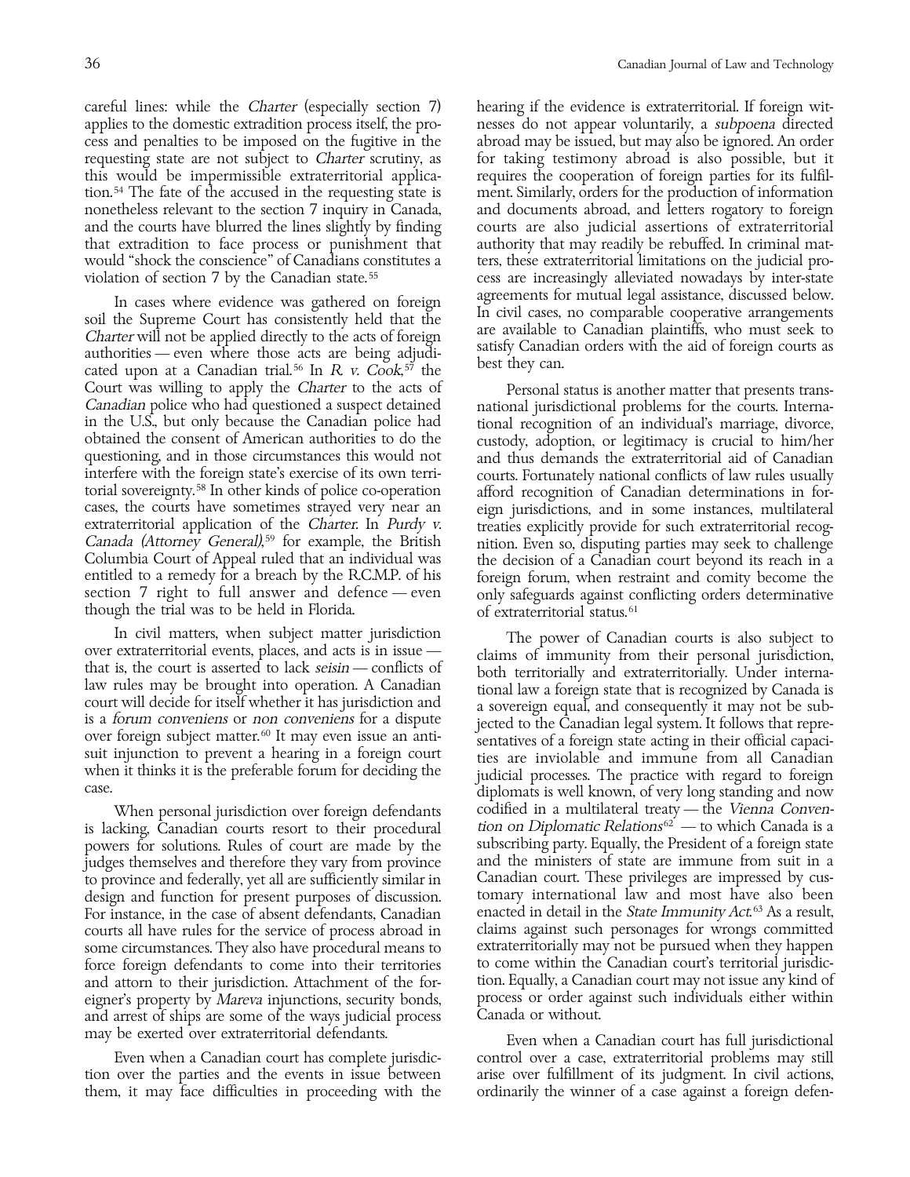careful lines: while the *Charter* (especially section 7) applies to the domestic extradition process itself, the process and penalties to be imposed on the fugitive in the requesting state are not subject to *Charter* scrutiny, as this would be impermissible extraterritorial application.[54] The fate of the accused in the requesting state is nonetheless relevant to the section 7 inquiry in Canada, and the courts have blurred the lines slightly by finding that extradition to face process or punishment that would "shock the conscience" of Canadians constitutes a violation of section 7 by the Canadian state.[55]

In cases where evidence was gathered on foreign soil the Supreme Court has consistently held that the *Charter* will not be applied directly to the acts of foreign authorities — even where those acts are being adjudicated upon at a Canadian trial.[56] In *R. v. Cook*,[57] the Court was willing to apply the *Charter* to the acts of *Canadian* police who had questioned a suspect detained in the U.S., but only because the Canadian police had obtained the consent of American authorities to do the questioning, and in those circumstances this would not interfere with the foreign state's exercise of its own territorial sovereignty.[58] In other kinds of police co-operation cases, the courts have sometimes strayed very near an extraterritorial application of the *Charter*. In *Purdy v. Canada (Attorney General)*,[59] for example, the British Columbia Court of Appeal ruled that an individual was entitled to a remedy for a breach by the R.C.M.P. of his section 7 right to full answer and defence — even though the trial was to be held in Florida.

In civil matters, when subject matter jurisdiction over extraterritorial events, places, and acts is in issue — that is, the court is asserted to lack *seisin* — conflicts of law rules may be brought into operation. A Canadian court will decide for itself whether it has jurisdiction and is a *forum conveniens* or *non conveniens* for a dispute over foreign subject matter.[60] It may even issue an anti-suit injunction to prevent a hearing in a foreign court when it thinks it is the preferable forum for deciding the case.

When personal jurisdiction over foreign defendants is lacking, Canadian courts resort to their procedural powers for solutions. Rules of court are made by the judges themselves and therefore they vary from province to province and federally, yet all are sufficiently similar in design and function for present purposes of discussion. For instance, in the case of absent defendants, Canadian courts all have rules for the service of process abroad in some circumstances. They also have procedural means to force foreign defendants to come into their territories and attorn to their jurisdiction. Attachment of the foreigner's property by *Mareva* injunctions, security bonds, and arrest of ships are some of the ways judicial process may be exerted over extraterritorial defendants.

Even when a Canadian court has complete jurisdiction over the parties and the events in issue between them, it may face difficulties in proceeding with the hearing if the evidence is extraterritorial. If foreign witnesses do not appear voluntarily, a *subpoena* directed abroad may be issued, but may also be ignored. An order for taking testimony abroad is also possible, but it requires the cooperation of foreign parties for its fulfillment. Similarly, orders for the production of information and documents abroad, and letters rogatory to foreign courts are also judicial assertions of extraterritorial authority that may readily be rebuffed. In criminal matters, these extraterritorial limitations on the judicial process are increasingly alleviated nowadays by inter-state agreements for mutual legal assistance, discussed below. In civil cases, no comparable cooperative arrangements are available to Canadian plaintiffs, who must seek to satisfy Canadian orders with the aid of foreign courts as best they can.

Personal status is another matter that presents transnational jurisdictional problems for the courts. International recognition of an individual's marriage, divorce, custody, adoption, or legitimacy is crucial to him/her and thus demands the extraterritorial aid of Canadian courts. Fortunately national conflicts of law rules usually afford recognition of Canadian determinations in foreign jurisdictions, and in some instances, multilateral treaties explicitly provide for such extraterritorial recognition. Even so, disputing parties may seek to challenge the decision of a Canadian court beyond its reach in a foreign forum, when restraint and comity become the only safeguards against conflicting orders determinative of extraterritorial status.[61]

The power of Canadian courts is also subject to claims of immunity from their personal jurisdiction, both territorially and extraterritorially. Under international law a foreign state that is recognized by Canada is a sovereign equal, and consequently it may not be subjected to the Canadian legal system. It follows that representatives of a foreign state acting in their official capacities are inviolable and immune from all Canadian judicial processes. The practice with regard to foreign diplomats is well known, of very long standing and now codified in a multilateral treaty — the *Vienna Convention on Diplomatic Relations*[62] — to which Canada is a subscribing party. Equally, the President of a foreign state and the ministers of state are immune from suit in a Canadian court. These privileges are impressed by customary international law and most have also been enacted in detail in the *State Immunity Act*.[63] As a result, claims against such personages for wrongs committed extraterritorially may not be pursued when they happen to come within the Canadian court's territorial jurisdiction. Equally, a Canadian court may not issue any kind of process or order against such individuals either within Canada or without.

Even when a Canadian court has full jurisdictional control over a case, extraterritorial problems may still arise over fulfillment of its judgment. In civil actions, ordinarily the winner of a case against a foreign defen-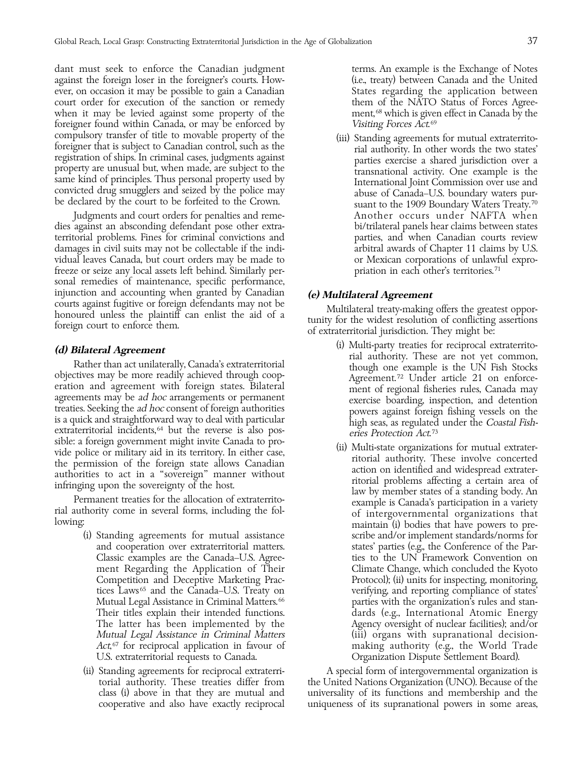dant must seek to enforce the Canadian judgment against the foreign loser in the foreigner's courts. However, on occasion it may be possible to gain a Canadian court order for execution of the sanction or remedy when it may be levied against some property of the foreigner found within Canada, or may be enforced by compulsory transfer of title to movable property of the foreigner that is subject to Canadian control, such as the registration of ships. In criminal cases, judgments against property are unusual but, when made, are subject to the same kind of principles. Thus personal property used by convicted drug smugglers and seized by the police may be declared by the court to be forfeited to the Crown.

Judgments and court orders for penalties and remedies against an absconding defendant pose other extraterritorial problems. Fines for criminal convictions and damages in civil suits may not be collectable if the individual leaves Canada, but court orders may be made to freeze or seize any local assets left behind. Similarly personal remedies of maintenance, specific performance, injunction and accounting when granted by Canadian courts against fugitive or foreign defendants may not be honoured unless the plaintiff can enlist the aid of a foreign court to enforce them.

### *(d) Bilateral Agreement*

Rather than act unilaterally, Canada's extraterritorial objectives may be more readily achieved through cooperation and agreement with foreign states. Bilateral agreements may be *ad hoc* arrangements or permanent treaties. Seeking the *ad hoc* consent of foreign authorities is a quick and straightforward way to deal with particular extraterritorial incidents,[64] but the reverse is also possible: a foreign government might invite Canada to provide police or military aid in its territory. In either case, the permission of the foreign state allows Canadian authorities to act in a "sovereign" manner without infringing upon the sovereignty of the host.

Permanent treaties for the allocation of extraterritorial authority come in several forms, including the following:

(i) Standing agreements for mutual assistance and cooperation over extraterritorial matters. Classic examples are the Canada–U.S. Agreement Regarding the Application of Their Competition and Deceptive Marketing Practices Laws[65] and the Canada–U.S. Treaty on Mutual Legal Assistance in Criminal Matters.[66] Their titles explain their intended functions. The latter has been implemented by the *Mutual Legal Assistance in Criminal Matters Act*,[67] for reciprocal application in favour of U.S. extraterritorial requests to Canada.

(ii) Standing agreements for reciprocal extraterritorial authority. These treaties differ from class (i) above in that they are mutual and cooperative and also have exactly reciprocal terms. An example is the Exchange of Notes (i.e., treaty) between Canada and the United States regarding the application between them of the NATO Status of Forces Agreement,[68] which is given effect in Canada by the *Visiting Forces Act*.[69]

(iii) Standing agreements for mutual extraterritorial authority. In other words the two states' parties exercise a shared jurisdiction over a transnational activity. One example is the International Joint Commission over use and abuse of Canada–U.S. boundary waters pursuant to the 1909 Boundary Waters Treaty.[70] Another occurs under NAFTA when bi/trilateral panels hear claims between states parties, and when Canadian courts review arbitral awards of Chapter 11 claims by U.S. or Mexican corporations of unlawful expropriation in each other's territories.[71]

### *(e) Multilateral Agreement*

Multilateral treaty-making offers the greatest opportunity for the widest resolution of conflicting assertions of extraterritorial jurisdiction. They might be:

(i) Multi-party treaties for reciprocal extraterritorial authority. These are not yet common, though one example is the UN Fish Stocks Agreement.[72] Under article 21 on enforcement of regional fisheries rules, Canada may exercise boarding, inspection, and detention powers against foreign fishing vessels on the high seas, as regulated under the *Coastal Fisheries Protection Act*.[73]

(ii) Multi-state organizations for mutual extraterritorial authority. These involve concerted action on identified and widespread extraterritorial problems affecting a certain area of law by member states of a standing body. An example is Canada's participation in a variety of intergovernmental organizations that maintain (i) bodies that have powers to prescribe and/or implement standards/norms for states' parties (e.g., the Conference of the Parties to the UN Framework Convention on Climate Change, which concluded the Kyoto Protocol); (ii) units for inspecting, monitoring, verifying, and reporting compliance of states' parties with the organization's rules and standards (e.g., International Atomic Energy Agency oversight of nuclear facilities); and/or (iii) organs with supranational decision-making authority (e.g., the World Trade Organization Dispute Settlement Board).

A special form of intergovernmental organization is the United Nations Organization (UNO). Because of the universality of its functions and membership and the uniqueness of its supranational powers in some areas,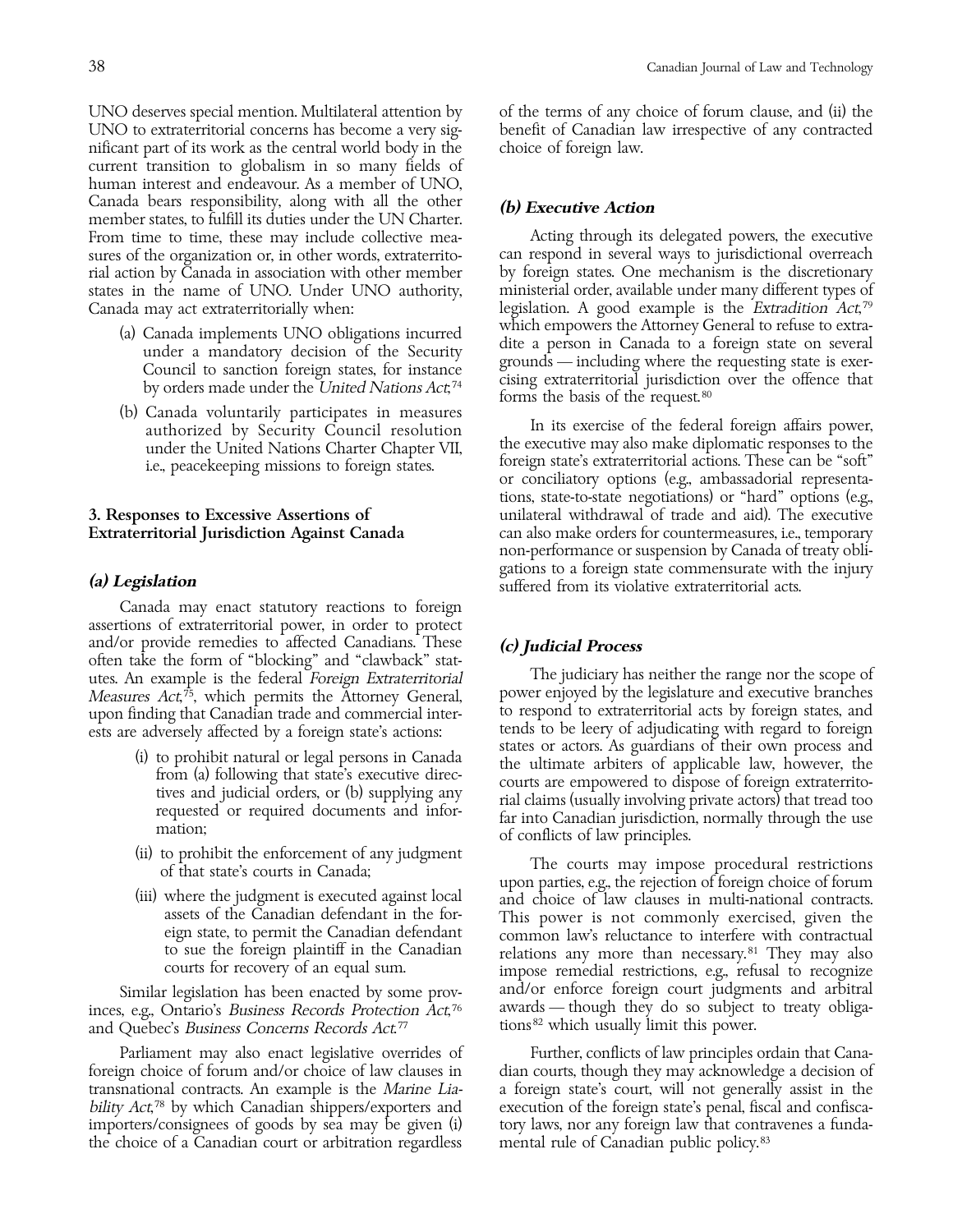UNO deserves special mention. Multilateral attention by UNO to extraterritorial concerns has become a very significant part of its work as the central world body in the current transition to globalism in so many fields of human interest and endeavour. As a member of UNO, Canada bears responsibility, along with all the other member states, to fulfill its duties under the UN Charter. From time to time, these may include collective measures of the organization or, in other words, extraterritorial action by Canada in association with other member states in the name of UNO. Under UNO authority, Canada may act extraterritorially when:

(a) Canada implements UNO obligations incurred under a mandatory decision of the Security Council to sanction foreign states, for instance by orders made under the *United Nations Act*;[74]

(b) Canada voluntarily participates in measures authorized by Security Council resolution under the United Nations Charter Chapter VII, i.e., peacekeeping missions to foreign states.

## 3. Responses to Excessive Assertions of Extraterritorial Jurisdiction Against Canada

### *(a) Legislation*

Canada may enact statutory reactions to foreign assertions of extraterritorial power, in order to protect and/or provide remedies to affected Canadians. These often take the form of "blocking" and "clawback" statutes. An example is the federal *Foreign Extraterritorial Measures Act*,[75], which permits the Attorney General, upon finding that Canadian trade and commercial interests are adversely affected by a foreign state's actions:

(i) to prohibit natural or legal persons in Canada from (a) following that state's executive directives and judicial orders, or (b) supplying any requested or required documents and information;

(ii) to prohibit the enforcement of any judgment of that state's courts in Canada;

(iii) where the judgment is executed against local assets of the Canadian defendant in the foreign state, to permit the Canadian defendant to sue the foreign plaintiff in the Canadian courts for recovery of an equal sum.

Similar legislation has been enacted by some provinces, e.g., Ontario's *Business Records Protection Act*,[76] and Quebec's *Business Concerns Records Act*.[77]

Parliament may also enact legislative overrides of foreign choice of forum and/or choice of law clauses in transnational contracts. An example is the *Marine Liability Act*,[78] by which Canadian shippers/exporters and importers/consignees of goods by sea may be given (i) the choice of a Canadian court or arbitration regardless of the terms of any choice of forum clause, and (ii) the benefit of Canadian law irrespective of any contracted choice of foreign law.

### *(b) Executive Action*

Acting through its delegated powers, the executive can respond in several ways to jurisdictional overreach by foreign states. One mechanism is the discretionary ministerial order, available under many different types of legislation. A good example is the *Extradition Act*,[79] which empowers the Attorney General to refuse to extradite a person in Canada to a foreign state on several grounds — including where the requesting state is exercising extraterritorial jurisdiction over the offence that forms the basis of the request.[80]

In its exercise of the federal foreign affairs power, the executive may also make diplomatic responses to the foreign state's extraterritorial actions. These can be "soft" or conciliatory options (e.g., ambassadorial representations, state-to-state negotiations) or "hard" options (e.g., unilateral withdrawal of trade and aid). The executive can also make orders for countermeasures, i.e., temporary non-performance or suspension by Canada of treaty obligations to a foreign state commensurate with the injury suffered from its violative extraterritorial acts.

### *(c) Judicial Process*

The judiciary has neither the range nor the scope of power enjoyed by the legislature and executive branches to respond to extraterritorial acts by foreign states, and tends to be leery of adjudicating with regard to foreign states or actors. As guardians of their own process and the ultimate arbiters of applicable law, however, the courts are empowered to dispose of foreign extraterritorial claims (usually involving private actors) that tread too far into Canadian jurisdiction, normally through the use of conflicts of law principles.

The courts may impose procedural restrictions upon parties, e.g., the rejection of foreign choice of forum and choice of law clauses in multi-national contracts. This power is not commonly exercised, given the common law's reluctance to interfere with contractual relations any more than necessary.[81] They may also impose remedial restrictions, e.g., refusal to recognize and/or enforce foreign court judgments and arbitral awards — though they do so subject to treaty obligations[82] which usually limit this power.

Further, conflicts of law principles ordain that Canadian courts, though they may acknowledge a decision of a foreign state's court, will not generally assist in the execution of the foreign state's penal, fiscal and confiscatory laws, nor any foreign law that contravenes a fundamental rule of Canadian public policy.[83]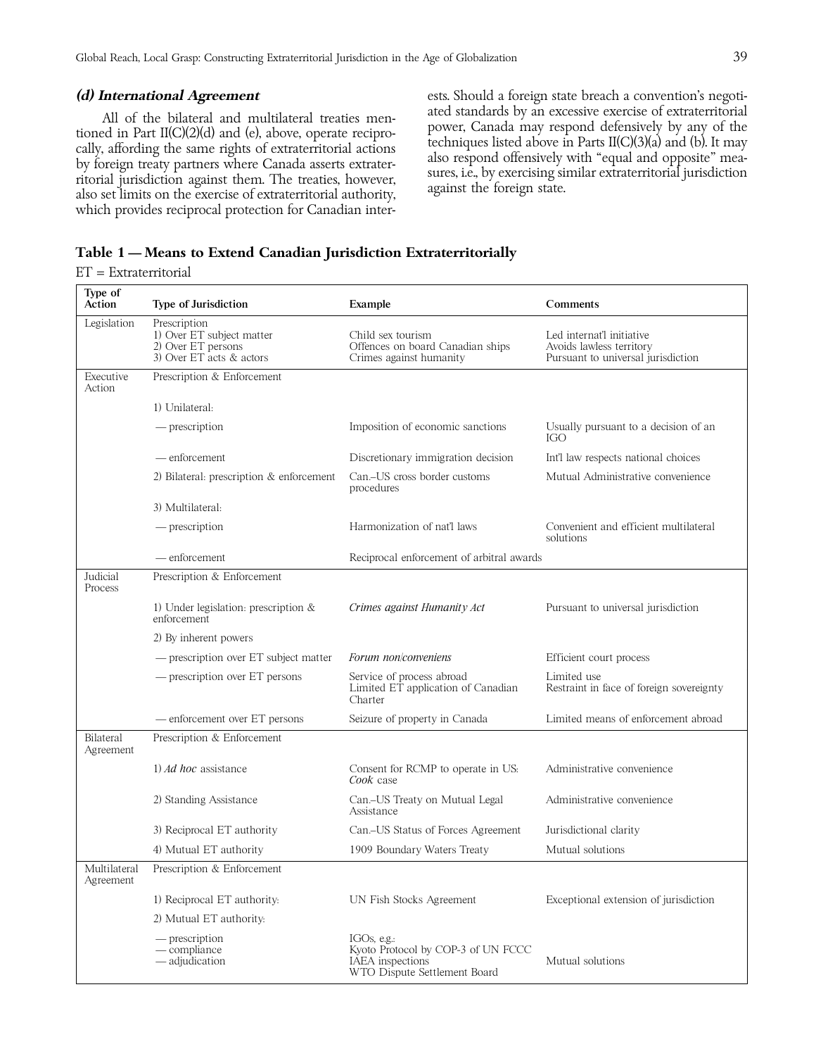### *(d) International Agreement*

All of the bilateral and multilateral treaties mentioned in Part II(C)(2)(d) and (e), above, operate reciprocally, affording the same rights of extraterritorial actions by foreign treaty partners where Canada asserts extraterritorial jurisdiction against them. The treaties, however, also set limits on the exercise of extraterritorial authority, which provides reciprocal protection for Canadian interests. Should a foreign state breach a convention's negotiated standards by an excessive exercise of extraterritorial power, Canada may respond defensively by any of the techniques listed above in Parts II(C)(3)(a) and (b). It may also respond offensively with "equal and opposite" measures, i.e., by exercising similar extraterritorial jurisdiction against the foreign state.

**Table 1 — Means to Extend Canadian Jurisdiction Extraterritorially**

ET = Extraterritorial

| Type of Action | Type of Jurisdiction | Example | Comments |
|---|---|---|---|
| Legislation | Prescription<br>1) Over ET subject matter<br>2) Over ET persons<br>3) Over ET acts & actors | <br>Child sex tourism<br>Offences on board Canadian ships<br>Crimes against humanity | <br>Led internat'l initiative<br>Avoids lawless territory<br>Pursuant to universal jurisdiction |
| Executive Action | Prescription & Enforcement | | |
| | 1) Unilateral: | | |
| | — prescription | Imposition of economic sanctions | Usually pursuant to a decision of an IGO |
| | — enforcement | Discretionary immigration decision | Int'l law respects national choices |
| | 2) Bilateral: prescription & enforcement | Can.–US cross border customs procedures | Mutual Administrative convenience |
| | 3) Multilateral: | | |
| | — prescription | Harmonization of nat'l laws | Convenient and efficient multilateral solutions |
| | — enforcement | Reciprocal enforcement of arbitral awards | |
| Judicial Process | Prescription & Enforcement | | |
| | 1) Under legislation: prescription & enforcement | *Crimes against Humanity Act* | Pursuant to universal jurisdiction |
| | 2) By inherent powers | | |
| | — prescription over ET subject matter | *Forum non/conveniens* | Efficient court process |
| | — prescription over ET persons | Service of process abroad<br>Limited ET application of Canadian Charter | Limited use<br>Restraint in face of foreign sovereignty |
| | — enforcement over ET persons | Seizure of property in Canada | Limited means of enforcement abroad |
| Bilateral Agreement | Prescription & Enforcement | | |
| | 1) *Ad hoc* assistance | Consent for RCMP to operate in US: *Cook* case | Administrative convenience |
| | 2) Standing Assistance | Can.–US Treaty on Mutual Legal Assistance | Administrative convenience |
| | 3) Reciprocal ET authority | Can.–US Status of Forces Agreement | Jurisdictional clarity |
| | 4) Mutual ET authority | 1909 Boundary Waters Treaty | Mutual solutions |
| Multilateral Agreement | Prescription & Enforcement | | |
| | 1) Reciprocal ET authority: | UN Fish Stocks Agreement | Exceptional extension of jurisdiction |
| | 2) Mutual ET authority: | | |
| | — prescription<br>— compliance<br>— adjudication | IGOs, e.g.:<br>Kyoto Protocol by COP-3 of UN FCCC<br>IAEA inspections<br>WTO Dispute Settlement Board | Mutual solutions |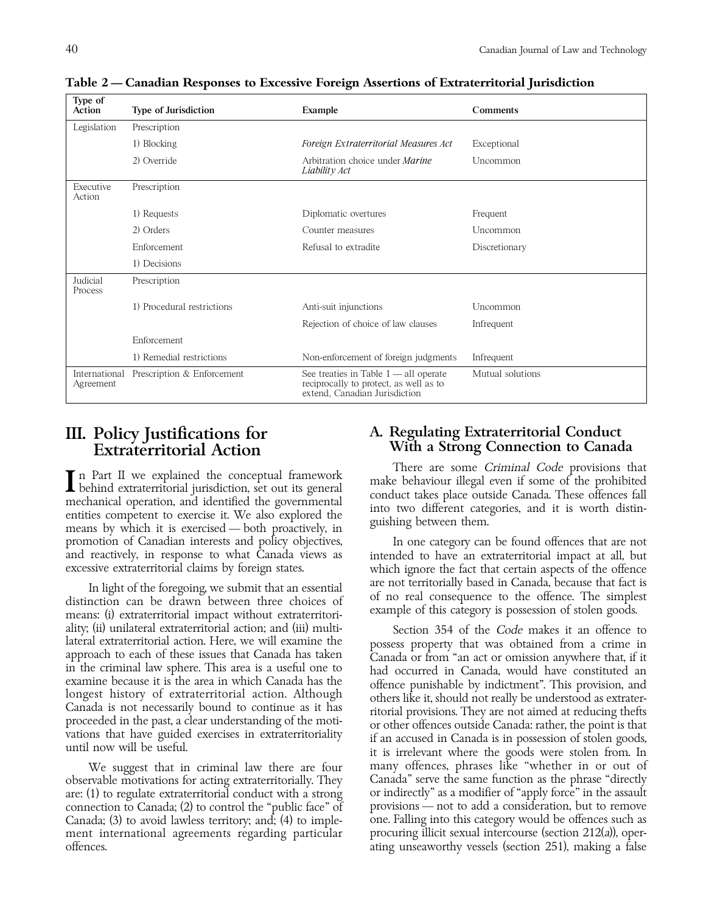**Table 2 — Canadian Responses to Excessive Foreign Assertions of Extraterritorial Jurisdiction**

| Type of Action | Type of Jurisdiction | Example | Comments |
|---|---|---|---|
| Legislation | Prescription | | |
| | 1) Blocking | *Foreign Extraterritorial Measures Act* | Exceptional |
| | 2) Override | Arbitration choice under *Marine Liability Act* | Uncommon |
| Executive Action | Prescription | | |
| | 1) Requests | Diplomatic overtures | Frequent |
| | 2) Orders | Counter measures | Uncommon |
| | Enforcement | Refusal to extradite | Discretionary |
| | 1) Decisions | | |
| Judicial Process | Prescription | | |
| | 1) Procedural restrictions | Anti-suit injunctions | Uncommon |
| | | Rejection of choice of law clauses | Infrequent |
| | Enforcement | | |
| | 1) Remedial restrictions | Non-enforcement of foreign judgments | Infrequent |
| International Agreement | Prescription & Enforcement | See treaties in Table 1 — all operate reciprocally to protect, as well as to extend, Canadian Jurisdiction | Mutual solutions |

# III. Policy Justifications for Extraterritorial Action

In Part II we explained the conceptual framework behind extraterritorial jurisdiction, set out its general mechanical operation, and identified the governmental entities competent to exercise it. We also explored the means by which it is exercised — both proactively, in promotion of Canadian interests and policy objectives, and reactively, in response to what Canada views as excessive extraterritorial claims by foreign states.

In light of the foregoing, we submit that an essential distinction can be drawn between three choices of means: (i) extraterritorial impact without extraterritoriality; (ii) unilateral extraterritorial action; and (iii) multilateral extraterritorial action. Here, we will examine the approach to each of these issues that Canada has taken in the criminal law sphere. This area is a useful one to examine because it is the area in which Canada has the longest history of extraterritorial action. Although Canada is not necessarily bound to continue as it has proceeded in the past, a clear understanding of the motivations that have guided exercises in extraterritoriality until now will be useful.

We suggest that in criminal law there are four observable motivations for acting extraterritorially. They are: (1) to regulate extraterritorial conduct with a strong connection to Canada; (2) to control the "public face" of Canada; (3) to avoid lawless territory; and (4) to implement international agreements regarding particular offences.

## A. Regulating Extraterritorial Conduct With a Strong Connection to Canada

There are some *Criminal Code* provisions that make behaviour illegal even if some of the prohibited conduct takes place outside Canada. These offences fall into two different categories, and it is worth distinguishing between them.

In one category can be found offences that are not intended to have an extraterritorial impact at all, but which ignore the fact that certain aspects of the offence are not territorially based in Canada, because that fact is of no real consequence to the offence. The simplest example of this category is possession of stolen goods.

Section 354 of the *Code* makes it an offence to possess property that was obtained from a crime in Canada or from "an act or omission anywhere that, if it had occurred in Canada, would have constituted an offence punishable by indictment". This provision, and others like it, should not really be understood as extraterritorial provisions. They are not aimed at reducing thefts or other offences outside Canada: rather, the point is that if an accused in Canada is in possession of stolen goods, it is irrelevant where the goods were stolen from. In many offences, phrases like "whether in or out of Canada" serve the same function as the phrase "directly or indirectly" as a modifier of "apply force" in the assault provisions — not to add a consideration, but to remove one. Falling into this category would be offences such as procuring illicit sexual intercourse (section 212(*a*)), operating unseaworthy vessels (section 251), making a false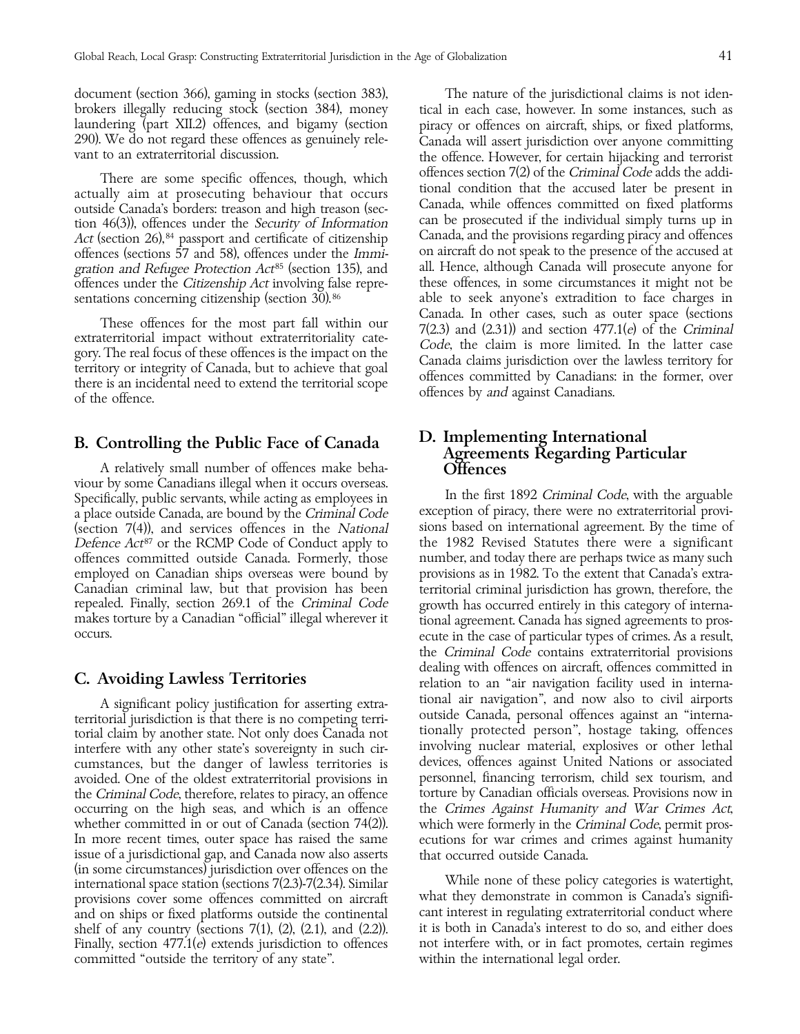document (section 366), gaming in stocks (section 383), brokers illegally reducing stock (section 384), money laundering (part XII.2) offences, and bigamy (section 290). We do not regard these offences as genuinely relevant to an extraterritorial discussion.

There are some specific offences, though, which actually aim at prosecuting behaviour that occurs outside Canada's borders: treason and high treason (section 46(3)), offences under the *Security of Information Act* (section 26),[84] passport and certificate of citizenship offences (sections 57 and 58), offences under the *Immigration and Refugee Protection Act*[85] (section 135), and offences under the *Citizenship Act* involving false representations concerning citizenship (section 30).[86]

These offences for the most part fall within our extraterritorial impact without extraterritoriality category. The real focus of these offences is the impact on the territory or integrity of Canada, but to achieve that goal there is an incidental need to extend the territorial scope of the offence.

## B. Controlling the Public Face of Canada

A relatively small number of offences make behaviour by some Canadians illegal when it occurs overseas. Specifically, public servants, while acting as employees in a place outside Canada, are bound by the *Criminal Code* (section 7(4)), and services offences in the *National Defence Act*[87] or the RCMP Code of Conduct apply to offences committed outside Canada. Formerly, those employed on Canadian ships overseas were bound by Canadian criminal law, but that provision has been repealed. Finally, section 269.1 of the *Criminal Code* makes torture by a Canadian "official" illegal wherever it occurs.

## C. Avoiding Lawless Territories

A significant policy justification for asserting extraterritorial jurisdiction is that there is no competing territorial claim by another state. Not only does Canada not interfere with any other state's sovereignty in such circumstances, but the danger of lawless territories is avoided. One of the oldest extraterritorial provisions in the *Criminal Code*, therefore, relates to piracy, an offence occurring on the high seas, and which is an offence whether committed in or out of Canada (section 74(2)). In more recent times, outer space has raised the same issue of a jurisdictional gap, and Canada now also asserts (in some circumstances) jurisdiction over offences on the international space station (sections 7(2.3)-7(2.34). Similar provisions cover some offences committed on aircraft and on ships or fixed platforms outside the continental shelf of any country (sections 7(1), (2), (2.1), and (2.2)). Finally, section 477.1(*e*) extends jurisdiction to offences committed "outside the territory of any state".

The nature of the jurisdictional claims is not identical in each case, however. In some instances, such as piracy or offences on aircraft, ships, or fixed platforms, Canada will assert jurisdiction over anyone committing the offence. However, for certain hijacking and terrorist offences section 7(2) of the *Criminal Code* adds the additional condition that the accused later be present in Canada, while offences committed on fixed platforms can be prosecuted if the individual simply turns up in Canada, and the provisions regarding piracy and offences on aircraft do not speak to the presence of the accused at all. Hence, although Canada will prosecute anyone for these offences, in some circumstances it might not be able to seek anyone's extradition to face charges in Canada. In other cases, such as outer space (sections 7(2.3) and (2.31)) and section 477.1(*e*) of the *Criminal Code*, the claim is more limited. In the latter case Canada claims jurisdiction over the lawless territory for offences committed by Canadians: in the former, over offences by *and* against Canadians.

## D. Implementing International Agreements Regarding Particular Offences

In the first 1892 *Criminal Code*, with the arguable exception of piracy, there were no extraterritorial provisions based on international agreement. By the time of the 1982 Revised Statutes there were a significant number, and today there are perhaps twice as many such provisions as in 1982. To the extent that Canada's extraterritorial criminal jurisdiction has grown, therefore, the growth has occurred entirely in this category of international agreement. Canada has signed agreements to prosecute in the case of particular types of crimes. As a result, the *Criminal Code* contains extraterritorial provisions dealing with offences on aircraft, offences committed in relation to an "air navigation facility used in international air navigation", and now also to civil airports outside Canada, personal offences against an "internationally protected person", hostage taking, offences involving nuclear material, explosives or other lethal devices, offences against United Nations or associated personnel, financing terrorism, child sex tourism, and torture by Canadian officials overseas. Provisions now in the *Crimes Against Humanity and War Crimes Act*, which were formerly in the *Criminal Code*, permit prosecutions for war crimes and crimes against humanity that occurred outside Canada.

While none of these policy categories is watertight, what they demonstrate in common is Canada's significant interest in regulating extraterritorial conduct where it is both in Canada's interest to do so, and either does not interfere with, or in fact promotes, certain regimes within the international legal order.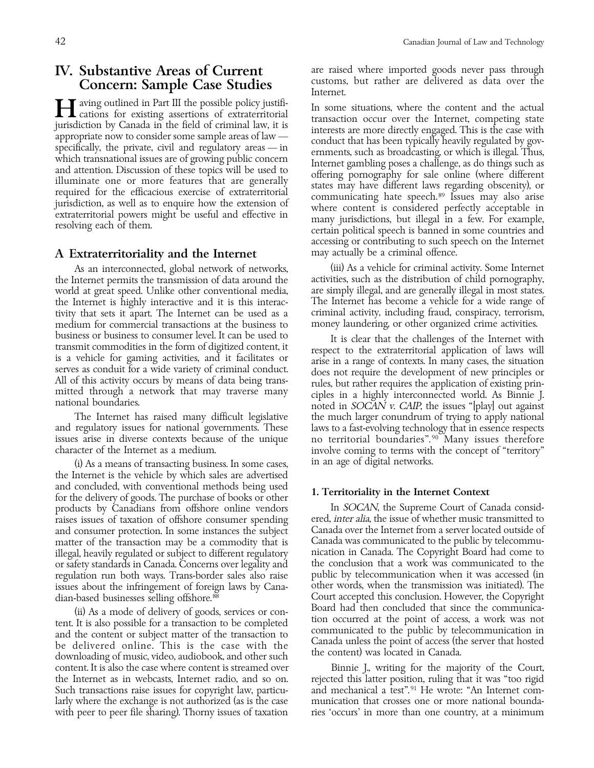# IV. Substantive Areas of Current Concern: Sample Case Studies

Having outlined in Part III the possible policy justifications for existing assertions of extraterritorial jurisdiction by Canada in the field of criminal law, it is appropriate now to consider some sample areas of law — specifically, the private, civil and regulatory areas — in which transnational issues are of growing public concern and attention. Discussion of these topics will be used to illuminate one or more features that are generally required for the efficacious exercise of extraterritorial jurisdiction, as well as to enquire how the extension of extraterritorial powers might be useful and effective in resolving each of them.

## A Extraterritoriality and the Internet

As an interconnected, global network of networks, the Internet permits the transmission of data around the world at great speed. Unlike other conventional media, the Internet is highly interactive and it is this interactivity that sets it apart. The Internet can be used as a medium for commercial transactions at the business to business or business to consumer level. It can be used to transmit commodities in the form of digitized content, it is a vehicle for gaming activities, and it facilitates or serves as conduit for a wide variety of criminal conduct. All of this activity occurs by means of data being transmitted through a network that may traverse many national boundaries.

The Internet has raised many difficult legislative and regulatory issues for national governments. These issues arise in diverse contexts because of the unique character of the Internet as a medium.

(i) As a means of transacting business. In some cases, the Internet is the vehicle by which sales are advertised and concluded, with conventional methods being used for the delivery of goods. The purchase of books or other products by Canadians from offshore online vendors raises issues of taxation of offshore consumer spending and consumer protection. In some instances the subject matter of the transaction may be a commodity that is illegal, heavily regulated or subject to different regulatory or safety standards in Canada. Concerns over legality and regulation run both ways. Trans-border sales also raise issues about the infringement of foreign laws by Canadian-based businesses selling offshore.[88]

(ii) As a mode of delivery of goods, services or content. It is also possible for a transaction to be completed and the content or subject matter of the transaction to be delivered online. This is the case with the downloading of music, video, audiobook, and other such content. It is also the case where content is streamed over the Internet as in webcasts, Internet radio, and so on. Such transactions raise issues for copyright law, particularly where the exchange is not authorized (as is the case with peer to peer file sharing). Thorny issues of taxation are raised where imported goods never pass through customs, but rather are delivered as data over the Internet.

In some situations, where the content and the actual transaction occur over the Internet, competing state interests are more directly engaged. This is the case with conduct that has been typically heavily regulated by governments, such as broadcasting, or which is illegal. Thus, Internet gambling poses a challenge, as do things such as offering pornography for sale online (where different states may have different laws regarding obscenity), or communicating hate speech.[89] Issues may also arise where content is considered perfectly acceptable in many jurisdictions, but illegal in a few. For example, certain political speech is banned in some countries and accessing or contributing to such speech on the Internet may actually be a criminal offence.

(iii) As a vehicle for criminal activity. Some Internet activities, such as the distribution of child pornography, are simply illegal, and are generally illegal in most states. The Internet has become a vehicle for a wide range of criminal activity, including fraud, conspiracy, terrorism, money laundering, or other organized crime activities.

It is clear that the challenges of the Internet with respect to the extraterritorial application of laws will arise in a range of contexts. In many cases, the situation does not require the development of new principles or rules, but rather requires the application of existing principles in a highly interconnected world. As Binnie J. noted in *SOCAN v. CAIP*, the issues "[play] out against the much larger conundrum of trying to apply national laws to a fast-evolving technology that in essence respects no territorial boundaries".[90] Many issues therefore involve coming to terms with the concept of "territory" in an age of digital networks.

### 1. Territoriality in the Internet Context

In *SOCAN*, the Supreme Court of Canada considered, *inter alia*, the issue of whether music transmitted to Canada over the Internet from a server located outside of Canada was communicated to the public by telecommunication in Canada. The Copyright Board had come to the conclusion that a work was communicated to the public by telecommunication when it was accessed (in other words, when the transmission was initiated). The Court accepted this conclusion. However, the Copyright Board had then concluded that since the communication occurred at the point of access, a work was not communicated to the public by telecommunication in Canada unless the point of access (the server that hosted the content) was located in Canada.

Binnie J., writing for the majority of the Court, rejected this latter position, ruling that it was "too rigid and mechanical a test".[91] He wrote: "An Internet communication that crosses one or more national boundaries 'occurs' in more than one country, at a minimum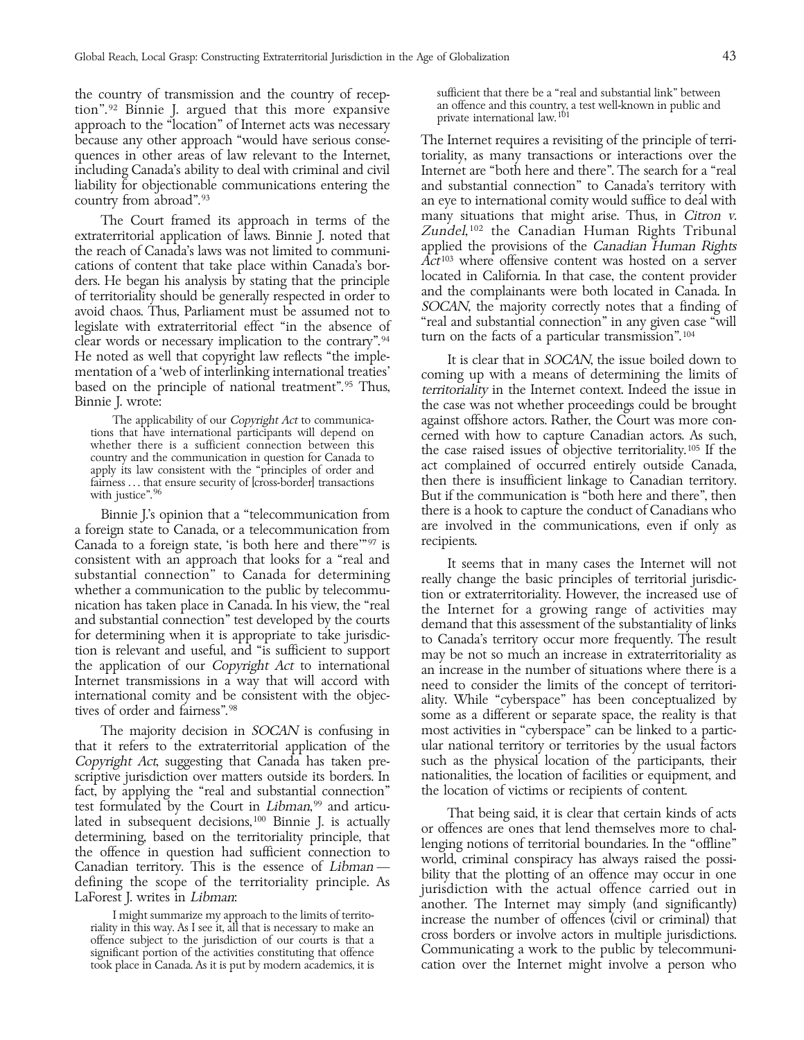the country of transmission and the country of reception".[92] Binnie J. argued that this more expansive approach to the "location" of Internet acts was necessary because any other approach "would have serious consequences in other areas of law relevant to the Internet, including Canada's ability to deal with criminal and civil liability for objectionable communications entering the country from abroad".[93]

The Court framed its approach in terms of the extraterritorial application of laws. Binnie J. noted that the reach of Canada's laws was not limited to communications of content that take place within Canada's borders. He began his analysis by stating that the principle of territoriality should be generally respected in order to avoid chaos. Thus, Parliament must be assumed not to legislate with extraterritorial effect "in the absence of clear words or necessary implication to the contrary".[94] He noted as well that copyright law reflects "the implementation of a 'web of interlinking international treaties' based on the principle of national treatment".[95] Thus, Binnie J. wrote:

> The applicability of our *Copyright Act* to communications that have international participants will depend on whether there is a sufficient connection between this country and the communication in question for Canada to apply its law consistent with the "principles of order and fairness ... that ensure security of [cross-border] transactions with justice".[96]

Binnie J.'s opinion that a "telecommunication from a foreign state to Canada, or a telecommunication from Canada to a foreign state, 'is both here and there'"[97] is consistent with an approach that looks for a "real and substantial connection" to Canada for determining whether a communication to the public by telecommunication has taken place in Canada. In his view, the "real and substantial connection" test developed by the courts for determining when it is appropriate to take jurisdiction is relevant and useful, and "is sufficient to support the application of our *Copyright Act* to international Internet transmissions in a way that will accord with international comity and be consistent with the objectives of order and fairness".[98]

The majority decision in *SOCAN* is confusing in that it refers to the extraterritorial application of the *Copyright Act*, suggesting that Canada has taken prescriptive jurisdiction over matters outside its borders. In fact, by applying the "real and substantial connection" test formulated by the Court in *Libman*,[99] and articulated in subsequent decisions,[100] Binnie J. is actually determining, based on the territoriality principle, that the offence in question had sufficient connection to Canadian territory. This is the essence of *Libman* — defining the scope of the territoriality principle. As LaForest J. writes in *Libman*:

> I might summarize my approach to the limits of territoriality in this way. As I see it, all that is necessary to make an offence subject to the jurisdiction of our courts is that a significant portion of the activities constituting that offence took place in Canada. As it is put by modern academics, it is sufficient that there be a "real and substantial link" between an offence and this country, a test well-known in public and private international law.[101]

The Internet requires a revisiting of the principle of territoriality, as many transactions or interactions over the Internet are "both here and there". The search for a "real and substantial connection" to Canada's territory with an eye to international comity would suffice to deal with many situations that might arise. Thus, in *Citron v. Zundel*,[102] the Canadian Human Rights Tribunal applied the provisions of the *Canadian Human Rights Act*[103] where offensive content was hosted on a server located in California. In that case, the content provider and the complainants were both located in Canada. In *SOCAN*, the majority correctly notes that a finding of "real and substantial connection" in any given case "will turn on the facts of a particular transmission".[104]

It is clear that in *SOCAN*, the issue boiled down to coming up with a means of determining the limits of *territoriality* in the Internet context. Indeed the issue in the case was not whether proceedings could be brought against offshore actors. Rather, the Court was more concerned with how to capture Canadian actors. As such, the case raised issues of objective territoriality.[105] If the act complained of occurred entirely outside Canada, then there is insufficient linkage to Canadian territory. But if the communication is "both here and there", then there is a hook to capture the conduct of Canadians who are involved in the communications, even if only as recipients.

It seems that in many cases the Internet will not really change the basic principles of territorial jurisdiction or extraterritoriality. However, the increased use of the Internet for a growing range of activities may demand that this assessment of the substantiality of links to Canada's territory occur more frequently. The result may be not so much an increase in extraterritoriality as an increase in the number of situations where there is a need to consider the limits of the concept of territoriality. While "cyberspace" has been conceptualized by some as a different or separate space, the reality is that most activities in "cyberspace" can be linked to a particular national territory or territories by the usual factors such as the physical location of the participants, their nationalities, the location of facilities or equipment, and the location of victims or recipients of content.

That being said, it is clear that certain kinds of acts or offences are ones that lend themselves more to challenging notions of territorial boundaries. In the "offline" world, criminal conspiracy has always raised the possibility that the plotting of an offence may occur in one jurisdiction with the actual offence carried out in another. The Internet may simply (and significantly) increase the number of offences (civil or criminal) that cross borders or involve actors in multiple jurisdictions. Communicating a work to the public by telecommunication over the Internet might involve a person who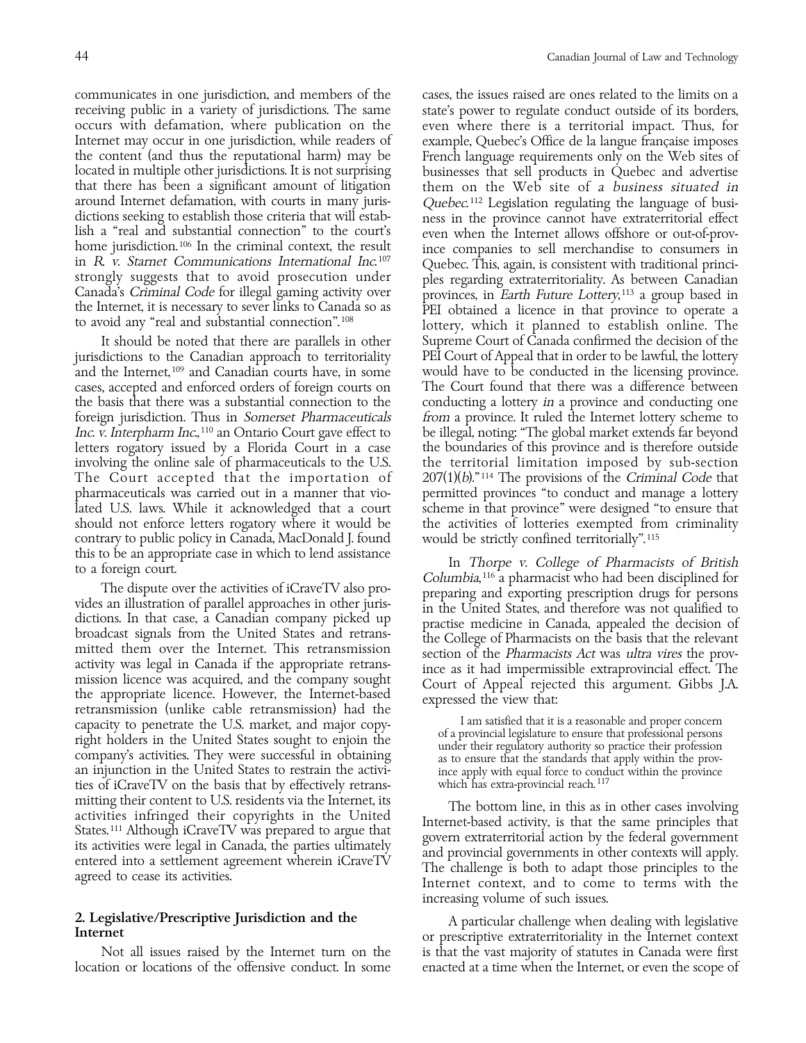communicates in one jurisdiction, and members of the receiving public in a variety of jurisdictions. The same occurs with defamation, where publication on the Internet may occur in one jurisdiction, while readers of the content (and thus the reputational harm) may be located in multiple other jurisdictions. It is not surprising that there has been a significant amount of litigation around Internet defamation, with courts in many jurisdictions seeking to establish those criteria that will establish a "real and substantial connection" to the court's home jurisdiction.[106] In the criminal context, the result in *R. v. Starnet Communications International Inc.*[107] strongly suggests that to avoid prosecution under Canada's *Criminal Code* for illegal gaming activity over the Internet, it is necessary to sever links to Canada so as to avoid any "real and substantial connection".[108]

It should be noted that there are parallels in other jurisdictions to the Canadian approach to territoriality and the Internet,[109] and Canadian courts have, in some cases, accepted and enforced orders of foreign courts on the basis that there was a substantial connection to the foreign jurisdiction. Thus in *Somerset Pharmaceuticals Inc. v. Interpharm Inc.*,[110] an Ontario Court gave effect to letters rogatory issued by a Florida Court in a case involving the online sale of pharmaceuticals to the U.S. The Court accepted that the importation of pharmaceuticals was carried out in a manner that violated U.S. laws. While it acknowledged that a court should not enforce letters rogatory where it would be contrary to public policy in Canada, MacDonald J. found this to be an appropriate case in which to lend assistance to a foreign court.

The dispute over the activities of iCraveTV also provides an illustration of parallel approaches in other jurisdictions. In that case, a Canadian company picked up broadcast signals from the United States and retransmitted them over the Internet. This retransmission activity was legal in Canada if the appropriate retransmission licence was acquired, and the company sought the appropriate licence. However, the Internet-based retransmission (unlike cable retransmission) had the capacity to penetrate the U.S. market, and major copyright holders in the United States sought to enjoin the company's activities. They were successful in obtaining an injunction in the United States to restrain the activities of iCraveTV on the basis that by effectively retransmitting their content to U.S. residents via the Internet, its activities infringed their copyrights in the United States.[111] Although iCraveTV was prepared to argue that its activities were legal in Canada, the parties ultimately entered into a settlement agreement wherein iCraveTV agreed to cease its activities.

## 2. Legislative/Prescriptive Jurisdiction and the Internet

Not all issues raised by the Internet turn on the location or locations of the offensive conduct. In some cases, the issues raised are ones related to the limits on a state's power to regulate conduct outside of its borders, even where there is a territorial impact. Thus, for example, Quebec's Office de la langue française imposes French language requirements only on the Web sites of businesses that sell products in Quebec and advertise them on the Web site of *a business situated in Quebec*.[112] Legislation regulating the language of business in the province cannot have extraterritorial effect even when the Internet allows offshore or out-of-province companies to sell merchandise to consumers in Quebec. This, again, is consistent with traditional principles regarding extraterritoriality. As between Canadian provinces, in *Earth Future Lottery*,[113] a group based in PEI obtained a licence in that province to operate a lottery, which it planned to establish online. The Supreme Court of Canada confirmed the decision of the PEI Court of Appeal that in order to be lawful, the lottery would have to be conducted in the licensing province. The Court found that there was a difference between conducting a lottery *in* a province and conducting one *from* a province. It ruled the Internet lottery scheme to be illegal, noting: "The global market extends far beyond the boundaries of this province and is therefore outside the territorial limitation imposed by sub-section 207(1)(*b*)."[114] The provisions of the *Criminal Code* that permitted provinces "to conduct and manage a lottery scheme in that province" were designed "to ensure that the activities of lotteries exempted from criminality would be strictly confined territorially".[115]

In *Thorpe v. College of Pharmacists of British Columbia*,[116] a pharmacist who had been disciplined for preparing and exporting prescription drugs for persons in the United States, and therefore was not qualified to practise medicine in Canada, appealed the decision of the College of Pharmacists on the basis that the relevant section of the *Pharmacists Act* was *ultra vires* the province as it had impermissible extraprovincial effect. The Court of Appeal rejected this argument. Gibbs J.A. expressed the view that:

> I am satisfied that it is a reasonable and proper concern of a provincial legislature to ensure that professional persons under their regulatory authority so practice their profession as to ensure that the standards that apply within the province apply with equal force to conduct within the province which has extra-provincial reach.[117]

The bottom line, in this as in other cases involving Internet-based activity, is that the same principles that govern extraterritorial action by the federal government and provincial governments in other contexts will apply. The challenge is both to adapt those principles to the Internet context, and to come to terms with the increasing volume of such issues.

A particular challenge when dealing with legislative or prescriptive extraterritoriality in the Internet context is that the vast majority of statutes in Canada were first enacted at a time when the Internet, or even the scope of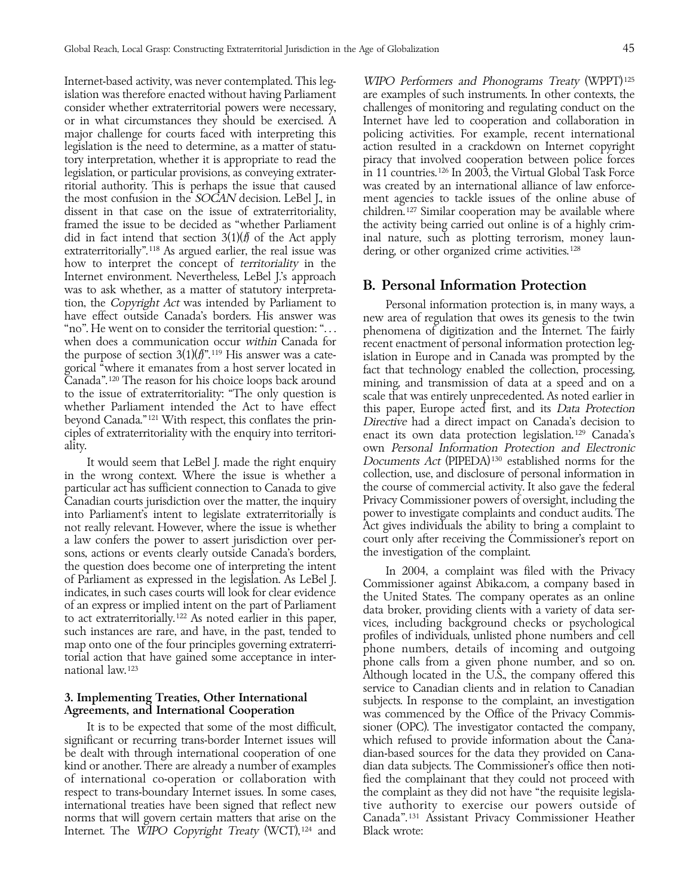Internet-based activity, was never contemplated. This legislation was therefore enacted without having Parliament consider whether extraterritorial powers were necessary, or in what circumstances they should be exercised. A major challenge for courts faced with interpreting this legislation is the need to determine, as a matter of statutory interpretation, whether it is appropriate to read the legislation, or particular provisions, as conveying extraterritorial authority. This is perhaps the issue that caused the most confusion in the *SOCAN* decision. LeBel J., in dissent in that case on the issue of extraterritoriality, framed the issue to be decided as "whether Parliament did in fact intend that section 3(1)(*f*) of the Act apply extraterritorially".[118] As argued earlier, the real issue was how to interpret the concept of *territoriality* in the Internet environment. Nevertheless, LeBel J.'s approach was to ask whether, as a matter of statutory interpretation, the *Copyright Act* was intended by Parliament to have effect outside Canada's borders. His answer was "no". He went on to consider the territorial question: "… when does a communication occur *within* Canada for the purpose of section 3(1)(*f*)".[119] His answer was a categorical "where it emanates from a host server located in Canada".[120] The reason for his choice loops back around to the issue of extraterritoriality: "The only question is whether Parliament intended the Act to have effect beyond Canada."[121] With respect, this conflates the principles of extraterritoriality with the enquiry into territoriality.

It would seem that LeBel J. made the right enquiry in the wrong context. Where the issue is whether a particular act has sufficient connection to Canada to give Canadian courts jurisdiction over the matter, the inquiry into Parliament's intent to legislate extraterritorially is not really relevant. However, where the issue is whether a law confers the power to assert jurisdiction over persons, actions or events clearly outside Canada's borders, the question does become one of interpreting the intent of Parliament as expressed in the legislation. As LeBel J. indicates, in such cases courts will look for clear evidence of an express or implied intent on the part of Parliament to act extraterritorially.[122] As noted earlier in this paper, such instances are rare, and have, in the past, tended to map onto one of the four principles governing extraterritorial action that have gained some acceptance in international law.[123]

### 3. Implementing Treaties, Other International Agreements, and International Cooperation

It is to be expected that some of the most difficult, significant or recurring trans-border Internet issues will be dealt with through international cooperation of one kind or another. There are already a number of examples of international co-operation or collaboration with respect to trans-boundary Internet issues. In some cases, international treaties have been signed that reflect new norms that will govern certain matters that arise on the Internet. The *WIPO Copyright Treaty* (WCT),[124] and *WIPO Performers and Phonograms Treaty* (WPPT)[125] are examples of such instruments. In other contexts, the challenges of monitoring and regulating conduct on the Internet have led to cooperation and collaboration in policing activities. For example, recent international action resulted in a crackdown on Internet copyright piracy that involved cooperation between police forces in 11 countries.[126] In 2003, the Virtual Global Task Force was created by an international alliance of law enforcement agencies to tackle issues of the online abuse of children.[127] Similar cooperation may be available where the activity being carried out online is of a highly criminal nature, such as plotting terrorism, money laundering, or other organized crime activities.[128]

## B. Personal Information Protection

Personal information protection is, in many ways, a new area of regulation that owes its genesis to the twin phenomena of digitization and the Internet. The fairly recent enactment of personal information protection legislation in Europe and in Canada was prompted by the fact that technology enabled the collection, processing, mining, and transmission of data at a speed and on a scale that was entirely unprecedented. As noted earlier in this paper, Europe acted first, and its *Data Protection Directive* had a direct impact on Canada's decision to enact its own data protection legislation.[129] Canada's own *Personal Information Protection and Electronic Documents Act* (PIPEDA)[130] established norms for the collection, use, and disclosure of personal information in the course of commercial activity. It also gave the federal Privacy Commissioner powers of oversight, including the power to investigate complaints and conduct audits. The Act gives individuals the ability to bring a complaint to court only after receiving the Commissioner's report on the investigation of the complaint.

In 2004, a complaint was filed with the Privacy Commissioner against Abika.com, a company based in the United States. The company operates as an online data broker, providing clients with a variety of data services, including background checks or psychological profiles of individuals, unlisted phone numbers and cell phone numbers, details of incoming and outgoing phone calls from a given phone number, and so on. Although located in the U.S., the company offered this service to Canadian clients and in relation to Canadian subjects. In response to the complaint, an investigation was commenced by the Office of the Privacy Commissioner (OPC). The investigator contacted the company, which refused to provide information about the Canadian-based sources for the data they provided on Canadian data subjects. The Commissioner's office then notified the complainant that they could not proceed with the complaint as they did not have "the requisite legislative authority to exercise our powers outside of Canada".[131] Assistant Privacy Commissioner Heather Black wrote: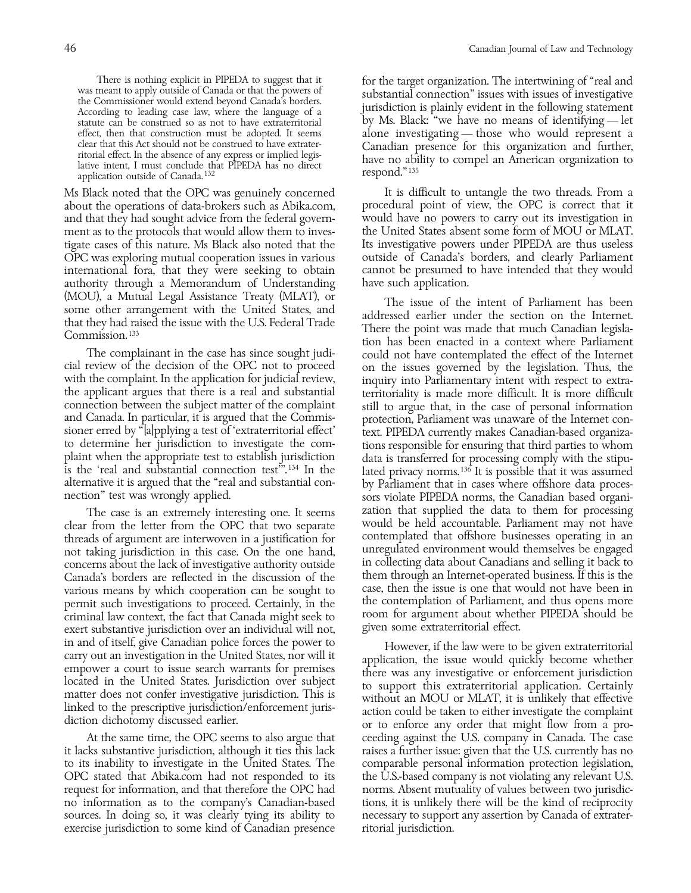> There is nothing explicit in PIPEDA to suggest that it was meant to apply outside of Canada or that the powers of the Commissioner would extend beyond Canada's borders. According to leading case law, where the language of a statute can be construed so as not to have extraterritorial effect, then that construction must be adopted. It seems clear that this Act should not be construed to have extraterritorial effect. In the absence of any express or implied legislative intent, I must conclude that PIPEDA has no direct application outside of Canada.[132]

Ms Black noted that the OPC was genuinely concerned about the operations of data-brokers such as Abika.com, and that they had sought advice from the federal government as to the protocols that would allow them to investigate cases of this nature. Ms Black also noted that the OPC was exploring mutual cooperation issues in various international fora, that they were seeking to obtain authority through a Memorandum of Understanding (MOU), a Mutual Legal Assistance Treaty (MLAT), or some other arrangement with the United States, and that they had raised the issue with the U.S. Federal Trade Commission.[133]

The complainant in the case has since sought judicial review of the decision of the OPC not to proceed with the complaint. In the application for judicial review, the applicant argues that there is a real and substantial connection between the subject matter of the complaint and Canada. In particular, it is argued that the Commissioner erred by "[a]pplying a test of 'extraterritorial effect' to determine her jurisdiction to investigate the complaint when the appropriate test to establish jurisdiction is the 'real and substantial connection test'".[134] In the alternative it is argued that the "real and substantial connection" test was wrongly applied.

The case is an extremely interesting one. It seems clear from the letter from the OPC that two separate threads of argument are interwoven in a justification for not taking jurisdiction in this case. On the one hand, concerns about the lack of investigative authority outside Canada's borders are reflected in the discussion of the various means by which cooperation can be sought to permit such investigations to proceed. Certainly, in the criminal law context, the fact that Canada might seek to exert substantive jurisdiction over an individual will not, in and of itself, give Canadian police forces the power to carry out an investigation in the United States, nor will it empower a court to issue search warrants for premises located in the United States. Jurisdiction over subject matter does not confer investigative jurisdiction. This is linked to the prescriptive jurisdiction/enforcement jurisdiction dichotomy discussed earlier.

At the same time, the OPC seems to also argue that it lacks substantive jurisdiction, although it ties this lack to its inability to investigate in the United States. The OPC stated that Abika.com had not responded to its request for information, and that therefore the OPC had no information as to the company's Canadian-based sources. In doing so, it was clearly tying its ability to exercise jurisdiction to some kind of Canadian presence for the target organization. The intertwining of "real and substantial connection" issues with issues of investigative jurisdiction is plainly evident in the following statement by Ms. Black: "we have no means of identifying — let alone investigating — those who would represent a Canadian presence for this organization and further, have no ability to compel an American organization to respond."[135]

It is difficult to untangle the two threads. From a procedural point of view, the OPC is correct that it would have no powers to carry out its investigation in the United States absent some form of MOU or MLAT. Its investigative powers under PIPEDA are thus useless outside of Canada's borders, and clearly Parliament cannot be presumed to have intended that they would have such application.

The issue of the intent of Parliament has been addressed earlier under the section on the Internet. There the point was made that much Canadian legislation has been enacted in a context where Parliament could not have contemplated the effect of the Internet on the issues governed by the legislation. Thus, the inquiry into Parliamentary intent with respect to extraterritoriality is made more difficult. It is more difficult still to argue that, in the case of personal information protection, Parliament was unaware of the Internet context. PIPEDA currently makes Canadian-based organizations responsible for ensuring that third parties to whom data is transferred for processing comply with the stipulated privacy norms.[136] It is possible that it was assumed by Parliament that in cases where offshore data processors violate PIPEDA norms, the Canadian based organization that supplied the data to them for processing would be held accountable. Parliament may not have contemplated that offshore businesses operating in an unregulated environment would themselves be engaged in collecting data about Canadians and selling it back to them through an Internet-operated business. If this is the case, then the issue is one that would not have been in the contemplation of Parliament, and thus opens more room for argument about whether PIPEDA should be given some extraterritorial effect.

However, if the law were to be given extraterritorial application, the issue would quickly become whether there was any investigative or enforcement jurisdiction to support this extraterritorial application. Certainly without an MOU or MLAT, it is unlikely that effective action could be taken to either investigate the complaint or to enforce any order that might flow from a proceeding against the U.S. company in Canada. The case raises a further issue: given that the U.S. currently has no comparable personal information protection legislation, the U.S.-based company is not violating any relevant U.S. norms. Absent mutuality of values between two jurisdictions, it is unlikely there will be the kind of reciprocity necessary to support any assertion by Canada of extraterritorial jurisdiction.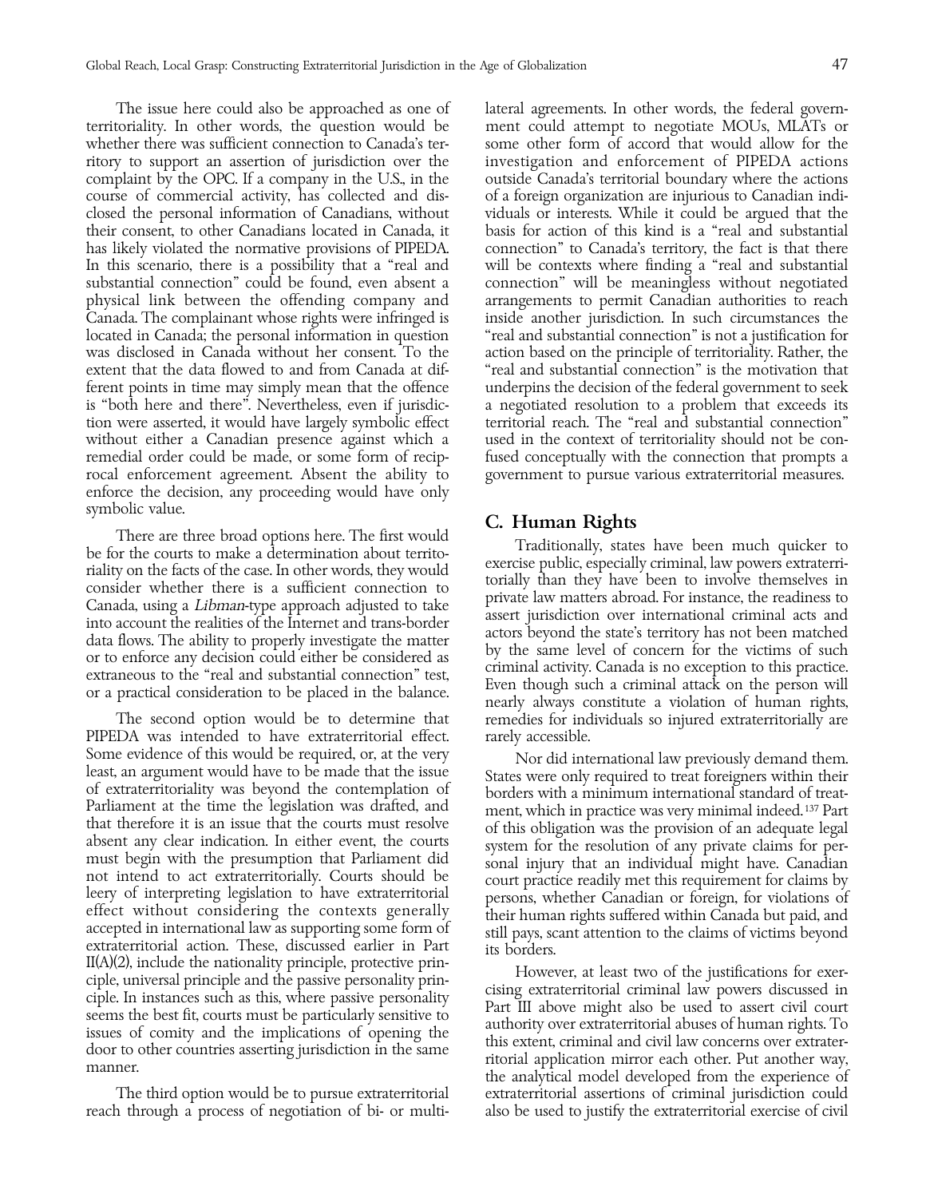The issue here could also be approached as one of territoriality. In other words, the question would be whether there was sufficient connection to Canada's territory to support an assertion of jurisdiction over the complaint by the OPC. If a company in the U.S., in the course of commercial activity, has collected and disclosed the personal information of Canadians, without their consent, to other Canadians located in Canada, it has likely violated the normative provisions of PIPEDA. In this scenario, there is a possibility that a "real and substantial connection" could be found, even absent a physical link between the offending company and Canada. The complainant whose rights were infringed is located in Canada; the personal information in question was disclosed in Canada without her consent. To the extent that the data flowed to and from Canada at different points in time may simply mean that the offence is "both here and there". Nevertheless, even if jurisdiction were asserted, it would have largely symbolic effect without either a Canadian presence against which a remedial order could be made, or some form of reciprocal enforcement agreement. Absent the ability to enforce the decision, any proceeding would have only symbolic value.

There are three broad options here. The first would be for the courts to make a determination about territoriality on the facts of the case. In other words, they would consider whether there is a sufficient connection to Canada, using a *Libman*-type approach adjusted to take into account the realities of the Internet and trans-border data flows. The ability to properly investigate the matter or to enforce any decision could either be considered as extraneous to the "real and substantial connection" test, or a practical consideration to be placed in the balance.

The second option would be to determine that PIPEDA was intended to have extraterritorial effect. Some evidence of this would be required, or, at the very least, an argument would have to be made that the issue of extraterritoriality was beyond the contemplation of Parliament at the time the legislation was drafted, and that therefore it is an issue that the courts must resolve absent any clear indication. In either event, the courts must begin with the presumption that Parliament did not intend to act extraterritorially. Courts should be leery of interpreting legislation to have extraterritorial effect without considering the contexts generally accepted in international law as supporting some form of extraterritorial action. These, discussed earlier in Part II(A)(2), include the nationality principle, protective principle, universal principle and the passive personality principle. In instances such as this, where passive personality seems the best fit, courts must be particularly sensitive to issues of comity and the implications of opening the door to other countries asserting jurisdiction in the same manner.

The third option would be to pursue extraterritorial reach through a process of negotiation of bi- or multilateral agreements. In other words, the federal government could attempt to negotiate MOUs, MLATs or some other form of accord that would allow for the investigation and enforcement of PIPEDA actions outside Canada's territorial boundary where the actions of a foreign organization are injurious to Canadian individuals or interests. While it could be argued that the basis for action of this kind is a "real and substantial connection" to Canada's territory, the fact is that there will be contexts where finding a "real and substantial connection" will be meaningless without negotiated arrangements to permit Canadian authorities to reach inside another jurisdiction. In such circumstances the "real and substantial connection" is not a justification for action based on the principle of territoriality. Rather, the "real and substantial connection" is the motivation that underpins the decision of the federal government to seek a negotiated resolution to a problem that exceeds its territorial reach. The "real and substantial connection" used in the context of territoriality should not be confused conceptually with the connection that prompts a government to pursue various extraterritorial measures.

## C. Human Rights

Traditionally, states have been much quicker to exercise public, especially criminal, law powers extraterritorially than they have been to involve themselves in private law matters abroad. For instance, the readiness to assert jurisdiction over international criminal acts and actors beyond the state's territory has not been matched by the same level of concern for the victims of such criminal activity. Canada is no exception to this practice. Even though such a criminal attack on the person will nearly always constitute a violation of human rights, remedies for individuals so injured extraterritorially are rarely accessible.

Nor did international law previously demand them. States were only required to treat foreigners within their borders with a minimum international standard of treatment, which in practice was very minimal indeed.[137] Part of this obligation was the provision of an adequate legal system for the resolution of any private claims for personal injury that an individual might have. Canadian court practice readily met this requirement for claims by persons, whether Canadian or foreign, for violations of their human rights suffered within Canada but paid, and still pays, scant attention to the claims of victims beyond its borders.

However, at least two of the justifications for exercising extraterritorial criminal law powers discussed in Part III above might also be used to assert civil court authority over extraterritorial abuses of human rights. To this extent, criminal and civil law concerns over extraterritorial application mirror each other. Put another way, the analytical model developed from the experience of extraterritorial assertions of criminal jurisdiction could also be used to justify the extraterritorial exercise of civil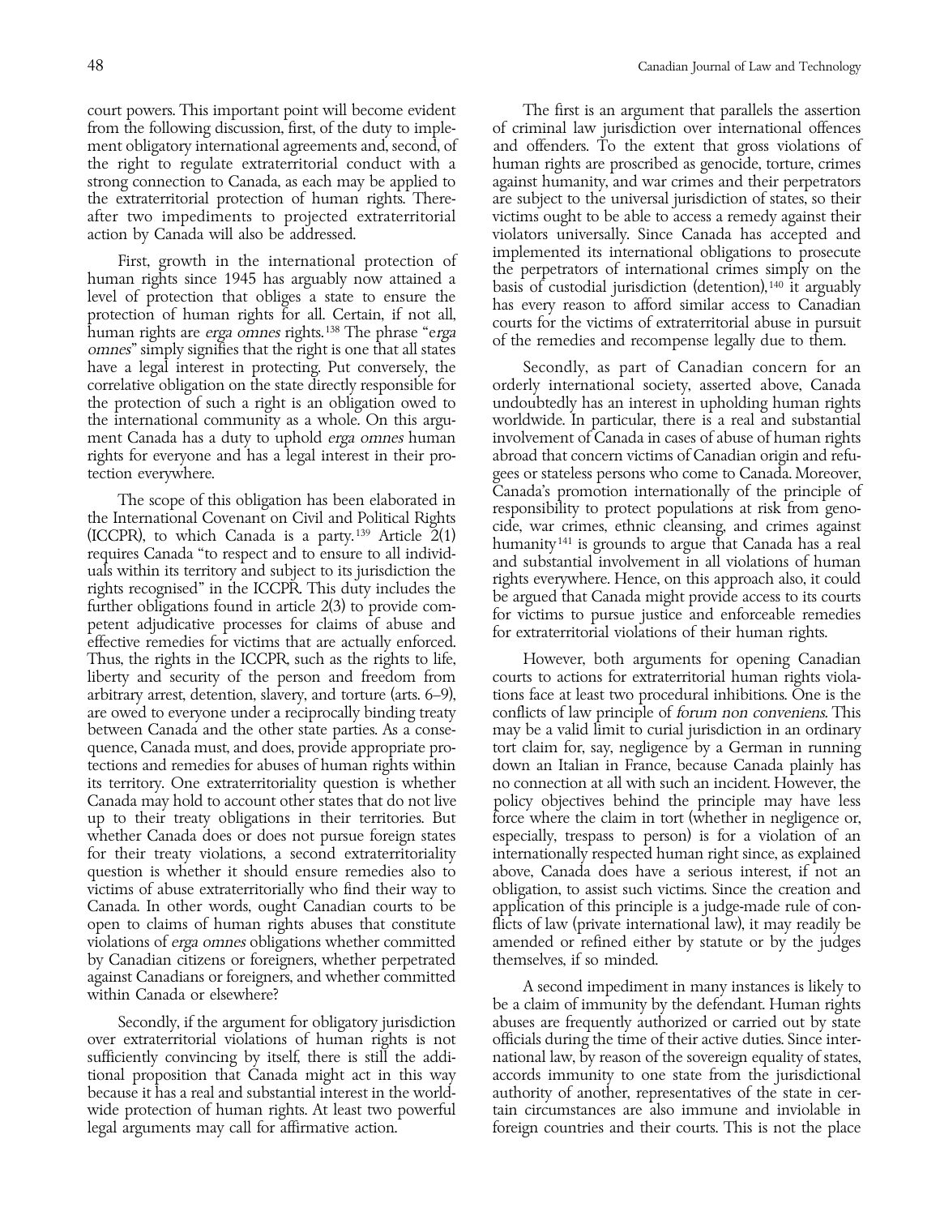court powers. This important point will become evident from the following discussion, first, of the duty to implement obligatory international agreements and, second, of the right to regulate extraterritorial conduct with a strong connection to Canada, as each may be applied to the extraterritorial protection of human rights. Thereafter two impediments to projected extraterritorial action by Canada will also be addressed.

First, growth in the international protection of human rights since 1945 has arguably now attained a level of protection that obliges a state to ensure the protection of human rights for all. Certain, if not all, human rights are *erga omnes* rights.[138] The phrase "*erga omnes*" simply signifies that the right is one that all states have a legal interest in protecting. Put conversely, the correlative obligation on the state directly responsible for the protection of such a right is an obligation owed to the international community as a whole. On this argument Canada has a duty to uphold *erga omnes* human rights for everyone and has a legal interest in their protection everywhere.

The scope of this obligation has been elaborated in the International Covenant on Civil and Political Rights (ICCPR), to which Canada is a party.[139] Article 2(1) requires Canada "to respect and to ensure to all individuals within its territory and subject to its jurisdiction the rights recognised" in the ICCPR. This duty includes the further obligations found in article 2(3) to provide competent adjudicative processes for claims of abuse and effective remedies for victims that are actually enforced. Thus, the rights in the ICCPR, such as the rights to life, liberty and security of the person and freedom from arbitrary arrest, detention, slavery, and torture (arts. 6–9), are owed to everyone under a reciprocally binding treaty between Canada and the other state parties. As a consequence, Canada must, and does, provide appropriate protections and remedies for abuses of human rights within its territory. One extraterritoriality question is whether Canada may hold to account other states that do not live up to their treaty obligations in their territories. But whether Canada does or does not pursue foreign states for their treaty violations, a second extraterritoriality question is whether it should ensure remedies also to victims of abuse extraterritorially who find their way to Canada. In other words, ought Canadian courts to be open to claims of human rights abuses that constitute violations of *erga omnes* obligations whether committed by Canadian citizens or foreigners, whether perpetrated against Canadians or foreigners, and whether committed within Canada or elsewhere?

Secondly, if the argument for obligatory jurisdiction over extraterritorial violations of human rights is not sufficiently convincing by itself, there is still the additional proposition that Canada might act in this way because it has a real and substantial interest in the worldwide protection of human rights. At least two powerful legal arguments may call for affirmative action.

The first is an argument that parallels the assertion of criminal law jurisdiction over international offences and offenders. To the extent that gross violations of human rights are proscribed as genocide, torture, crimes against humanity, and war crimes and their perpetrators are subject to the universal jurisdiction of states, so their victims ought to be able to access a remedy against their violators universally. Since Canada has accepted and implemented its international obligations to prosecute the perpetrators of international crimes simply on the basis of custodial jurisdiction (detention),[140] it arguably has every reason to afford similar access to Canadian courts for the victims of extraterritorial abuse in pursuit of the remedies and recompense legally due to them.

Secondly, as part of Canadian concern for an orderly international society, asserted above, Canada undoubtedly has an interest in upholding human rights worldwide. In particular, there is a real and substantial involvement of Canada in cases of abuse of human rights abroad that concern victims of Canadian origin and refugees or stateless persons who come to Canada. Moreover, Canada's promotion internationally of the principle of responsibility to protect populations at risk from genocide, war crimes, ethnic cleansing, and crimes against humanity[141] is grounds to argue that Canada has a real and substantial involvement in all violations of human rights everywhere. Hence, on this approach also, it could be argued that Canada might provide access to its courts for victims to pursue justice and enforceable remedies for extraterritorial violations of their human rights.

However, both arguments for opening Canadian courts to actions for extraterritorial human rights violations face at least two procedural inhibitions. One is the conflicts of law principle of *forum non conveniens*. This may be a valid limit to curial jurisdiction in an ordinary tort claim for, say, negligence by a German in running down an Italian in France, because Canada plainly has no connection at all with such an incident. However, the policy objectives behind the principle may have less force where the claim in tort (whether in negligence or, especially, trespass to person) is for a violation of an internationally respected human right since, as explained above, Canada does have a serious interest, if not an obligation, to assist such victims. Since the creation and application of this principle is a judge-made rule of conflicts of law (private international law), it may readily be amended or refined either by statute or by the judges themselves, if so minded.

A second impediment in many instances is likely to be a claim of immunity by the defendant. Human rights abuses are frequently authorized or carried out by state officials during the time of their active duties. Since international law, by reason of the sovereign equality of states, accords immunity to one state from the jurisdictional authority of another, representatives of the state in certain circumstances are also immune and inviolable in foreign countries and their courts. This is not the place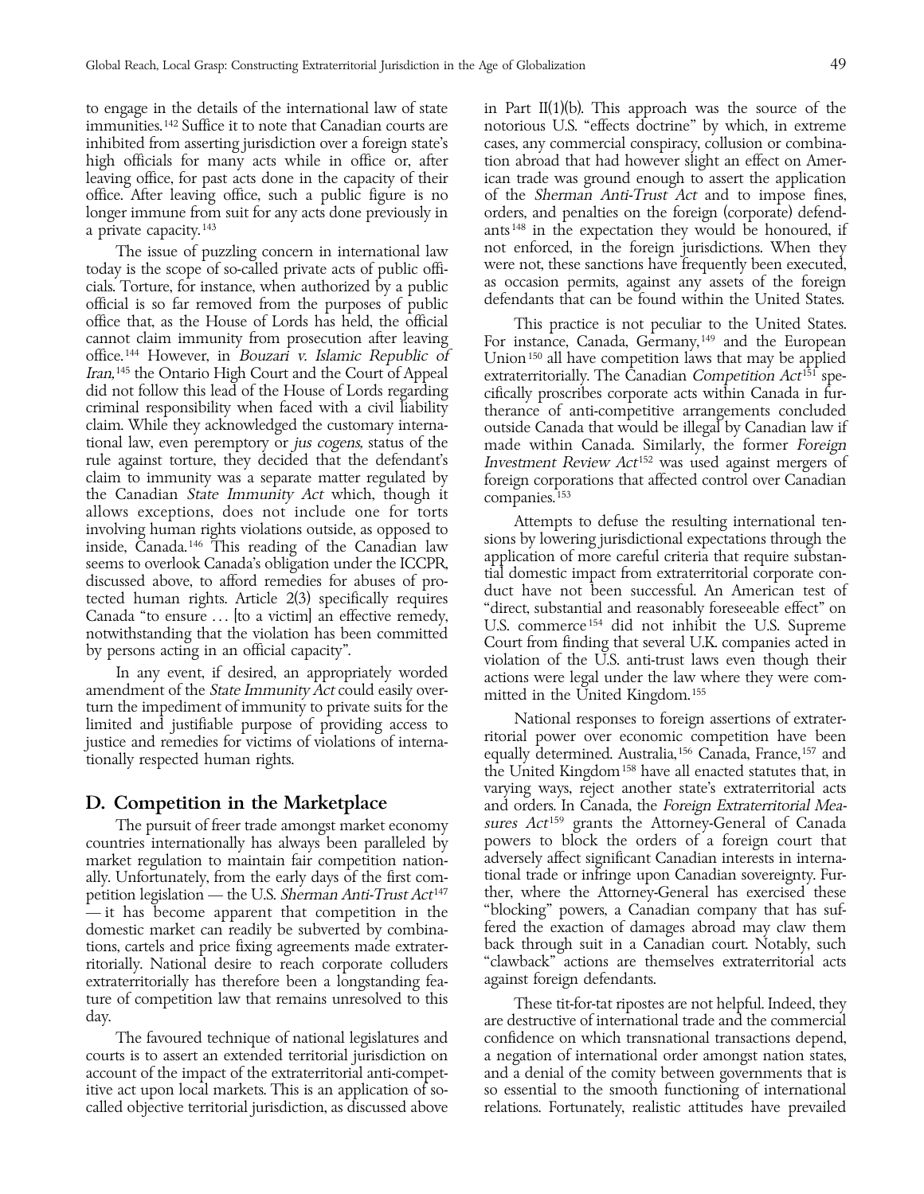to engage in the details of the international law of state immunities.[142] Suffice it to note that Canadian courts are inhibited from asserting jurisdiction over a foreign state's high officials for many acts while in office or, after leaving office, for past acts done in the capacity of their office. After leaving office, such a public figure is no longer immune from suit for any acts done previously in a private capacity.[143]

The issue of puzzling concern in international law today is the scope of so-called private acts of public officials. Torture, for instance, when authorized by a public official is so far removed from the purposes of public office that, as the House of Lords has held, the official cannot claim immunity from prosecution after leaving office.[144] However, in *Bouzari v. Islamic Republic of Iran*,[145] the Ontario High Court and the Court of Appeal did not follow this lead of the House of Lords regarding criminal responsibility when faced with a civil liability claim. While they acknowledged the customary international law, even peremptory or *jus cogens*, status of the rule against torture, they decided that the defendant's claim to immunity was a separate matter regulated by the Canadian *State Immunity Act* which, though it allows exceptions, does not include one for torts involving human rights violations outside, as opposed to inside, Canada.[146] This reading of the Canadian law seems to overlook Canada's obligation under the ICCPR, discussed above, to afford remedies for abuses of protected human rights. Article 2(3) specifically requires Canada "to ensure … [to a victim] an effective remedy, notwithstanding that the violation has been committed by persons acting in an official capacity".

In any event, if desired, an appropriately worded amendment of the *State Immunity Act* could easily overturn the impediment of immunity to private suits for the limited and justifiable purpose of providing access to justice and remedies for victims of violations of internationally respected human rights.

## D. Competition in the Marketplace

The pursuit of freer trade amongst market economy countries internationally has always been paralleled by market regulation to maintain fair competition nationally. Unfortunately, from the early days of the first competition legislation — the U.S. *Sherman Anti-Trust Act*[147] — it has become apparent that competition in the domestic market can readily be subverted by combinations, cartels and price fixing agreements made extraterritorially. National desire to reach corporate colluders extraterritorially has therefore been a longstanding feature of competition law that remains unresolved to this day.

The favoured technique of national legislatures and courts is to assert an extended territorial jurisdiction on account of the impact of the extraterritorial anti-competitive act upon local markets. This is an application of so-called objective territorial jurisdiction, as discussed above in Part II(1)(b). This approach was the source of the notorious U.S. "effects doctrine" by which, in extreme cases, any commercial conspiracy, collusion or combination abroad that had however slight an effect on American trade was ground enough to assert the application of the *Sherman Anti-Trust Act* and to impose fines, orders, and penalties on the foreign (corporate) defendants[148] in the expectation they would be honoured, if not enforced, in the foreign jurisdictions. When they were not, these sanctions have frequently been executed, as occasion permits, against any assets of the foreign defendants that can be found within the United States.

This practice is not peculiar to the United States. For instance, Canada, Germany,[149] and the European Union[150] all have competition laws that may be applied extraterritorially. The Canadian *Competition Act*[151] specifically proscribes corporate acts within Canada in furtherance of anti-competitive arrangements concluded outside Canada that would be illegal by Canadian law if made within Canada. Similarly, the former *Foreign Investment Review Act*[152] was used against mergers of foreign corporations that affected control over Canadian companies.[153]

Attempts to defuse the resulting international tensions by lowering jurisdictional expectations through the application of more careful criteria that require substantial domestic impact from extraterritorial corporate conduct have not been successful. An American test of "direct, substantial and reasonably foreseeable effect" on U.S. commerce[154] did not inhibit the U.S. Supreme Court from finding that several U.K. companies acted in violation of the U.S. anti-trust laws even though their actions were legal under the law where they were committed in the United Kingdom.[155]

National responses to foreign assertions of extraterritorial power over economic competition have been equally determined. Australia,[156] Canada, France,[157] and the United Kingdom[158] have all enacted statutes that, in varying ways, reject another state's extraterritorial acts and orders. In Canada, the *Foreign Extraterritorial Measures Act*[159] grants the Attorney-General of Canada powers to block the orders of a foreign court that adversely affect significant Canadian interests in international trade or infringe upon Canadian sovereignty. Further, where the Attorney-General has exercised these "blocking" powers, a Canadian company that has suffered the exaction of damages abroad may claw them back through suit in a Canadian court. Notably, such "clawback" actions are themselves extraterritorial acts against foreign defendants.

These tit-for-tat ripostes are not helpful. Indeed, they are destructive of international trade and the commercial confidence on which transnational transactions depend, a negation of international order amongst nation states, and a denial of the comity between governments that is so essential to the smooth functioning of international relations. Fortunately, realistic attitudes have prevailed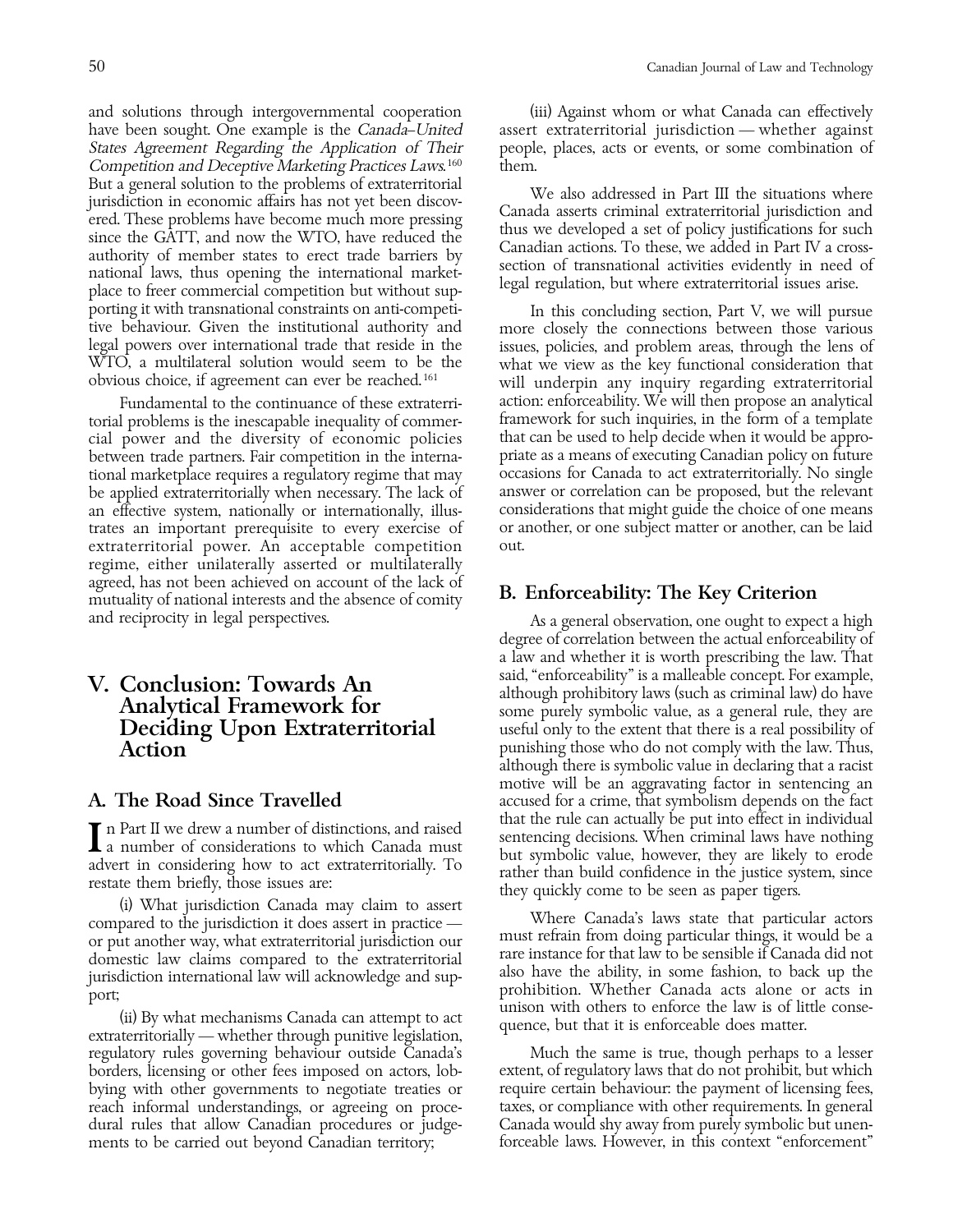and solutions through intergovernmental cooperation have been sought. One example is the *Canada–United States Agreement Regarding the Application of Their Competition and Deceptive Marketing Practices Laws*.[160] But a general solution to the problems of extraterritorial jurisdiction in economic affairs has not yet been discovered. These problems have become much more pressing since the GATT, and now the WTO, have reduced the authority of member states to erect trade barriers by national laws, thus opening the international marketplace to freer commercial competition but without supporting it with transnational constraints on anti-competitive behaviour. Given the institutional authority and legal powers over international trade that reside in the WTO, a multilateral solution would seem to be the obvious choice, if agreement can ever be reached.[161]

Fundamental to the continuance of these extraterritorial problems is the inescapable inequality of commercial power and the diversity of economic policies between trade partners. Fair competition in the international marketplace requires a regulatory regime that may be applied extraterritorially when necessary. The lack of an effective system, nationally or internationally, illustrates an important prerequisite to every exercise of extraterritorial power. An acceptable competition regime, either unilaterally asserted or multilaterally agreed, has not been achieved on account of the lack of mutuality of national interests and the absence of comity and reciprocity in legal perspectives.

# V. Conclusion: Towards An Analytical Framework for Deciding Upon Extraterritorial Action

## A. The Road Since Travelled

In Part II we drew a number of distinctions, and raised a number of considerations to which Canada must advert in considering how to act extraterritorially. To restate them briefly, those issues are:

(i) What jurisdiction Canada may claim to assert compared to the jurisdiction it does assert in practice — or put another way, what extraterritorial jurisdiction our domestic law claims compared to the extraterritorial jurisdiction international law will acknowledge and support;

(ii) By what mechanisms Canada can attempt to act extraterritorially — whether through punitive legislation, regulatory rules governing behaviour outside Canada's borders, licensing or other fees imposed on actors, lobbying with other governments to negotiate treaties or reach informal understandings, or agreeing on procedural rules that allow Canadian procedures or judgements to be carried out beyond Canadian territory;

(iii) Against whom or what Canada can effectively assert extraterritorial jurisdiction — whether against people, places, acts or events, or some combination of them.

We also addressed in Part III the situations where Canada asserts criminal extraterritorial jurisdiction and thus we developed a set of policy justifications for such Canadian actions. To these, we added in Part IV a cross-section of transnational activities evidently in need of legal regulation, but where extraterritorial issues arise.

In this concluding section, Part V, we will pursue more closely the connections between those various issues, policies, and problem areas, through the lens of what we view as the key functional consideration that will underpin any inquiry regarding extraterritorial action: enforceability. We will then propose an analytical framework for such inquiries, in the form of a template that can be used to help decide when it would be appropriate as a means of executing Canadian policy on future occasions for Canada to act extraterritorially. No single answer or correlation can be proposed, but the relevant considerations that might guide the choice of one means or another, or one subject matter or another, can be laid out.

## B. Enforceability: The Key Criterion

As a general observation, one ought to expect a high degree of correlation between the actual enforceability of a law and whether it is worth prescribing the law. That said, "enforceability" is a malleable concept. For example, although prohibitory laws (such as criminal law) do have some purely symbolic value, as a general rule, they are useful only to the extent that there is a real possibility of punishing those who do not comply with the law. Thus, although there is symbolic value in declaring that a racist motive will be an aggravating factor in sentencing an accused for a crime, that symbolism depends on the fact that the rule can actually be put into effect in individual sentencing decisions. When criminal laws have nothing but symbolic value, however, they are likely to erode rather than build confidence in the justice system, since they quickly come to be seen as paper tigers.

Where Canada's laws state that particular actors must refrain from doing particular things, it would be a rare instance for that law to be sensible if Canada did not also have the ability, in some fashion, to back up the prohibition. Whether Canada acts alone or acts in unison with others to enforce the law is of little consequence, but that it is enforceable does matter.

Much the same is true, though perhaps to a lesser extent, of regulatory laws that do not prohibit, but which require certain behaviour: the payment of licensing fees, taxes, or compliance with other requirements. In general Canada would shy away from purely symbolic but unenforceable laws. However, in this context "enforcement"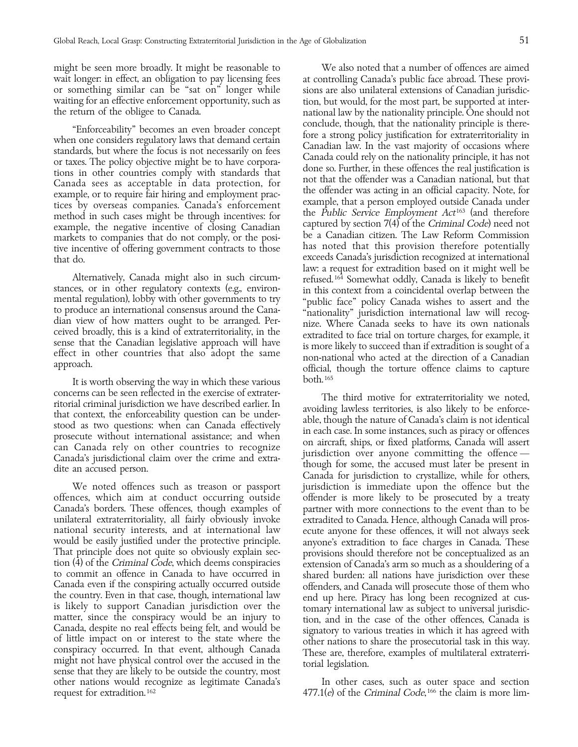might be seen more broadly. It might be reasonable to wait longer: in effect, an obligation to pay licensing fees or something similar can be "sat on" longer while waiting for an effective enforcement opportunity, such as the return of the obligee to Canada.

"Enforceability" becomes an even broader concept when one considers regulatory laws that demand certain standards, but where the focus is not necessarily on fees or taxes. The policy objective might be to have corporations in other countries comply with standards that Canada sees as acceptable in data protection, for example, or to require fair hiring and employment practices by overseas companies. Canada's enforcement method in such cases might be through incentives: for example, the negative incentive of closing Canadian markets to companies that do not comply, or the positive incentive of offering government contracts to those that do.

Alternatively, Canada might also in such circumstances, or in other regulatory contexts (e.g., environmental regulation), lobby with other governments to try to produce an international consensus around the Canadian view of how matters ought to be arranged. Perceived broadly, this is a kind of extraterritoriality, in the sense that the Canadian legislative approach will have effect in other countries that also adopt the same approach.

It is worth observing the way in which these various concerns can be seen reflected in the exercise of extraterritorial criminal jurisdiction we have described earlier. In that context, the enforceability question can be understood as two questions: when can Canada effectively prosecute without international assistance; and when can Canada rely on other countries to recognize Canada's jurisdictional claim over the crime and extradite an accused person.

We noted offences such as treason or passport offences, which aim at conduct occurring outside Canada's borders. These offences, though examples of unilateral extraterritoriality, all fairly obviously invoke national security interests, and at international law would be easily justified under the protective principle. That principle does not quite so obviously explain section (4) of the *Criminal Code*, which deems conspiracies to commit an offence in Canada to have occurred in Canada even if the conspiring actually occurred outside the country. Even in that case, though, international law is likely to support Canadian jurisdiction over the matter, since the conspiracy would be an injury to Canada, despite no real effects being felt, and would be of little impact on or interest to the state where the conspiracy occurred. In that event, although Canada might not have physical control over the accused in the sense that they are likely to be outside the country, most other nations would recognize as legitimate Canada's request for extradition.[162]

We also noted that a number of offences are aimed at controlling Canada's public face abroad. These provisions are also unilateral extensions of Canadian jurisdiction, but would, for the most part, be supported at international law by the nationality principle. One should not conclude, though, that the nationality principle is therefore a strong policy justification for extraterritoriality in Canadian law. In the vast majority of occasions where Canada could rely on the nationality principle, it has not done so. Further, in these offences the real justification is not that the offender was a Canadian national, but that the offender was acting in an official capacity. Note, for example, that a person employed outside Canada under the *Public Service Employment Act*[163] (and therefore captured by section 7(4) of the *Criminal Code*) need not be a Canadian citizen. The Law Reform Commission has noted that this provision therefore potentially exceeds Canada's jurisdiction recognized at international law: a request for extradition based on it might well be refused.[164] Somewhat oddly, Canada is likely to benefit in this context from a coincidental overlap between the "public face" policy Canada wishes to assert and the "nationality" jurisdiction international law will recognize. Where Canada seeks to have its own nationals extradited to face trial on torture charges, for example, it is more likely to succeed than if extradition is sought of a non-national who acted at the direction of a Canadian official, though the torture offence claims to capture both.[165]

The third motive for extraterritoriality we noted, avoiding lawless territories, is also likely to be enforceable, though the nature of Canada's claim is not identical in each case. In some instances, such as piracy or offences on aircraft, ships, or fixed platforms, Canada will assert jurisdiction over anyone committing the offence — though for some, the accused must later be present in Canada for jurisdiction to crystallize, while for others, jurisdiction is immediate upon the offence but the offender is more likely to be prosecuted by a treaty partner with more connections to the event than to be extradited to Canada. Hence, although Canada will prosecute anyone for these offences, it will not always seek anyone's extradition to face charges in Canada. These provisions should therefore not be conceptualized as an extension of Canada's arm so much as a shouldering of a shared burden: all nations have jurisdiction over these offenders, and Canada will prosecute those of them who end up here. Piracy has long been recognized at customary international law as subject to universal jurisdiction, and in the case of the other offences, Canada is signatory to various treaties in which it has agreed with other nations to share the prosecutorial task in this way. These are, therefore, examples of multilateral extraterritorial legislation.

In other cases, such as outer space and section 477.1(*e*) of the *Criminal Code*,[166] the claim is more lim-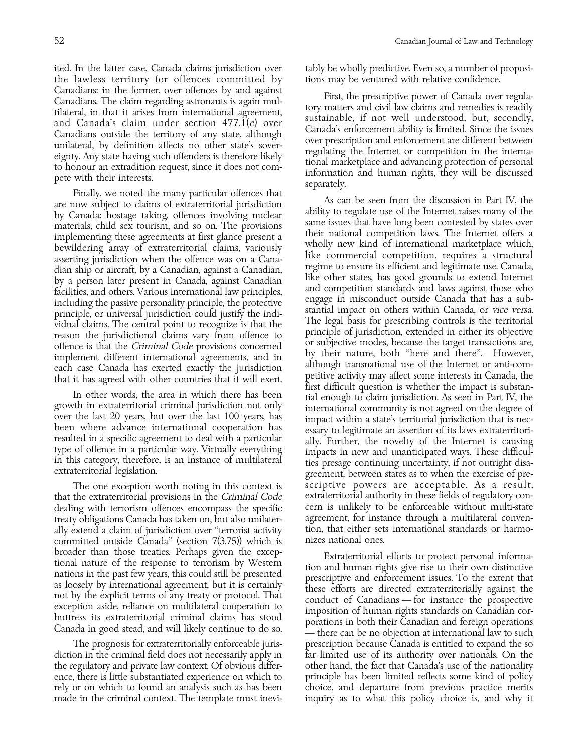ited. In the latter case, Canada claims jurisdiction over the lawless territory for offences committed by Canadians: in the former, over offences by and against Canadians. The claim regarding astronauts is again multilateral, in that it arises from international agreement, and Canada's claim under section 477.1(*e*) over Canadians outside the territory of any state, although unilateral, by definition affects no other state's sovereignty. Any state having such offenders is therefore likely to honour an extradition request, since it does not compete with their interests.

Finally, we noted the many particular offences that are now subject to claims of extraterritorial jurisdiction by Canada: hostage taking, offences involving nuclear materials, child sex tourism, and so on. The provisions implementing these agreements at first glance present a bewildering array of extraterritorial claims, variously asserting jurisdiction when the offence was on a Canadian ship or aircraft, by a Canadian, against a Canadian, by a person later present in Canada, against Canadian facilities, and others. Various international law principles, including the passive personality principle, the protective principle, or universal jurisdiction could justify the individual claims. The central point to recognize is that the reason the jurisdictional claims vary from offence to offence is that the *Criminal Code* provisions concerned implement different international agreements, and in each case Canada has exerted exactly the jurisdiction that it has agreed with other countries that it will exert.

In other words, the area in which there has been growth in extraterritorial criminal jurisdiction not only over the last 20 years, but over the last 100 years, has been where advance international cooperation has resulted in a specific agreement to deal with a particular type of offence in a particular way. Virtually everything in this category, therefore, is an instance of multilateral extraterritorial legislation.

The one exception worth noting in this context is that the extraterritorial provisions in the *Criminal Code* dealing with terrorism offences encompass the specific treaty obligations Canada has taken on, but also unilaterally extend a claim of jurisdiction over "terrorist activity committed outside Canada" (section 7(3.75)) which is broader than those treaties. Perhaps given the exceptional nature of the response to terrorism by Western nations in the past few years, this could still be presented as loosely by international agreement, but it is certainly not by the explicit terms of any treaty or protocol. That exception aside, reliance on multilateral cooperation to buttress its extraterritorial criminal claims has stood Canada in good stead, and will likely continue to do so.

The prognosis for extraterritorially enforceable jurisdiction in the criminal field does not necessarily apply in the regulatory and private law context. Of obvious difference, there is little substantiated experience on which to rely or on which to found an analysis such as has been made in the criminal context. The template must inevitably be wholly predictive. Even so, a number of propositions may be ventured with relative confidence.

First, the prescriptive power of Canada over regulatory matters and civil law claims and remedies is readily sustainable, if not well understood, but, secondly, Canada's enforcement ability is limited. Since the issues over prescription and enforcement are different between regulating the Internet or competition in the international marketplace and advancing protection of personal information and human rights, they will be discussed separately.

As can be seen from the discussion in Part IV, the ability to regulate use of the Internet raises many of the same issues that have long been contested by states over their national competition laws. The Internet offers a wholly new kind of international marketplace which, like commercial competition, requires a structural regime to ensure its efficient and legitimate use. Canada, like other states, has good grounds to extend Internet and competition standards and laws against those who engage in misconduct outside Canada that has a substantial impact on others within Canada, or *vice versa*. The legal basis for prescribing controls is the territorial principle of jurisdiction, extended in either its objective or subjective modes, because the target transactions are, by their nature, both "here and there". However, although transnational use of the Internet or anti-competitive activity may affect some interests in Canada, the first difficult question is whether the impact is substantial enough to claim jurisdiction. As seen in Part IV, the international community is not agreed on the degree of impact within a state's territorial jurisdiction that is necessary to legitimate an assertion of its laws extraterritorially. Further, the novelty of the Internet is causing impacts in new and unanticipated ways. These difficulties presage continuing uncertainty, if not outright disagreement, between states as to when the exercise of prescriptive powers are acceptable. As a result, extraterritorial authority in these fields of regulatory concern is unlikely to be enforceable without multi-state agreement, for instance through a multilateral convention, that either sets international standards or harmonizes national ones.

Extraterritorial efforts to protect personal information and human rights give rise to their own distinctive prescriptive and enforcement issues. To the extent that these efforts are directed extraterritorially against the conduct of Canadians — for instance the prospective imposition of human rights standards on Canadian corporations in both their Canadian and foreign operations — there can be no objection at international law to such prescription because Canada is entitled to expand the so far limited use of its authority over nationals. On the other hand, the fact that Canada's use of the nationality principle has been limited reflects some kind of policy choice, and departure from previous practice merits inquiry as to what this policy choice is, and why it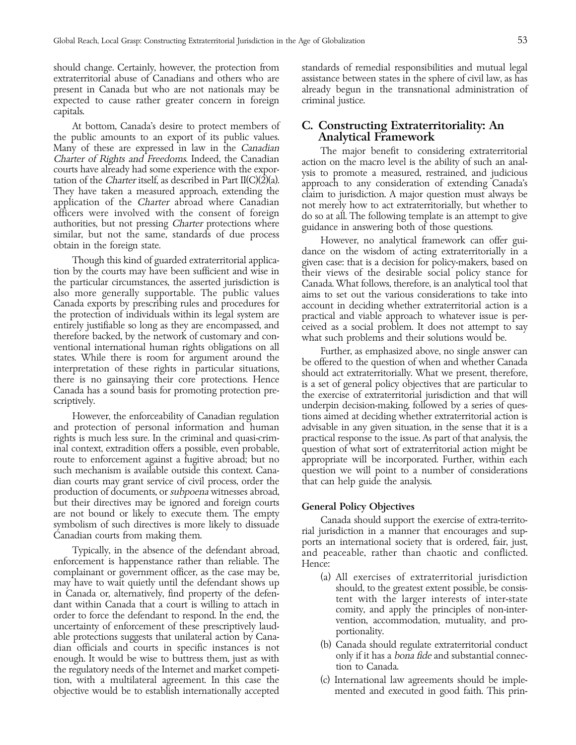should change. Certainly, however, the protection from extraterritorial abuse of Canadians and others who are present in Canada but who are not nationals may be expected to cause rather greater concern in foreign capitals.

At bottom, Canada's desire to protect members of the public amounts to an export of its public values. Many of these are expressed in law in the *Canadian Charter of Rights and Freedoms*. Indeed, the Canadian courts have already had some experience with the exportation of the *Charter* itself, as described in Part II(C)(2)(a). They have taken a measured approach, extending the application of the *Charter* abroad where Canadian officers were involved with the consent of foreign authorities, but not pressing *Charter* protections where similar, but not the same, standards of due process obtain in the foreign state.

Though this kind of guarded extraterritorial application by the courts may have been sufficient and wise in the particular circumstances, the asserted jurisdiction is also more generally supportable. The public values Canada exports by prescribing rules and procedures for the protection of individuals within its legal system are entirely justifiable so long as they are encompassed, and therefore backed, by the network of customary and conventional international human rights obligations on all states. While there is room for argument around the interpretation of these rights in particular situations, there is no gainsaying their core protections. Hence Canada has a sound basis for promoting protection prescriptively.

However, the enforceability of Canadian regulation and protection of personal information and human rights is much less sure. In the criminal and quasi-criminal context, extradition offers a possible, even probable, route to enforcement against a fugitive abroad; but no such mechanism is available outside this context. Canadian courts may grant service of civil process, order the production of documents, or *subpoena* witnesses abroad, but their directives may be ignored and foreign courts are not bound or likely to execute them. The empty symbolism of such directives is more likely to dissuade Canadian courts from making them.

Typically, in the absence of the defendant abroad, enforcement is happenstance rather than reliable. The complainant or government officer, as the case may be, may have to wait quietly until the defendant shows up in Canada or, alternatively, find property of the defendant within Canada that a court is willing to attach in order to force the defendant to respond. In the end, the uncertainty of enforcement of these prescriptively laudable protections suggests that unilateral action by Canadian officials and courts in specific instances is not enough. It would be wise to buttress them, just as with the regulatory needs of the Internet and market competition, with a multilateral agreement. In this case the objective would be to establish internationally accepted standards of remedial responsibilities and mutual legal assistance between states in the sphere of civil law, as has already begun in the transnational administration of criminal justice.

## C. Constructing Extraterritoriality: An Analytical Framework

The major benefit to considering extraterritorial action on the macro level is the ability of such an analysis to promote a measured, restrained, and judicious approach to any consideration of extending Canada's claim to jurisdiction. A major question must always be not merely how to act extraterritorially, but whether to do so at all. The following template is an attempt to give guidance in answering both of those questions.

However, no analytical framework can offer guidance on the wisdom of acting extraterritorially in a given case: that is a decision for policy-makers, based on their views of the desirable social policy stance for Canada. What follows, therefore, is an analytical tool that aims to set out the various considerations to take into account in deciding whether extraterritorial action is a practical and viable approach to whatever issue is perceived as a social problem. It does not attempt to say what such problems and their solutions would be.

Further, as emphasized above, no single answer can be offered to the question of when and whether Canada should act extraterritorially. What we present, therefore, is a set of general policy objectives that are particular to the exercise of extraterritorial jurisdiction and that will underpin decision-making, followed by a series of questions aimed at deciding whether extraterritorial action is advisable in any given situation, in the sense that it is a practical response to the issue. As part of that analysis, the question of what sort of extraterritorial action might be appropriate will be incorporated. Further, within each question we will point to a number of considerations that can help guide the analysis.

### General Policy Objectives

Canada should support the exercise of extra-territorial jurisdiction in a manner that encourages and supports an international society that is ordered, fair, just, and peaceable, rather than chaotic and conflicted. Hence:

(a) All exercises of extraterritorial jurisdiction should, to the greatest extent possible, be consistent with the larger interests of inter-state comity, and apply the principles of non-intervention, accommodation, mutuality, and proportionality.

(b) Canada should regulate extraterritorial conduct only if it has a *bona fide* and substantial connection to Canada.

(c) International law agreements should be implemented and executed in good faith. This prin-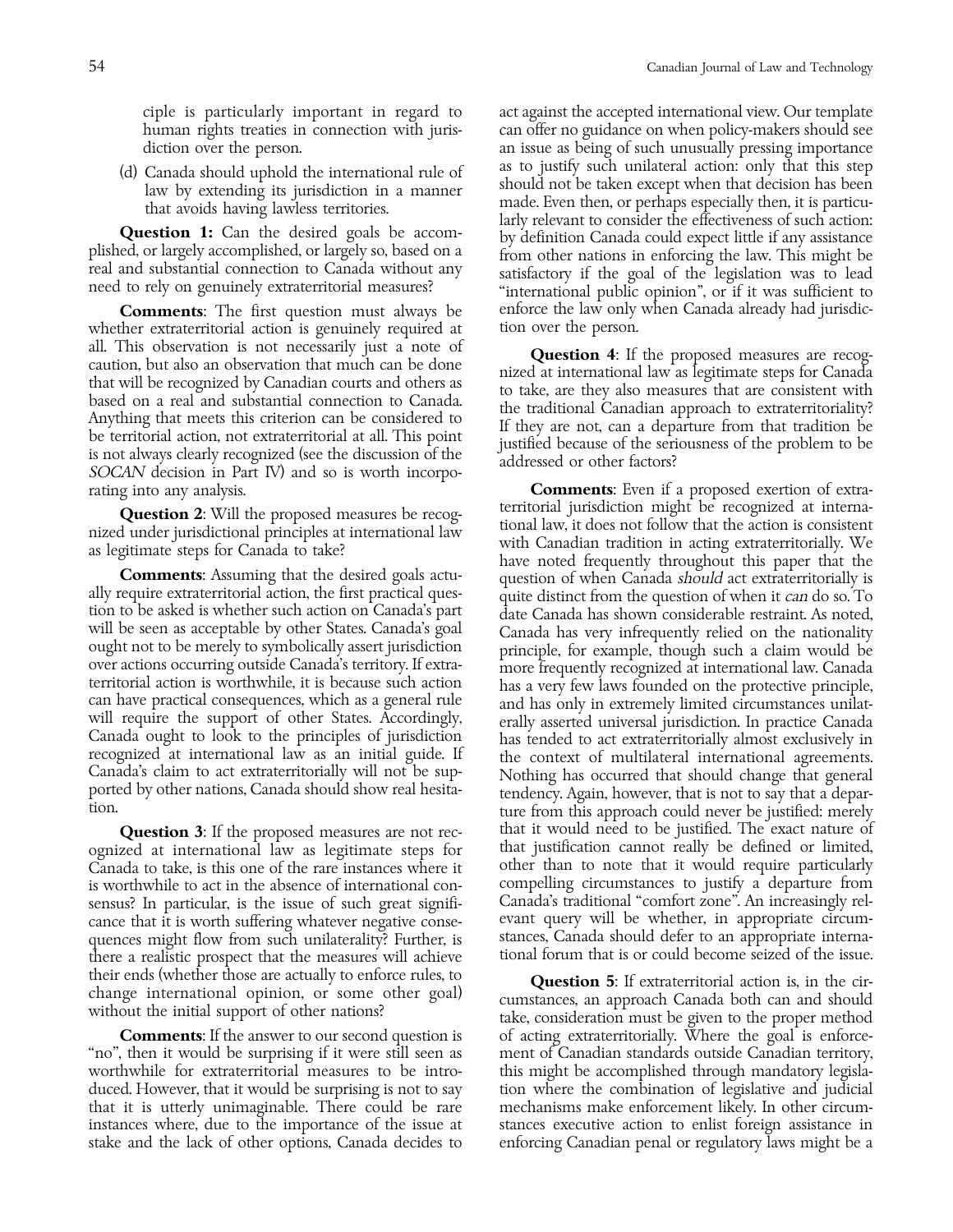ciple is particularly important in regard to human rights treaties in connection with jurisdiction over the person.

(d) Canada should uphold the international rule of law by extending its jurisdiction in a manner that avoids having lawless territories.

**Question 1:** Can the desired goals be accomplished, or largely accomplished, or largely so, based on a real and substantial connection to Canada without any need to rely on genuinely extraterritorial measures?

**Comments**: The first question must always be whether extraterritorial action is genuinely required at all. This observation is not necessarily just a note of caution, but also an observation that much can be done that will be recognized by Canadian courts and others as based on a real and substantial connection to Canada. Anything that meets this criterion can be considered to be territorial action, not extraterritorial at all. This point is not always clearly recognized (see the discussion of the *SOCAN* decision in Part IV) and so is worth incorporating into any analysis.

**Question 2**: Will the proposed measures be recognized under jurisdictional principles at international law as legitimate steps for Canada to take?

**Comments**: Assuming that the desired goals actually require extraterritorial action, the first practical question to be asked is whether such action on Canada's part will be seen as acceptable by other States. Canada's goal ought not to be merely to symbolically assert jurisdiction over actions occurring outside Canada's territory. If extraterritorial action is worthwhile, it is because such action can have practical consequences, which as a general rule will require the support of other States. Accordingly, Canada ought to look to the principles of jurisdiction recognized at international law as an initial guide. If Canada's claim to act extraterritorially will not be supported by other nations, Canada should show real hesitation.

**Question 3**: If the proposed measures are not recognized at international law as legitimate steps for Canada to take, is this one of the rare instances where it is worthwhile to act in the absence of international consensus? In particular, is the issue of such great significance that it is worth suffering whatever negative consequences might flow from such unilaterality? Further, is there a realistic prospect that the measures will achieve their ends (whether those are actually to enforce rules, to change international opinion, or some other goal) without the initial support of other nations?

**Comments**: If the answer to our second question is "no", then it would be surprising if it were still seen as worthwhile for extraterritorial measures to be introduced. However, that it would be surprising is not to say that it is utterly unimaginable. There could be rare instances where, due to the importance of the issue at stake and the lack of other options, Canada decides to act against the accepted international view. Our template can offer no guidance on when policy-makers should see an issue as being of such unusually pressing importance as to justify such unilateral action: only that this step should not be taken except when that decision has been made. Even then, or perhaps especially then, it is particularly relevant to consider the effectiveness of such action: by definition Canada could expect little if any assistance from other nations in enforcing the law. This might be satisfactory if the goal of the legislation was to lead "international public opinion", or if it was sufficient to enforce the law only when Canada already had jurisdiction over the person.

**Question 4**: If the proposed measures are recognized at international law as legitimate steps for Canada to take, are they also measures that are consistent with the traditional Canadian approach to extraterritoriality? If they are not, can a departure from that tradition be justified because of the seriousness of the problem to be addressed or other factors?

**Comments**: Even if a proposed exertion of extraterritorial jurisdiction might be recognized at international law, it does not follow that the action is consistent with Canadian tradition in acting extraterritorially. We have noted frequently throughout this paper that the question of when Canada *should* act extraterritorially is quite distinct from the question of when it *can* do so. To date Canada has shown considerable restraint. As noted, Canada has very infrequently relied on the nationality principle, for example, though such a claim would be more frequently recognized at international law. Canada has a very few laws founded on the protective principle, and has only in extremely limited circumstances unilaterally asserted universal jurisdiction. In practice Canada has tended to act extraterritorially almost exclusively in the context of multilateral international agreements. Nothing has occurred that should change that general tendency. Again, however, that is not to say that a departure from this approach could never be justified: merely that it would need to be justified. The exact nature of that justification cannot really be defined or limited, other than to note that it would require particularly compelling circumstances to justify a departure from Canada's traditional "comfort zone". An increasingly relevant query will be whether, in appropriate circumstances, Canada should defer to an appropriate international forum that is or could become seized of the issue.

**Question 5**: If extraterritorial action is, in the circumstances, an approach Canada both can and should take, consideration must be given to the proper method of acting extraterritorially. Where the goal is enforcement of Canadian standards outside Canadian territory, this might be accomplished through mandatory legislation where the combination of legislative and judicial mechanisms make enforcement likely. In other circumstances executive action to enlist foreign assistance in enforcing Canadian penal or regulatory laws might be a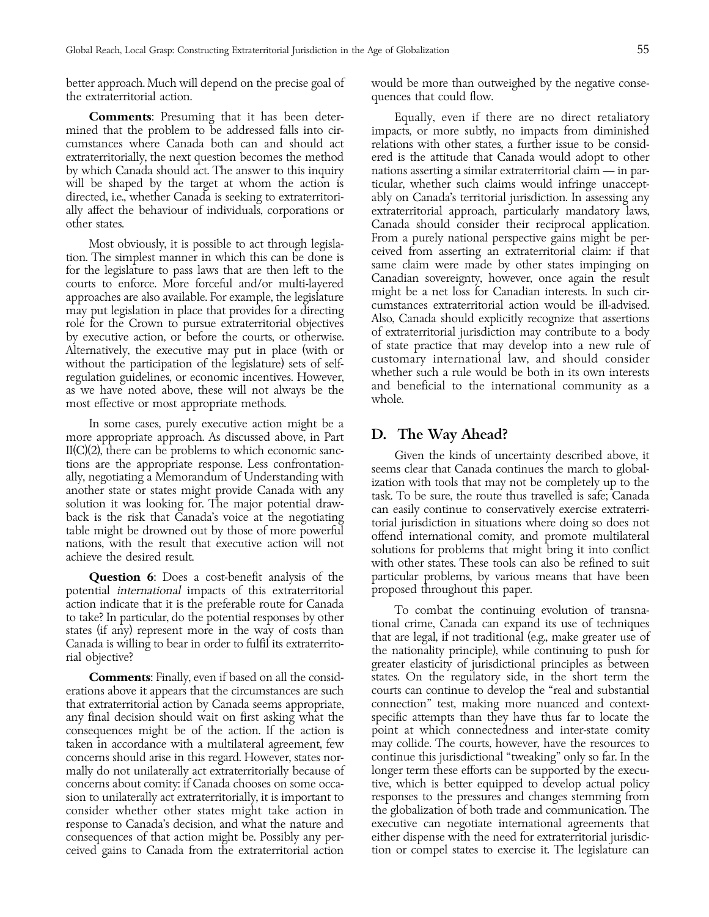better approach. Much will depend on the precise goal of the extraterritorial action.

**Comments**: Presuming that it has been determined that the problem to be addressed falls into circumstances where Canada both can and should act extraterritorially, the next question becomes the method by which Canada should act. The answer to this inquiry will be shaped by the target at whom the action is directed, i.e., whether Canada is seeking to extraterritorially affect the behaviour of individuals, corporations or other states.

Most obviously, it is possible to act through legislation. The simplest manner in which this can be done is for the legislature to pass laws that are then left to the courts to enforce. More forceful and/or multi-layered approaches are also available. For example, the legislature may put legislation in place that provides for a directing role for the Crown to pursue extraterritorial objectives by executive action, or before the courts, or otherwise. Alternatively, the executive may put in place (with or without the participation of the legislature) sets of self-regulation guidelines, or economic incentives. However, as we have noted above, these will not always be the most effective or most appropriate methods.

In some cases, purely executive action might be a more appropriate approach. As discussed above, in Part II(C)(2), there can be problems to which economic sanctions are the appropriate response. Less confrontationally, negotiating a Memorandum of Understanding with another state or states might provide Canada with any solution it was looking for. The major potential drawback is the risk that Canada's voice at the negotiating table might be drowned out by those of more powerful nations, with the result that executive action will not achieve the desired result.

**Question 6**: Does a cost-benefit analysis of the potential *international* impacts of this extraterritorial action indicate that it is the preferable route for Canada to take? In particular, do the potential responses by other states (if any) represent more in the way of costs than Canada is willing to bear in order to fulfil its extraterritorial objective?

**Comments**: Finally, even if based on all the considerations above it appears that the circumstances are such that extraterritorial action by Canada seems appropriate, any final decision should wait on first asking what the consequences might be of the action. If the action is taken in accordance with a multilateral agreement, few concerns should arise in this regard. However, states normally do not unilaterally act extraterritorially because of concerns about comity: if Canada chooses on some occasion to unilaterally act extraterritorially, it is important to consider whether other states might take action in response to Canada's decision, and what the nature and consequences of that action might be. Possibly any perceived gains to Canada from the extraterritorial action would be more than outweighed by the negative consequences that could flow.

Equally, even if there are no direct retaliatory impacts, or more subtly, no impacts from diminished relations with other states, a further issue to be considered is the attitude that Canada would adopt to other nations asserting a similar extraterritorial claim — in particular, whether such claims would infringe unacceptably on Canada's territorial jurisdiction. In assessing any extraterritorial approach, particularly mandatory laws, Canada should consider their reciprocal application. From a purely national perspective gains might be perceived from asserting an extraterritorial claim: if that same claim were made by other states impinging on Canadian sovereignty, however, once again the result might be a net loss for Canadian interests. In such circumstances extraterritorial action would be ill-advised. Also, Canada should explicitly recognize that assertions of extraterritorial jurisdiction may contribute to a body of state practice that may develop into a new rule of customary international law, and should consider whether such a rule would be both in its own interests and beneficial to the international community as a whole.

## D. The Way Ahead?

Given the kinds of uncertainty described above, it seems clear that Canada continues the march to globalization with tools that may not be completely up to the task. To be sure, the route thus travelled is safe; Canada can easily continue to conservatively exercise extraterritorial jurisdiction in situations where doing so does not offend international comity, and promote multilateral solutions for problems that might bring it into conflict with other states. These tools can also be refined to suit particular problems, by various means that have been proposed throughout this paper.

To combat the continuing evolution of transnational crime, Canada can expand its use of techniques that are legal, if not traditional (e.g., make greater use of the nationality principle), while continuing to push for greater elasticity of jurisdictional principles as between states. On the regulatory side, in the short term the courts can continue to develop the "real and substantial connection" test, making more nuanced and context-specific attempts than they have thus far to locate the point at which connectedness and inter-state comity may collide. The courts, however, have the resources to continue this jurisdictional "tweaking" only so far. In the longer term these efforts can be supported by the executive, which is better equipped to develop actual policy responses to the pressures and changes stemming from the globalization of both trade and communication. The executive can negotiate international agreements that either dispense with the need for extraterritorial jurisdiction or compel states to exercise it. The legislature can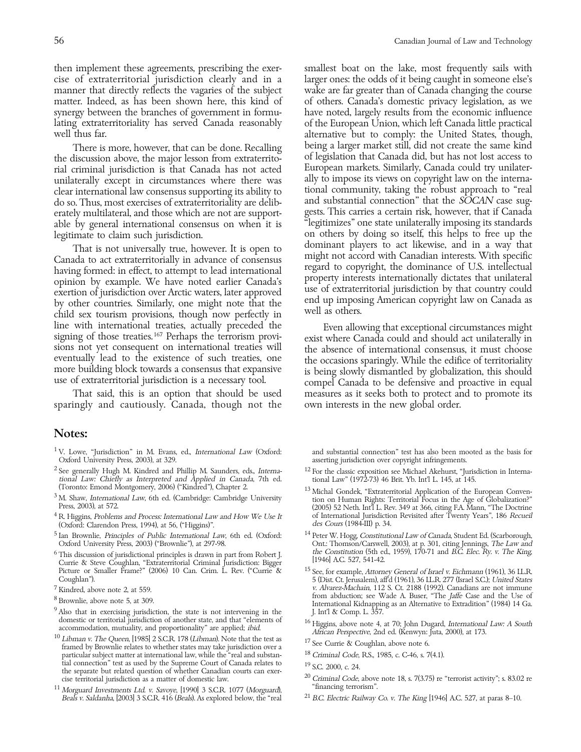then implement these agreements, prescribing the exercise of extraterritorial jurisdiction clearly and in a manner that directly reflects the vagaries of the subject matter. Indeed, as has been shown here, this kind of synergy between the branches of government in formulating extraterritoriality has served Canada reasonably well thus far.

There is more, however, that can be done. Recalling the discussion above, the major lesson from extraterritorial criminal jurisdiction is that Canada has not acted unilaterally except in circumstances where there was clear international law consensus supporting its ability to do so. Thus, most exercises of extraterritoriality are deliberately multilateral, and those which are not are supportable by general international consensus on when it is legitimate to claim such jurisdiction.

That is not universally true, however. It is open to Canada to act extraterritorially in advance of consensus having formed: in effect, to attempt to lead international opinion by example. We have noted earlier Canada's exertion of jurisdiction over Arctic waters, later approved by other countries. Similarly, one might note that the child sex tourism provisions, though now perfectly in line with international treaties, actually preceded the signing of those treaties.[167] Perhaps the terrorism provisions not yet consequent on international treaties will eventually lead to the existence of such treaties, one more building block towards a consensus that expansive use of extraterritorial jurisdiction is a necessary tool.

That said, this is an option that should be used sparingly and cautiously. Canada, though not the smallest boat on the lake, most frequently sails with larger ones: the odds of it being caught in someone else's wake are far greater than of Canada changing the course of others. Canada's domestic privacy legislation, as we have noted, largely results from the economic influence of the European Union, which left Canada little practical alternative but to comply: the United States, though, being a larger market still, did not create the same kind of legislation that Canada did, but has not lost access to European markets. Similarly, Canada could try unilaterally to impose its views on copyright law on the international community, taking the robust approach to "real and substantial connection" that the *SOCAN* case suggests. This carries a certain risk, however, that if Canada "legitimizes" one state unilaterally imposing its standards on others by doing so itself, this helps to free up the dominant players to act likewise, and in a way that might not accord with Canadian interests. With specific regard to copyright, the dominance of U.S. intellectual property interests internationally dictates that unilateral use of extraterritorial jurisdiction by that country could end up imposing American copyright law on Canada as well as others.

Even allowing that exceptional circumstances might exist where Canada could and should act unilaterally in the absence of international consensus, it must choose the occasions sparingly. While the edifice of territoriality is being slowly dismantled by globalization, this should compel Canada to be defensive and proactive in equal measures as it seeks both to protect and to promote its own interests in the new global order.

## Notes:

[1] V. Lowe, "Jurisdiction" in M. Evans, ed., *International Law* (Oxford: Oxford University Press, 2003), at 329.

[2] See generally Hugh M. Kindred and Phillip M. Saunders, eds., *International Law: Chiefly as Interpreted and Applied in Canada*, 7th ed. (Toronto: Emond Montgomery, 2006) ("Kindred"), Chapter 2.

[3] M. Shaw, *International Law*, 6th ed. (Cambridge: Cambridge University Press, 2003), at 572.

[4] R. Higgins, *Problems and Process: International Law and How We Use It* (Oxford: Clarendon Press, 1994), at 56, ("Higgins").

[5] Ian Brownlie, *Principles of Public International Law*, 6th ed. (Oxford: Oxford University Press, 2003) ("Brownlie"), at 297-98.

[6] This discussion of jurisdictional principles is drawn in part from Robert J. Currie & Steve Coughlan, "Extraterritorial Criminal Jurisdiction: Bigger Picture or Smaller Frame?" (2006) 10 Can. Crim. L. Rev. ("Currie & Coughlan").

[7] Kindred, above note 2, at 559.

[8] Brownlie, above note 5, at 309.

[9] Also that in exercising jurisdiction, the state is not intervening in the domestic or territorial jurisdiction of another state, and that "elements of accommodation, mutuality, and proportionality" are applied; *ibid.*

[10] *Libman v. The Queen*, [1985] 2 S.C.R. 178 (*Libman*). Note that the test as framed by Brownlie relates to whether states may take jurisdiction over a particular subject matter at international law, while the "real and substantial connection" test as used by the Supreme Court of Canada relates to the separate but related question of whether Canadian courts can exercise territorial jurisdiction as a matter of domestic law.

[11] *Morguard Investments Ltd. v. Savoye*, [1990] 3 S.C.R. 1077 (*Morguard*), *Beals v. Saldanha*, [2003] 3 S.C.R. 416 (*Beals*). As explored below, the "real and substantial connection" test has also been mooted as the basis for asserting jurisdiction over copyright infringements.

[12] For the classic exposition see Michael Akehurst, "Jurisdiction in International Law" (1972-73) 46 Brit. Yb. Int'l L. 145, at 145.

[13] Michal Gondek, "Extraterritorial Application of the European Convention on Human Rights: Territorial Focus in the Age of Globalization?" (2005) 52 Neth. Int'l L. Rev. 349 at 366, citing F.A. Mann, "The Doctrine of International Jurisdiction Revisited after Twenty Years", 186 *Recueil des Cours* (1984-III) p. 34.

[14] Peter W. Hogg, *Constitutional Law of Canada*, Student Ed. (Scarborough, Ont.: Thomson/Carswell, 2003), at p. 301, citing Jennings, *The Law and the Constitution* (5th ed., 1959), 170-71 and *B.C. Elec. Ry. v. The King*, [1946] A.C. 527, 541-42.

[15] See, for example, *Attorney General of Israel v. Eichmann* (1961), 36 I.L.R. 5 (Dist. Ct. Jerusalem), aff'd (1961), 36 I.L.R. 277 (Israel S.C.); *United States v. Alvarez-Machain*, 112 S. Ct. 2188 (1992). Canadians are not immune from abduction; see Wade A. Buser, "The *Jaffe* Case and the Use of International Kidnapping as an Alternative to Extradition" (1984) 14 Ga. J. Int'l & Comp. L. 357.

[16] Higgins, above note 4, at 70; John Dugard, *International Law: A South African Perspective*, 2nd ed. (Kenwyn: Juta, 2000), at 173.

[17] See Currie & Coughlan, above note 6.

[18] *Criminal Code*, R.S., 1985, c. C-46, s. 7(4.1).

[19] S.C. 2000, c. 24.

[20] *Criminal Code*, above note 18, s. 7(3.75) re "terrorist activity"; s. 83.02 re "financing terrorism".

[21] *B.C. Electric Railway Co. v. The King* [1946] A.C. 527, at paras 8–10.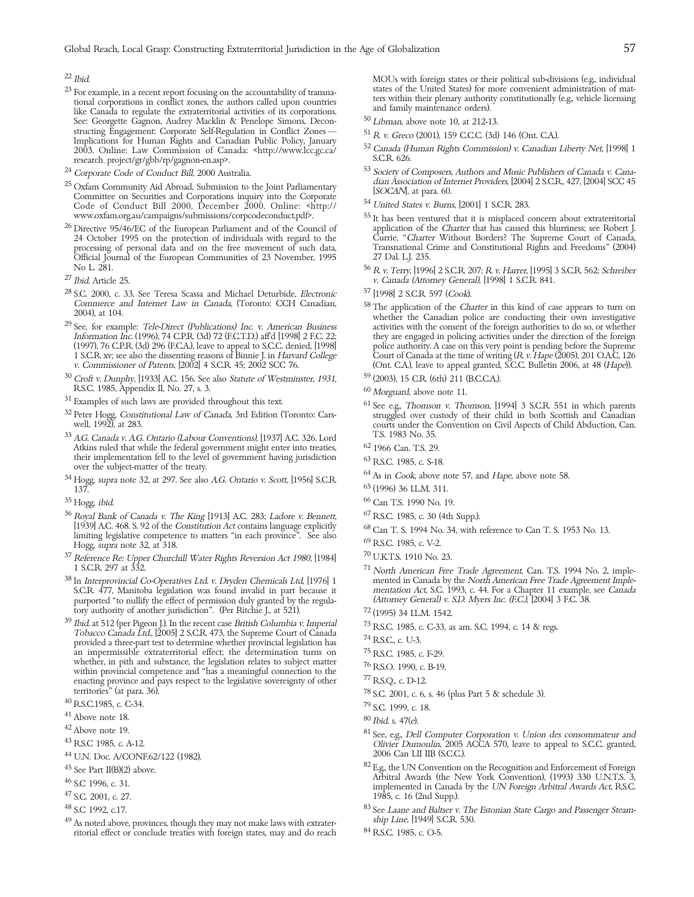[22] *Ibid.*

[23] For example, in a recent report focusing on the accountability of transnational corporations in conflict zones, the authors called upon countries like Canada to regulate the extraterritorial activities of its corporations. See: Georgette Gagnon, Audrey Macklin & Penelope Simons, Deconstructing Engagement: Corporate Self-Regulation in Conflict Zones — Implications for Human Rights and Canadian Public Policy, January 2003. Online: Law Commission of Canada: <http://www.lcc.gc.ca/research_project/gr/gbb/rp/gagnon-en.asp>.

[24] *Corporate Code of Conduct Bill*, 2000 Australia.

[25] Oxfam Community Aid Abroad, Submission to the Joint Parliamentary Committee on Securities and Corporations inquiry into the Corporate Code of Conduct Bill 2000, December 2000. Online: <http://www.oxfam.org.au/campaigns/submissions/corpcodeconduct.pdf>.

[26] Directive 95/46/EC of the European Parliament and of the Council of 24 October 1995 on the protection of individuals with regard to the processing of personal data and on the free movement of such data, Official Journal of the European Communities of 23 November, 1995 No L. 281.

[27] *Ibid.* Article 25.

[28] S.C. 2000, c. 33. See Teresa Scassa and Michael Deturbide, *Electronic Commerce and Internet Law in Canada*, (Toronto: CCH Canadian, 2004), at 104.

[29] See, for example: *Tele-Direct (Publications) Inc. v. American Business Information Inc.* (1996), 74 C.P.R. (3d) 72 (F.C.T.D.) aff'd [1998] 2 F.C. 22; (1997), 76 C.P.R. (3d) 296 (F.C.A.), leave to appeal to S.C.C. denied, [1998] 1 S.C.R. xv; see also the dissenting reasons of Binnie J. in *Harvard College v. Commissioner of Patents*, [2002] 4 S.C.R. 45; 2002 SCC 76.

[30] *Croft v. Dunphy*, [1933] A.C. 156. See also *Statute of Westminster, 1931*, R.S.C. 1985, Appendix II, No. 27, s. 3.

[31] Examples of such laws are provided throughout this text.

[32] Peter Hogg, *Constitutional Law of Canada*, 3rd Edition (Toronto: Carswell, 1992), at 283.

[33] *A.G. Canada v. A.G. Ontario (Labour Conventions)*, [1937] A.C. 326. Lord Atkins ruled that while the federal government might enter into treaties, their implementation fell to the level of government having jurisdiction over the subject-matter of the treaty.

[34] Hogg, *supra* note 32, at 297. See also *A.G. Ontario v. Scott*, [1956] S.C.R. 137.

[35] Hogg, *ibid.*

[36] *Royal Bank of Canada v. The King* [1913] A.C. 283; *Ladore v. Bennett*, [1939] A.C. 468. S. 92 of the *Constitution Act* contains language explicitly limiting legislative competence to matters "in each province". See also Hogg, *supra* note 32, at 318.

[37] *Reference Re: Upper Churchill Water Rights Reversion Act 1980*, [1984] 1 S.C.R. 297 at 332.

[38] In *Interprovincial Co-Operatives Ltd. v. Dryden Chemicals Ltd*, [1976] 1 S.C.R. 477, Manitoba legislation was found invalid in part because it purported "to nullify the effect of permission duly granted by the regulatory authority of another jurisdiction". (Per Ritchie J., at 521).

[39] *Ibid.* at 512 (per Pigeon J.). In the recent case *British Columbia v. Imperial Tobacco Canada Ltd.*, [2005] 2 S.C.R. 473, the Supreme Court of Canada provided a three-part test to determine whether provincial legislation has an impermissible extraterritorial effect; the determination turns on whether, in pith and substance, the legislation relates to subject matter within provincial competence and "has a meaningful connection to the enacting province and pays respect to the legislative sovereignty of other territories" (at para. 36).

[40] R.S.C.1985, c. C-34.

[41] Above note 18.

[42] Above note 19.

[43] R.S.C 1985, c. A-12.

[44] U.N. Doc. A/CONF.62/122 (1982).

[45] See Part II(B)(2) above.

[46] S.C 1996, c. 31.

[47] S.C. 2001, c. 27.

[48] S.C 1992, c.17.

[49] As noted above, provinces, though they may not make laws with extraterritorial effect or conclude treaties with foreign states, may and do reach MOUs with foreign states or their political sub-divisions (e.g., individual states of the United States) for more convenient administration of matters within their plenary authority constitutionally (e.g., vehicle licensing and family maintenance orders).

[50] *Libman*, above note 10, at 212-13.

[51] *R. v. Greco* (2001), 159 C.C.C. (3d) 146 (Ont. C.A.).

[52] *Canada (Human Rights Commission) v. Canadian Liberty Net*, [1998] 1 S.C.R. 626.

[53] *Society of Composers, Authors and Music Publishers of Canada v. Canadian Association of Internet Providers*, [2004] 2 S.C.R., 427, [2004] SCC 45 [*SOCAN*], at para. 60.

[54] *United States v. Burns*, [2001] 1 S.C.R. 283.

[55] It has been ventured that it is misplaced concern about extraterritorial application of the *Charter* that has caused this blurriness; see Robert J. Currie, "*Charter* Without Borders? The Supreme Court of Canada, Transnational Crime and Constitutional Rights and Freedoms" (2004) 27 Dal. L.J. 235.

[56] *R. v. Terry*, [1996] 2 S.C.R. 207; *R. v. Harrer*, [1995] 3 S.C.R. 562; *Schreiber v. Canada (Attorney General)*, [1998] 1 S.C.R. 841.

[57] [1998] 2 S.C.R. 597 (*Cook*).

[58] The application of the *Charter* in this kind of case appears to turn on whether the Canadian police are conducting their own investigative activities with the consent of the foreign authorities to do so, or whether they are engaged in policing activities under the direction of the foreign police authority. A case on this very point is pending before the Supreme Court of Canada at the time of writing (*R. v. Hape* (2005), 201 O.A.C. 126 (Ont. C.A.), leave to appeal granted, S.C.C. Bulletin 2006, at 48 (*Hape*)).

[59] (2003), 15 C.R. (6th) 211 (B.C.C.A.).

[60] *Morguard*, above note 11.

[61] See e.g., *Thomson v. Thomson*, [1994] 3 S.C.R. 551 in which parents struggled over custody of their child in both Scottish and Canadian courts under the Convention on Civil Aspects of Child Abduction, Can. T.S. 1983 No. 35.

[62] 1966 Can. T.S. 29.

[63] R.S.C. 1985, c. S-18.

[64] As in *Cook*, above note 57, and *Hape*, above note 58.

[65] (1996) 36 I.L.M. 311.

[66] Can T.S. 1990 No. 19.

[67] R.S.C. 1985, c. 30 (4th Supp.).

[68] Can T. S. 1994 No. 34, with reference to Can T. S. 1953 No. 13.

[69] R.S.C. 1985, c. V-2.

[70] U.K.T.S. 1910 No. 23.

[71] *North American Free Trade Agreement*, Can. T.S. 1994 No. 2, implemented in Canada by the *North American Free Trade Agreement Implementation Act*, S.C. 1993, c. 44. For a Chapter 11 example, see *Canada (Attorney General) v. S.D. Myers Inc. (F.C.)*, [2004] 3 F.C. 38.

[72] (1995) 34 I.L.M. 1542.

[73] R.S.C. 1985, c. C-33, as am. S.C. 1994, c. 14 & regs.

[74] R.S.C., c. U-3.

[75] R.S.C. 1985, c. F-29.

[76] R.S.O. 1990, c. B-19.

[77] R.S.Q., c. D-12.

[78] S.C. 2001, c. 6, s. 46 (plus Part 5 & schedule 3).

[79] S.C. 1999, c. 18.

[80] *Ibid.* s. 47(e).

[81] See, e.g., *Dell Computer Corporation v. Union des consommateur and Olivier Dumoulin*, 2005 ACCA 570, leave to appeal to S.C.C. granted, 2006 Can LII IIB (S.C.C.).

[82] E.g., the UN Convention on the Recognition and Enforcement of Foreign Arbitral Awards (the New York Convention), (1993) 330 U.N.T.S. 3, implemented in Canada by the *UN Foreign Arbitral Awards Act*, R.S.C. 1985, c. 16 (2nd Supp.).

[83] See *Laane and Baltser v. The Estonian State Cargo and Passenger Steamship Line*, [1949] S.C.R. 530.

[84] R.S.C. 1985, c. O-5.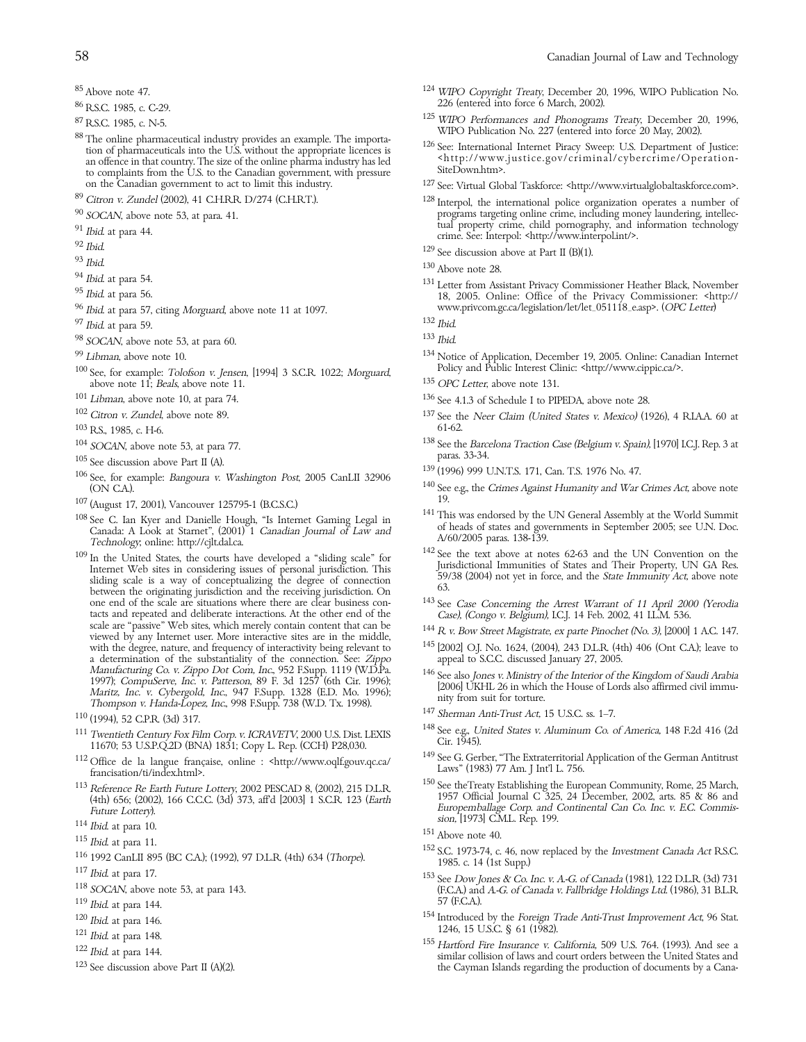[85] Above note 47.

[86] R.S.C. 1985, c. C-29.

[87] R.S.C. 1985, c. N-5.

[88] The online pharmaceutical industry provides an example. The importation of pharmaceuticals into the U.S. without the appropriate licences is an offence in that country. The size of the online pharma industry has led to complaints from the U.S. to the Canadian government, with pressure on the Canadian government to act to limit this industry.

[89] *Citron v. Zundel* (2002), 41 C.H.R.R. D/274 (C.H.R.T.).

[90] *SOCAN*, above note 53, at para. 41.

[91] *Ibid.* at para 44.

[92] *Ibid.*

[93] *Ibid.*

[94] *Ibid.* at para 54.

[95] *Ibid.* at para 56.

[96] *Ibid.* at para 57, citing *Morguard*, above note 11 at 1097.

[97] *Ibid.* at para 59.

[98] *SOCAN*, above note 53, at para 60.

[99] *Libman*, above note 10.

[100] See, for example: *Tolofson v. Jensen*, [1994] 3 S.C.R. 1022; *Morguard*, above note 11; *Beals*, above note 11.

[101] *Libman*, above note 10, at para 74.

[102] *Citron v. Zundel*, above note 89.

[103] R.S., 1985, c. H-6.

[104] *SOCAN*, above note 53, at para 77.

[105] See discussion above Part II (A).

[106] See, for example: *Bangoura v. Washington Post*, 2005 CanLII 32906 (ON C.A.).

[107] (August 17, 2001), Vancouver 125795-1 (B.C.S.C.)

[108] See C. Ian Kyer and Danielle Hough, "Is Internet Gaming Legal in Canada: A Look at Starnet", (2001) 1 *Canadian Journal of Law and Technology*; online: http://cjlt.dal.ca.

[109] In the United States, the courts have developed a "sliding scale" for Internet Web sites in considering issues of personal jurisdiction. This sliding scale is a way of conceptualizing the degree of connection between the originating jurisdiction and the receiving jurisdiction. On one end of the scale are situations where there are clear business contacts and repeated and deliberate interactions. At the other end of the scale are "passive" Web sites, which merely contain content that can be viewed by any Internet user. More interactive sites are in the middle, with the degree, nature, and frequency of interactivity being relevant to a determination of the substantiality of the connection. See: *Zippo Manufacturing Co. v. Zippo Dot Com, Inc.*, 952 F.Supp. 1119 (W.D.Pa. 1997); *CompuServe, Inc. v. Patterson*, 89 F. 3d 1257 (6th Cir. 1996); *Maritz, Inc. v. Cybergold, Inc.*, 947 F.Supp. 1328 (E.D. Mo. 1996); *Thompson v. Handa-Lopez, Inc.*, 998 F.Supp. 738 (W.D. Tx. 1998).

[110] (1994), 52 C.P.R. (3d) 317.

[111] *Twentieth Century Fox Film Corp. v. ICRAVETV*, 2000 U.S. Dist. LEXIS 11670; 53 U.S.P.Q.2D (BNA) 1831; Copy L. Rep. (CCH) P28,030.

[112] Office de la langue française, online : <http://www.oqlf.gouv.qc.ca/francisation/ti/index.html>.

[113] *Reference Re Earth Future Lottery*, 2002 PESCAD 8, (2002), 215 D.L.R. (4th) 656; (2002), 166 C.C.C. (3d) 373, aff'd [2003] 1 S.C.R. 123 (*Earth Future Lottery*).

[114] *Ibid.* at para 10.

[115] *Ibid.* at para 11.

[116] 1992 CanLII 895 (BC C.A.); (1992), 97 D.L.R. (4th) 634 (*Thorpe*).

[117] *Ibid.* at para 17.

[118] *SOCAN*, above note 53, at para 143.

[119] *Ibid.* at para 144.

[120] *Ibid.* at para 146.

[121] *Ibid.* at para 148.

[122] *Ibid.* at para 144.

[123] See discussion above Part II (A)(2).

[124] *WIPO Copyright Treaty*, December 20, 1996, WIPO Publication No. 226 (entered into force 6 March, 2002).

[125] *WIPO Performances and Phonograms Treaty*, December 20, 1996, WIPO Publication No. 227 (entered into force 20 May, 2002).

[126] See: International Internet Piracy Sweep: U.S. Department of Justice: <http://www.justice.gov/criminal/cybercrime/OperationSiteDown.htm>.

[127] See: Virtual Global Taskforce: <http://www.virtualglobaltaskforce.com>.

[128] Interpol, the international police organization operates a number of programs targeting online crime, including money laundering, intellectual property crime, child pornography, and information technology crime. See: Interpol: <http://www.interpol.int/>.

[129] See discussion above at Part II (B)(1).

[130] Above note 28.

[131] Letter from Assistant Privacy Commissioner Heather Black, November 18, 2005. Online: Office of the Privacy Commissioner: <http://www.privcom.gc.ca/legislation/let/let_051118_e.asp>. (*OPC Letter*)

[132] *Ibid.*

[133] *Ibid.*

[134] Notice of Application, December 19, 2005. Online: Canadian Internet Policy and Public Interest Clinic: <http://www.cippic.ca/>.

[135] *OPC Letter*, above note 131.

[136] See 4.1.3 of Schedule I to PIPEDA, above note 28.

[137] See the *Neer Claim (United States v. Mexico)* (1926), 4 R.I.A.A. 60 at 61-62.

[138] See the *Barcelona Traction Case (Belgium v. Spain)*, [1970] I.C.J. Rep. 3 at paras. 33-34.

[139] (1996) 999 U.N.T.S. 171, Can. T.S. 1976 No. 47.

[140] See e.g., the *Crimes Against Humanity and War Crimes Act*, above note 19.

[141] This was endorsed by the UN General Assembly at the World Summit of heads of states and governments in September 2005; see U.N. Doc. A/60/2005 paras. 138-139.

[142] See the text above at notes 62-63 and the UN Convention on the Jurisdictional Immunities of States and Their Property, UN GA Res. 59/38 (2004) not yet in force, and the *State Immunity Act*, above note 63.

[143] See *Case Concerning the Arrest Warrant of 11 April 2000 (Yerodia Case), (Congo v. Belgium)*, I.C.J. 14 Feb. 2002, 41 I.L.M. 536.

[144] *R. v. Bow Street Magistrate, ex parte Pinochet (No. 3)*, [2000] 1 A.C. 147.

[145] [2002] O.J. No. 1624, (2004), 243 D.L.R. (4th) 406 (Ont C.A.); leave to appeal to S.C.C. discussed January 27, 2005.

[146] See also *Jones v. Ministry of the Interior of the Kingdom of Saudi Arabia* [2006] UKHL 26 in which the House of Lords also affirmed civil immunity from suit for torture.

[147] *Sherman Anti-Trust Act*, 15 U.S.C. ss. 1–7.

[148] See e.g., *United States v. Aluminum Co. of America*, 148 F.2d 416 (2d Cir. 1945).

[149] See G. Gerber, "The Extraterritorial Application of the German Antitrust Laws" (1983) 77 Am. J Int'l L. 756.

[150] See theTreaty Establishing the European Community, Rome, 25 March, 1957 Official Journal C 325, 24 December, 2002, arts. 85 & 86 and *Europemballage Corp. and Continental Can Co. Inc. v. E.C. Commission*, [1973] C.M.L. Rep. 199.

[151] Above note 40.

[152] S.C. 1973-74, c. 46, now replaced by the *Investment Canada Act* R.S.C. 1985. c. 14 (1st Supp.)

[153] See *Dow Jones & Co. Inc. v. A.-G. of Canada* (1981), 122 D.L.R. (3d) 731 (F.C.A.) and *A.-G. of Canada v. Fallbridge Holdings Ltd.* (1986), 31 B.L.R. 57 (F.C.A.).

[154] Introduced by the *Foreign Trade Anti-Trust Improvement Act*, 96 Stat. 1246, 15 U.S.C. § 61 (1982).

[155] *Hartford Fire Insurance v. California*, 509 U.S. 764. (1993). And see a similar collision of laws and court orders between the United States and the Cayman Islands regarding the production of documents by a Cana-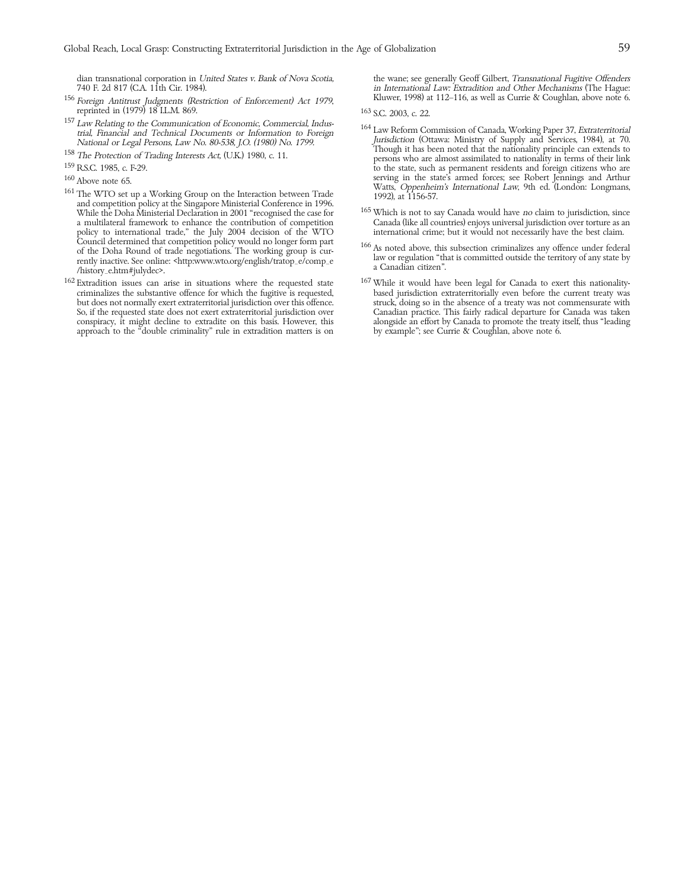dian transnational corporation in *United States v. Bank of Nova Scotia*, 740 F. 2d 817 (C.A. 11th Cir. 1984).

156 *Foreign Antitrust Judgments (Restriction of Enforcement) Act 1979*, reprinted in (1979) 18 I.L.M. 869.

157 *Law Relating to the Communication of Economic, Commercial, Industrial, Financial and Technical Documents or Information to Foreign National or Legal Persons, Law No. 80-538, J.O. (1980) No. 1799.*

158 *The Protection of Trading Interests Act*, (U.K.) 1980, c. 11.

159 R.S.C. 1985, c. F-29.

160 Above note 65.

161 The WTO set up a Working Group on the Interaction between Trade and competition policy at the Singapore Ministerial Conference in 1996. While the Doha Ministerial Declaration in 2001 "recognised the case for a multilateral framework to enhance the contribution of competition policy to international trade," the July 2004 decision of the WTO Council determined that competition policy would no longer form part of the Doha Round of trade negotiations. The working group is currently inactive. See online: <http:www.wto.org/english/tratop_e/comp_e/history_e.htm#julydec>.

162 Extradition issues can arise in situations where the requested state criminalizes the substantive offence for which the fugitive is requested, but does not normally exert extraterritorial jurisdiction over this offence. So, if the requested state does not exert extraterritorial jurisdiction over conspiracy, it might decline to extradite on this basis. However, this approach to the "double criminality" rule in extradition matters is on the wane; see generally Geoff Gilbert, *Transnational Fugitive Offenders in International Law: Extradition and Other Mechanisms* (The Hague: Kluwer, 1998) at 112–116, as well as Currie & Coughlan, above note 6.

163 S.C. 2003, c. 22.

164 Law Reform Commission of Canada, Working Paper 37, *Extraterritorial Jurisdiction* (Ottawa: Ministry of Supply and Services, 1984), at 70. Though it has been noted that the nationality principle can extends to persons who are almost assimilated to nationality in terms of their link to the state, such as permanent residents and foreign citizens who are serving in the state's armed forces; see Robert Jennings and Arthur Watts, *Oppenheim's International Law*, 9th ed. (London: Longmans, 1992), at 1156-57.

165 Which is not to say Canada would have *no* claim to jurisdiction, since Canada (like all countries) enjoys universal jurisdiction over torture as an international crime; but it would not necessarily have the best claim.

166 As noted above, this subsection criminalizes any offence under federal law or regulation "that is committed outside the territory of any state by a Canadian citizen".

167 While it would have been legal for Canada to exert this nationality-based jurisdiction extraterritorially even before the current treaty was struck, doing so in the absence of a treaty was not commensurate with Canadian practice. This fairly radical departure for Canada was taken alongside an effort by Canada to promote the treaty itself, thus "leading by example"; see Currie & Coughlan, above note 6.